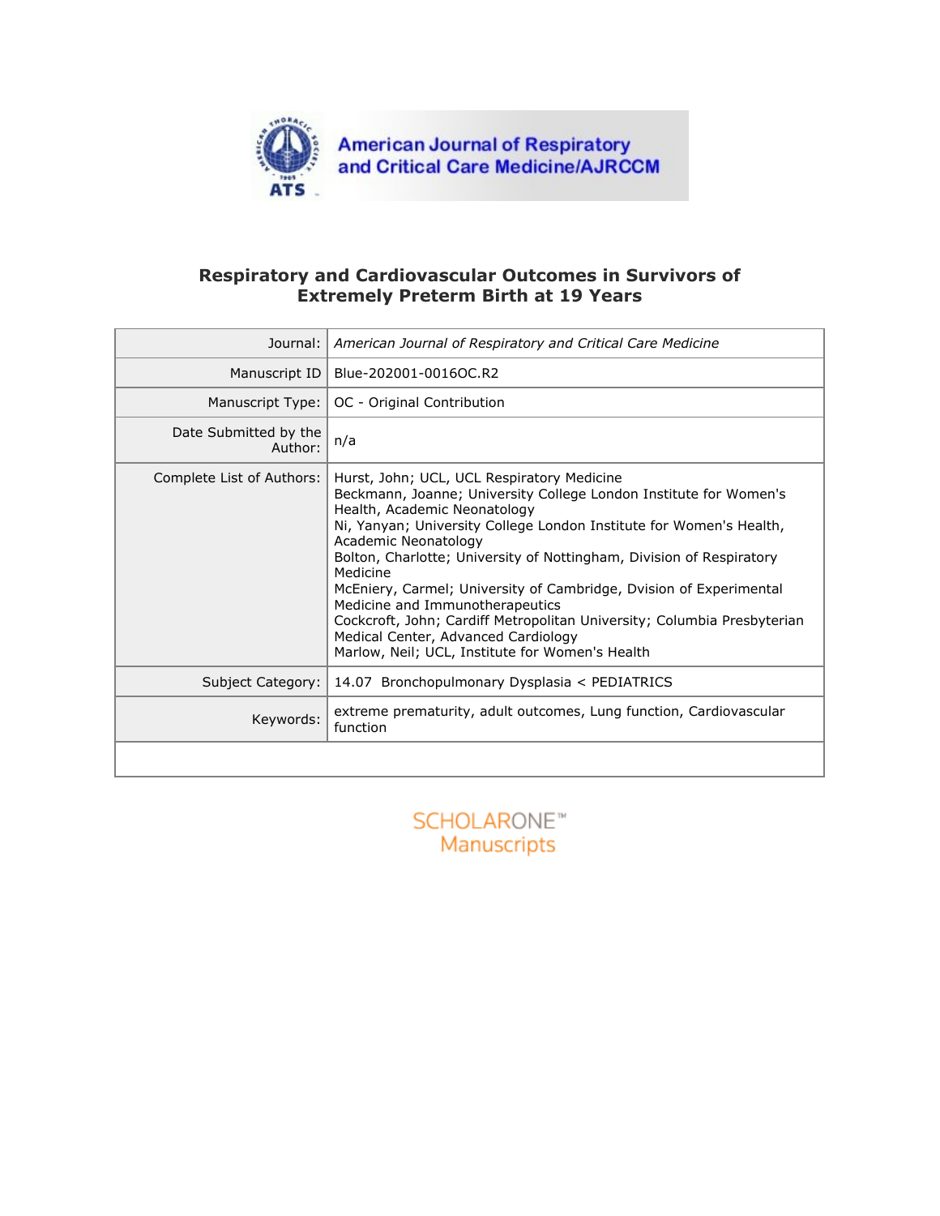# Respiratory and Cardiovascular Outcomes in Survivors of Extremely Preterm Birth at 19 Years

| | |
|---|---|
| Journal: | *American Journal of Respiratory and Critical Care Medicine* |
| Manuscript ID | Blue-202001-0016OC.R2 |
| Manuscript Type: | OC - Original Contribution |
| Date Submitted by the Author: | n/a |
| Complete List of Authors: | Hurst, John; UCL, UCL Respiratory Medicine<br>Beckmann, Joanne; University College London Institute for Women's Health, Academic Neonatology<br>Ni, Yanyan; University College London Institute for Women's Health, Academic Neonatology<br>Bolton, Charlotte; University of Nottingham, Division of Respiratory Medicine<br>McEniery, Carmel; University of Cambridge, Dvision of Experimental Medicine and Immunotherapeutics<br>Cockcroft, John; Cardiff Metropolitan University; Columbia Presbyterian Medical Center, Advanced Cardiology<br>Marlow, Neil; UCL, Institute for Women's Health |
| Subject Category: | 14.07 Bronchopulmonary Dysplasia < PEDIATRICS |
| Keywords: | extreme prematurity, adult outcomes, Lung function, Cardiovascular function |

SCHOLARONE™ Manuscripts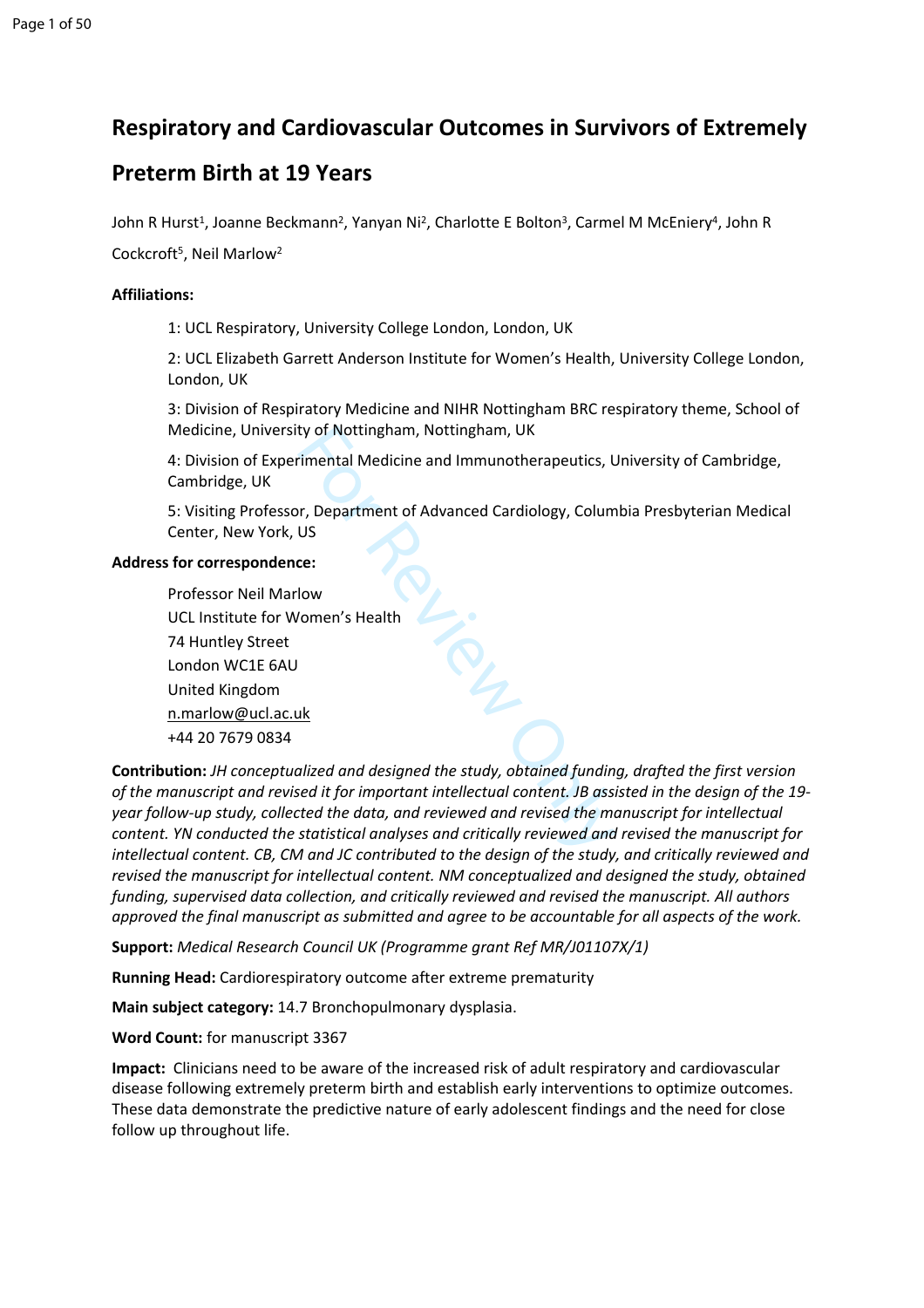# Respiratory and Cardiovascular Outcomes in Survivors of Extremely Preterm Birth at 19 Years

John R Hurst[1], Joanne Beckmann[2], Yanyan Ni[2], Charlotte E Bolton[3], Carmel M McEniery[4], John R Cockcroft[5], Neil Marlow[2]

**Affiliations:**

1: UCL Respiratory, University College London, London, UK

2: UCL Elizabeth Garrett Anderson Institute for Women's Health, University College London, London, UK

3: Division of Respiratory Medicine and NIHR Nottingham BRC respiratory theme, School of Medicine, University of Nottingham, Nottingham, UK

4: Division of Experimental Medicine and Immunotherapeutics, University of Cambridge, Cambridge, UK

5: Visiting Professor, Department of Advanced Cardiology, Columbia Presbyterian Medical Center, New York, US

**Address for correspondence:**

Professor Neil Marlow
UCL Institute for Women's Health
74 Huntley Street
London WC1E 6AU
United Kingdom
n.marlow@ucl.ac.uk
+44 20 7679 0834

**Contribution:** *JH conceptualized and designed the study, obtained funding, drafted the first version of the manuscript and revised it for important intellectual content. JB assisted in the design of the 19-year follow-up study, collected the data, and reviewed and revised the manuscript for intellectual content. YN conducted the statistical analyses and critically reviewed and revised the manuscript for intellectual content. CB, CM and JC contributed to the design of the study, and critically reviewed and revised the manuscript for intellectual content. NM conceptualized and designed the study, obtained funding, supervised data collection, and critically reviewed and revised the manuscript. All authors approved the final manuscript as submitted and agree to be accountable for all aspects of the work.*

**Support:** *Medical Research Council UK (Programme grant Ref MR/J01107X/1)*

**Running Head:** Cardiorespiratory outcome after extreme prematurity

**Main subject category:** 14.7 Bronchopulmonary dysplasia.

**Word Count:** for manuscript 3367

**Impact:** Clinicians need to be aware of the increased risk of adult respiratory and cardiovascular disease following extremely preterm birth and establish early interventions to optimize outcomes. These data demonstrate the predictive nature of early adolescent findings and the need for close follow up throughout life.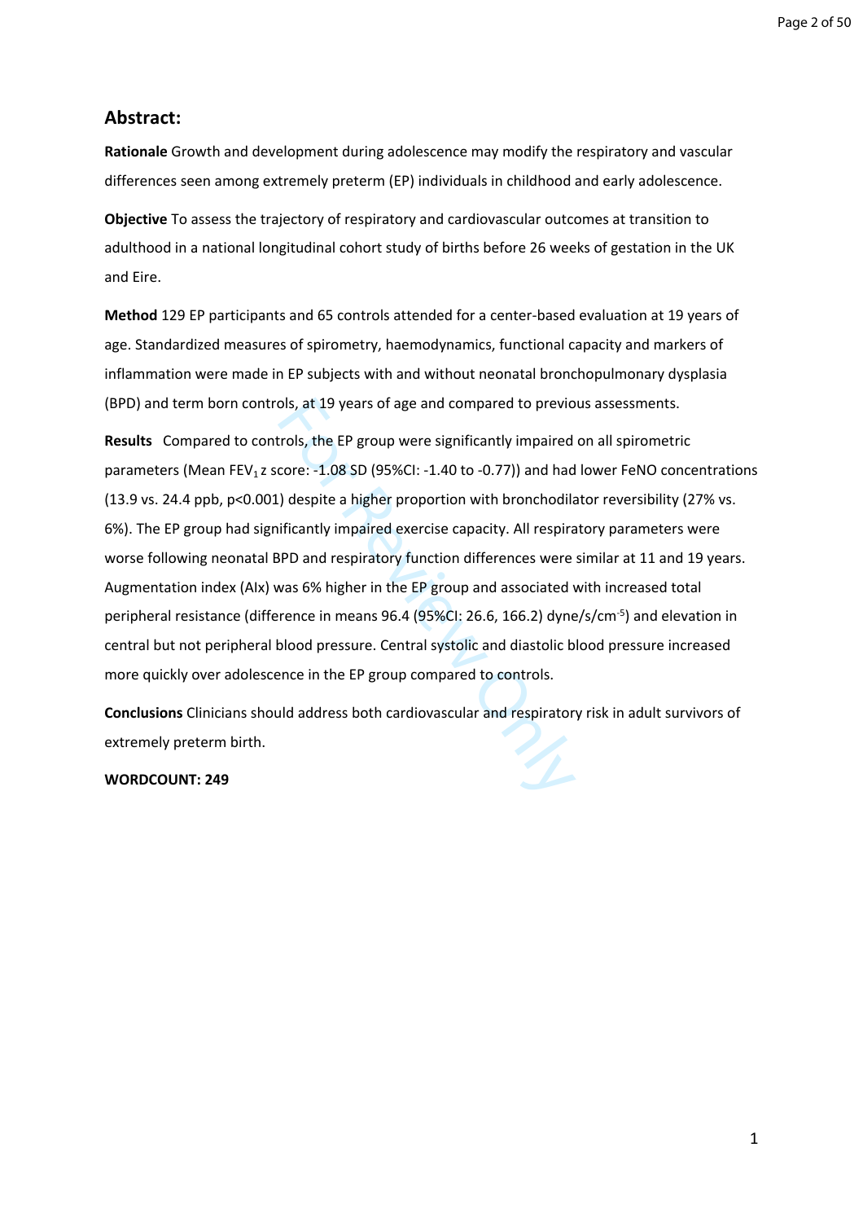## Abstract:

**Rationale** Growth and development during adolescence may modify the respiratory and vascular differences seen among extremely preterm (EP) individuals in childhood and early adolescence.

**Objective** To assess the trajectory of respiratory and cardiovascular outcomes at transition to adulthood in a national longitudinal cohort study of births before 26 weeks of gestation in the UK and Eire.

**Method** 129 EP participants and 65 controls attended for a center-based evaluation at 19 years of age. Standardized measures of spirometry, haemodynamics, functional capacity and markers of inflammation were made in EP subjects with and without neonatal bronchopulmonary dysplasia (BPD) and term born controls, at 19 years of age and compared to previous assessments.

**Results** Compared to controls, the EP group were significantly impaired on all spirometric parameters (Mean $FEV_1$ z score: -1.08 SD (95%CI: -1.40 to -0.77)) and had lower FeNO concentrations (13.9 vs. 24.4 ppb, $p<0.001$) despite a higher proportion with bronchodilator reversibility (27% vs. 6%). The EP group had significantly impaired exercise capacity. All respiratory parameters were worse following neonatal BPD and respiratory function differences were similar at 11 and 19 years. Augmentation index (AIx) was 6% higher in the EP group and associated with increased total peripheral resistance (difference in means 96.4 (95%CI: 26.6, 166.2) dyne/s/$cm^{-5}$) and elevation in central but not peripheral blood pressure. Central systolic and diastolic blood pressure increased more quickly over adolescence in the EP group compared to controls.

**Conclusions** Clinicians should address both cardiovascular and respiratory risk in adult survivors of extremely preterm birth.

**WORDCOUNT: 249**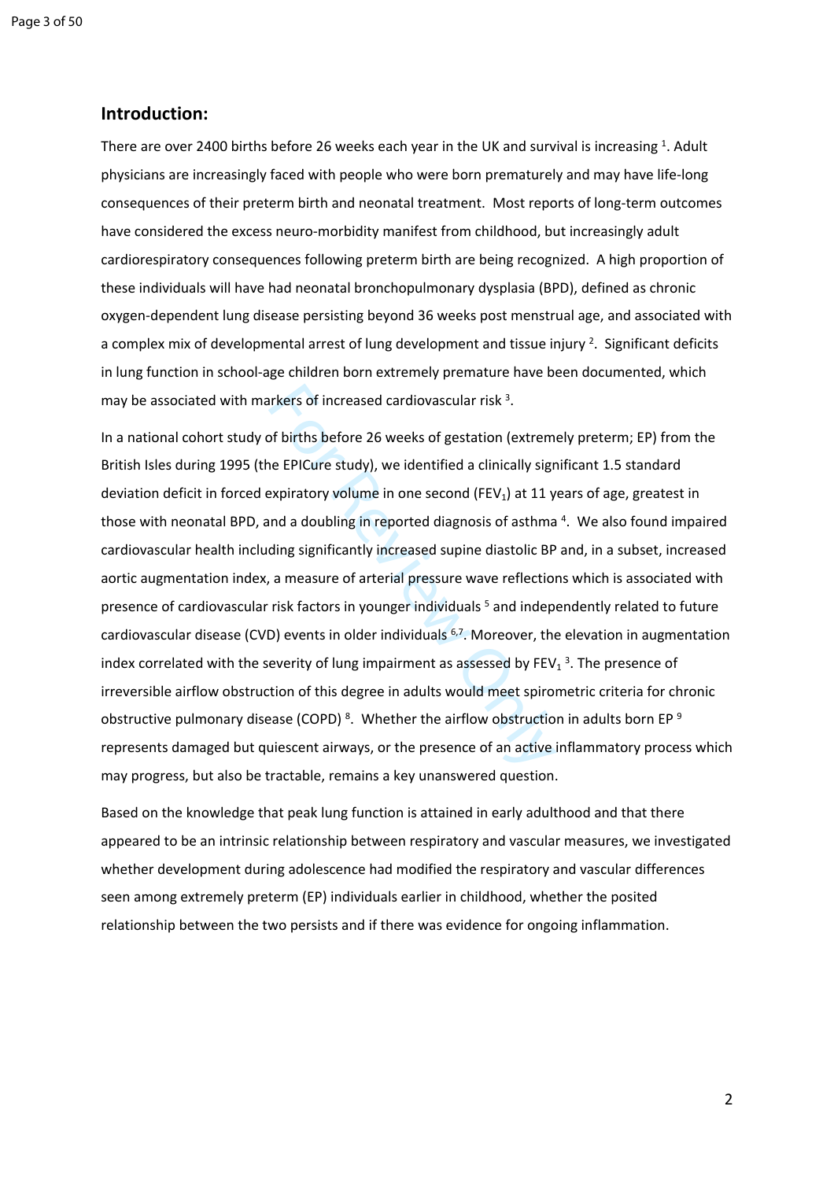## Introduction:

There are over 2400 births before 26 weeks each year in the UK and survival is increasing [1]. Adult physicians are increasingly faced with people who were born prematurely and may have life-long consequences of their preterm birth and neonatal treatment. Most reports of long-term outcomes have considered the excess neuro-morbidity manifest from childhood, but increasingly adult cardiorespiratory consequences following preterm birth are being recognized. A high proportion of these individuals will have had neonatal bronchopulmonary dysplasia (BPD), defined as chronic oxygen-dependent lung disease persisting beyond 36 weeks post menstrual age, and associated with a complex mix of developmental arrest of lung development and tissue injury [2]. Significant deficits in lung function in school-age children born extremely premature have been documented, which may be associated with markers of increased cardiovascular risk [3].

In a national cohort study of births before 26 weeks of gestation (extremely preterm; EP) from the British Isles during 1995 (the EPICure study), we identified a clinically significant 1.5 standard deviation deficit in forced expiratory volume in one second ($FEV_1$) at 11 years of age, greatest in those with neonatal BPD, and a doubling in reported diagnosis of asthma [4]. We also found impaired cardiovascular health including significantly increased supine diastolic BP and, in a subset, increased aortic augmentation index, a measure of arterial pressure wave reflections which is associated with presence of cardiovascular risk factors in younger individuals [5] and independently related to future cardiovascular disease (CVD) events in older individuals [6,7]. Moreover, the elevation in augmentation index correlated with the severity of lung impairment as assessed by $FEV_1$ [3]. The presence of irreversible airflow obstruction of this degree in adults would meet spirometric criteria for chronic obstructive pulmonary disease (COPD) [8]. Whether the airflow obstruction in adults born EP [9] represents damaged but quiescent airways, or the presence of an active inflammatory process which may progress, but also be tractable, remains a key unanswered question.

Based on the knowledge that peak lung function is attained in early adulthood and that there appeared to be an intrinsic relationship between respiratory and vascular measures, we investigated whether development during adolescence had modified the respiratory and vascular differences seen among extremely preterm (EP) individuals earlier in childhood, whether the posited relationship between the two persists and if there was evidence for ongoing inflammation.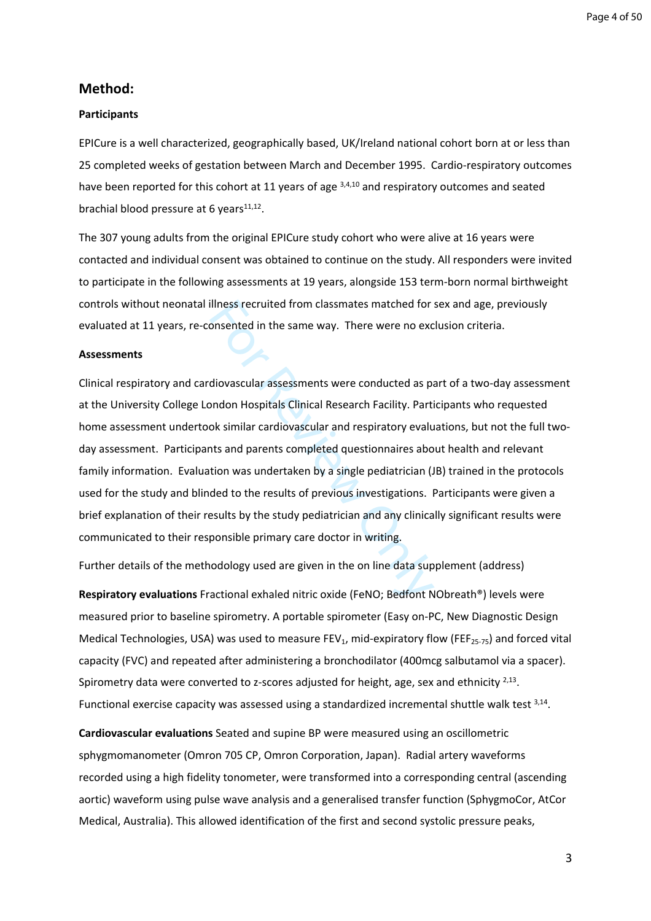## Method:

**Participants**

EPICure is a well characterized, geographically based, UK/Ireland national cohort born at or less than 25 completed weeks of gestation between March and December 1995. Cardio-respiratory outcomes have been reported for this cohort at 11 years of age [3,4,10] and respiratory outcomes and seated brachial blood pressure at 6 years[11,12].

The 307 young adults from the original EPICure study cohort who were alive at 16 years were contacted and individual consent was obtained to continue on the study. All responders were invited to participate in the following assessments at 19 years, alongside 153 term-born normal birthweight controls without neonatal illness recruited from classmates matched for sex and age, previously evaluated at 11 years, re-consented in the same way. There were no exclusion criteria.

**Assessments**

Clinical respiratory and cardiovascular assessments were conducted as part of a two-day assessment at the University College London Hospitals Clinical Research Facility. Participants who requested home assessment undertook similar cardiovascular and respiratory evaluations, but not the full two-day assessment. Participants and parents completed questionnaires about health and relevant family information. Evaluation was undertaken by a single pediatrician (JB) trained in the protocols used for the study and blinded to the results of previous investigations. Participants were given a brief explanation of their results by the study pediatrician and any clinically significant results were communicated to their responsible primary care doctor in writing.

Further details of the methodology used are given in the on line data supplement (address)

**Respiratory evaluations** Fractional exhaled nitric oxide (FeNO; Bedfont NObreath®) levels were measured prior to baseline spirometry. A portable spirometer (Easy on-PC, New Diagnostic Design Medical Technologies, USA) was used to measure $FEV_1$, mid-expiratory flow ($FEF_{25-75}$) and forced vital capacity (FVC) and repeated after administering a bronchodilator (400mcg salbutamol via a spacer). Spirometry data were converted to z-scores adjusted for height, age, sex and ethnicity [2,13]. Functional exercise capacity was assessed using a standardized incremental shuttle walk test [3,14].

**Cardiovascular evaluations** Seated and supine BP were measured using an oscillometric sphygmomanometer (Omron 705 CP, Omron Corporation, Japan). Radial artery waveforms recorded using a high fidelity tonometer, were transformed into a corresponding central (ascending aortic) waveform using pulse wave analysis and a generalised transfer function (SphygmoCor, AtCor Medical, Australia). This allowed identification of the first and second systolic pressure peaks,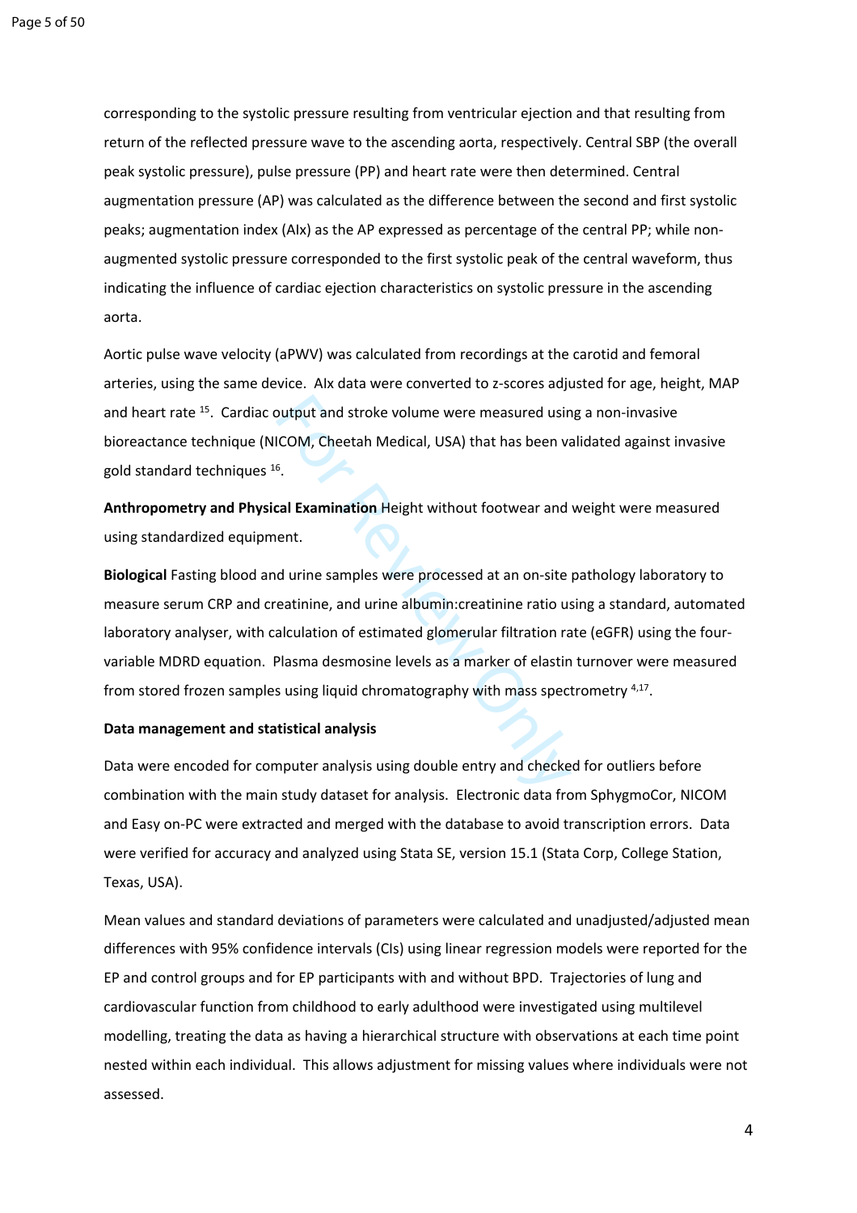corresponding to the systolic pressure resulting from ventricular ejection and that resulting from return of the reflected pressure wave to the ascending aorta, respectively. Central SBP (the overall peak systolic pressure), pulse pressure (PP) and heart rate were then determined. Central augmentation pressure (AP) was calculated as the difference between the second and first systolic peaks; augmentation index (AIx) as the AP expressed as percentage of the central PP; while non-augmented systolic pressure corresponded to the first systolic peak of the central waveform, thus indicating the influence of cardiac ejection characteristics on systolic pressure in the ascending aorta.

Aortic pulse wave velocity (aPWV) was calculated from recordings at the carotid and femoral arteries, using the same device. AIx data were converted to z-scores adjusted for age, height, MAP and heart rate [15]. Cardiac output and stroke volume were measured using a non-invasive bioreactance technique (NICOM, Cheetah Medical, USA) that has been validated against invasive gold standard techniques [16].

**Anthropometry and Physical Examination** Height without footwear and weight were measured using standardized equipment.

**Biological** Fasting blood and urine samples were processed at an on-site pathology laboratory to measure serum CRP and creatinine, and urine albumin:creatinine ratio using a standard, automated laboratory analyser, with calculation of estimated glomerular filtration rate (eGFR) using the four-variable MDRD equation. Plasma desmosine levels as a marker of elastin turnover were measured from stored frozen samples using liquid chromatography with mass spectrometry [4,17].

**Data management and statistical analysis**

Data were encoded for computer analysis using double entry and checked for outliers before combination with the main study dataset for analysis. Electronic data from SphygmoCor, NICOM and Easy on-PC were extracted and merged with the database to avoid transcription errors. Data were verified for accuracy and analyzed using Stata SE, version 15.1 (Stata Corp, College Station, Texas, USA).

Mean values and standard deviations of parameters were calculated and unadjusted/adjusted mean differences with 95% confidence intervals (CIs) using linear regression models were reported for the EP and control groups and for EP participants with and without BPD. Trajectories of lung and cardiovascular function from childhood to early adulthood were investigated using multilevel modelling, treating the data as having a hierarchical structure with observations at each time point nested within each individual. This allows adjustment for missing values where individuals were not assessed.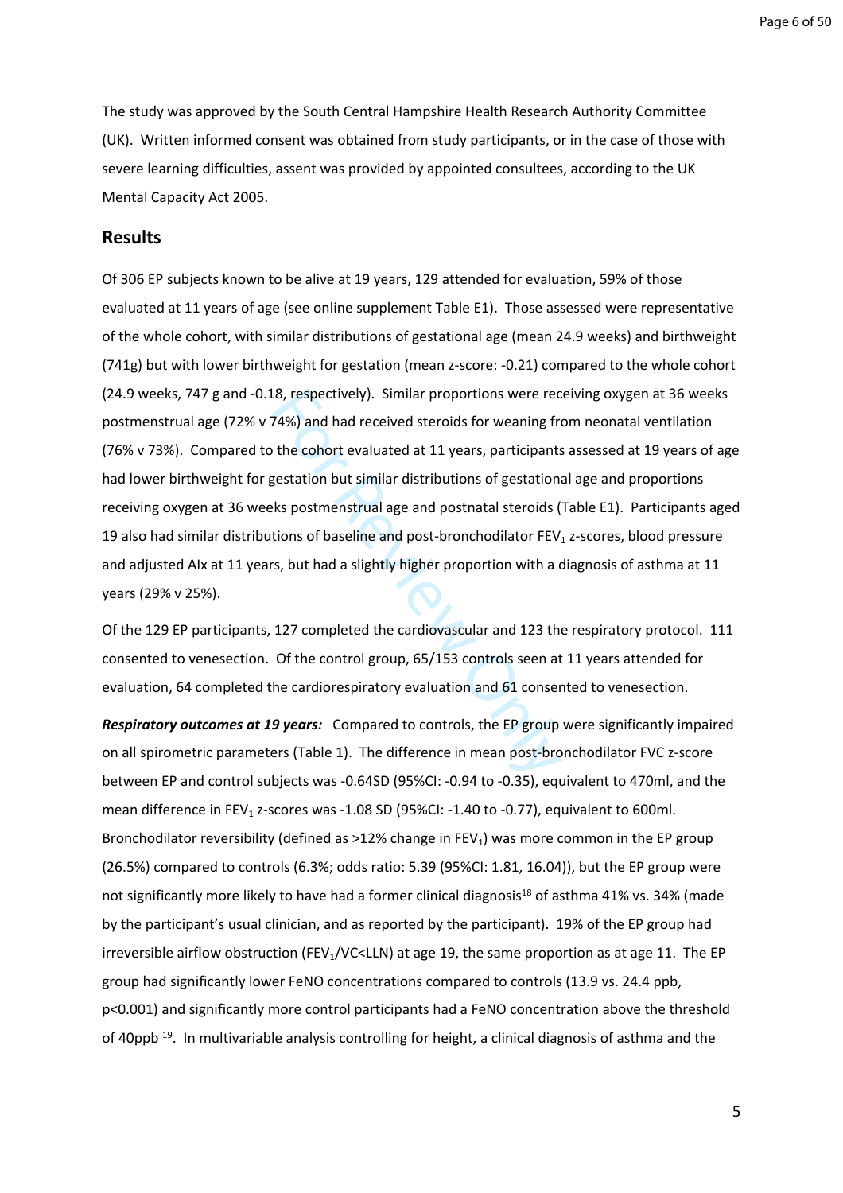The study was approved by the South Central Hampshire Health Research Authority Committee (UK). Written informed consent was obtained from study participants, or in the case of those with severe learning difficulties, assent was provided by appointed consultees, according to the UK Mental Capacity Act 2005.

## Results

Of 306 EP subjects known to be alive at 19 years, 129 attended for evaluation, 59% of those evaluated at 11 years of age (see online supplement Table E1). Those assessed were representative of the whole cohort, with similar distributions of gestational age (mean 24.9 weeks) and birthweight (741g) but with lower birthweight for gestation (mean z-score: -0.21) compared to the whole cohort (24.9 weeks, 747 g and -0.18, respectively). Similar proportions were receiving oxygen at 36 weeks postmenstrual age (72% v 74%) and had received steroids for weaning from neonatal ventilation (76% v 73%). Compared to the cohort evaluated at 11 years, participants assessed at 19 years of age had lower birthweight for gestation but similar distributions of gestational age and proportions receiving oxygen at 36 weeks postmenstrual age and postnatal steroids (Table E1). Participants aged 19 also had similar distributions of baseline and post-bronchodilator $FEV_1$ z-scores, blood pressure and adjusted AIx at 11 years, but had a slightly higher proportion with a diagnosis of asthma at 11 years (29% v 25%).

Of the 129 EP participants, 127 completed the cardiovascular and 123 the respiratory protocol. 111 consented to venesection. Of the control group, 65/153 controls seen at 11 years attended for evaluation, 64 completed the cardiorespiratory evaluation and 61 consented to venesection.

***Respiratory outcomes at 19 years:*** Compared to controls, the EP group were significantly impaired on all spirometric parameters (Table 1). The difference in mean post-bronchodilator FVC z-score between EP and control subjects was -0.64SD (95%CI: -0.94 to -0.35), equivalent to 470ml, and the mean difference in $FEV_1$ z-scores was -1.08 SD (95%CI: -1.40 to -0.77), equivalent to 600ml. Bronchodilator reversibility (defined as >12% change in $FEV_1$) was more common in the EP group (26.5%) compared to controls (6.3%; odds ratio: 5.39 (95%CI: 1.81, 16.04)), but the EP group were not significantly more likely to have had a former clinical diagnosis[18] of asthma 41% vs. 34% (made by the participant's usual clinician, and as reported by the participant). 19% of the EP group had irreversible airflow obstruction ($FEV_1$/VC<LLN) at age 19, the same proportion as at age 11. The EP group had significantly lower FeNO concentrations compared to controls (13.9 vs. 24.4 ppb, $p<0.001$) and significantly more control participants had a FeNO concentration above the threshold of 40ppb [19]. In multivariable analysis controlling for height, a clinical diagnosis of asthma and the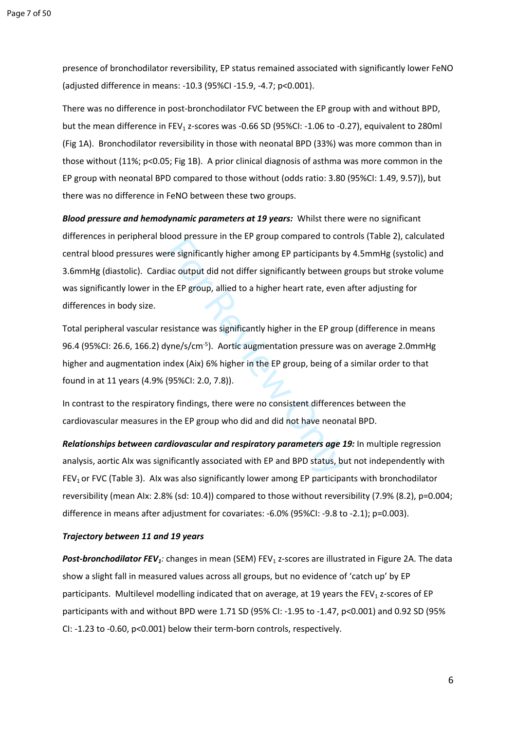presence of bronchodilator reversibility, EP status remained associated with significantly lower FeNO (adjusted difference in means: -10.3 (95%CI -15.9, -4.7; $p<0.001$).

There was no difference in post-bronchodilator FVC between the EP group with and without BPD, but the mean difference in $FEV_1$ z-scores was -0.66 SD (95%CI: -1.06 to -0.27), equivalent to 280ml (Fig 1A). Bronchodilator reversibility in those with neonatal BPD (33%) was more common than in those without (11%; $p<0.05$; Fig 1B). A prior clinical diagnosis of asthma was more common in the EP group with neonatal BPD compared to those without (odds ratio: 3.80 (95%CI: 1.49, 9.57)), but there was no difference in FeNO between these two groups.

***Blood pressure and hemodynamic parameters at 19 years:*** Whilst there were no significant differences in peripheral blood pressure in the EP group compared to controls (Table 2), calculated central blood pressures were significantly higher among EP participants by 4.5mmHg (systolic) and 3.6mmHg (diastolic). Cardiac output did not differ significantly between groups but stroke volume was significantly lower in the EP group, allied to a higher heart rate, even after adjusting for differences in body size.

Total peripheral vascular resistance was significantly higher in the EP group (difference in means 96.4 (95%CI: 26.6, 166.2) dyne/s/cm$^{-5}$). Aortic augmentation pressure was on average 2.0mmHg higher and augmentation index (AIx) 6% higher in the EP group, being of a similar order to that found in at 11 years (4.9% (95%CI: 2.0, 7.8)).

In contrast to the respiratory findings, there were no consistent differences between the cardiovascular measures in the EP group who did and did not have neonatal BPD.

***Relationships between cardiovascular and respiratory parameters age 19:*** In multiple regression analysis, aortic AIx was significantly associated with EP and BPD status, but not independently with $FEV_1$ or FVC (Table 3). AIx was also significantly lower among EP participants with bronchodilator reversibility (mean AIx: 2.8% (sd: 10.4)) compared to those without reversibility (7.9% (8.2), $p=0.004$; difference in means after adjustment for covariates: -6.0% (95%CI: -9.8 to -2.1); $p=0.003$).

***Trajectory between 11 and 19 years***

***Post-bronchodilator $FEV_1$:*** changes in mean (SEM) $FEV_1$ z-scores are illustrated in Figure 2A. The data show a slight fall in measured values across all groups, but no evidence of 'catch up' by EP participants. Multilevel modelling indicated that on average, at 19 years the $FEV_1$ z-scores of EP participants with and without BPD were 1.71 SD (95% CI: -1.95 to -1.47, $p<0.001$) and 0.92 SD (95% CI: -1.23 to -0.60, $p<0.001$) below their term-born controls, respectively.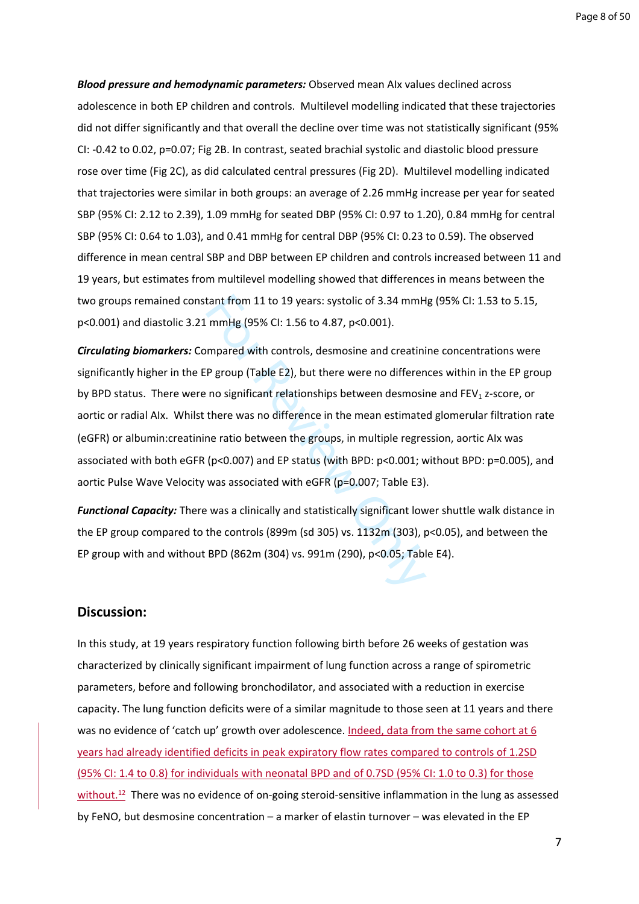***Blood pressure and hemodynamic parameters:*** Observed mean AIx values declined across adolescence in both EP children and controls. Multilevel modelling indicated that these trajectories did not differ significantly and that overall the decline over time was not statistically significant (95% CI: -0.42 to 0.02, p=0.07; Fig 2B. In contrast, seated brachial systolic and diastolic blood pressure rose over time (Fig 2C), as did calculated central pressures (Fig 2D). Multilevel modelling indicated that trajectories were similar in both groups: an average of 2.26 mmHg increase per year for seated SBP (95% CI: 2.12 to 2.39), 1.09 mmHg for seated DBP (95% CI: 0.97 to 1.20), 0.84 mmHg for central SBP (95% CI: 0.64 to 1.03), and 0.41 mmHg for central DBP (95% CI: 0.23 to 0.59). The observed difference in mean central SBP and DBP between EP children and controls increased between 11 and 19 years, but estimates from multilevel modelling showed that differences in means between the two groups remained constant from 11 to 19 years: systolic of 3.34 mmHg (95% CI: 1.53 to 5.15, p<0.001) and diastolic 3.21 mmHg (95% CI: 1.56 to 4.87, p<0.001).

***Circulating biomarkers:*** Compared with controls, desmosine and creatinine concentrations were significantly higher in the EP group (Table E2), but there were no differences within in the EP group by BPD status. There were no significant relationships between desmosine and $FEV_1$ z-score, or aortic or radial AIx. Whilst there was no difference in the mean estimated glomerular filtration rate (eGFR) or albumin:creatinine ratio between the groups, in multiple regression, aortic AIx was associated with both eGFR (p<0.007) and EP status (with BPD: p<0.001; without BPD: p=0.005), and aortic Pulse Wave Velocity was associated with eGFR (p=0.007; Table E3).

***Functional Capacity:*** There was a clinically and statistically significant lower shuttle walk distance in the EP group compared to the controls (899m (sd 305) vs. 1132m (303), p<0.05), and between the EP group with and without BPD (862m (304) vs. 991m (290), p<0.05; Table E4).

## Discussion:

In this study, at 19 years respiratory function following birth before 26 weeks of gestation was characterized by clinically significant impairment of lung function across a range of spirometric parameters, before and following bronchodilator, and associated with a reduction in exercise capacity. The lung function deficits were of a similar magnitude to those seen at 11 years and there was no evidence of 'catch up' growth over adolescence. Indeed, data from the same cohort at 6 years had already identified deficits in peak expiratory flow rates compared to controls of 1.2SD (95% CI: 1.4 to 0.8) for individuals with neonatal BPD and of 0.7SD (95% CI: 1.0 to 0.3) for those without.[12] There was no evidence of on-going steroid-sensitive inflammation in the lung as assessed by FeNO, but desmosine concentration – a marker of elastin turnover – was elevated in the EP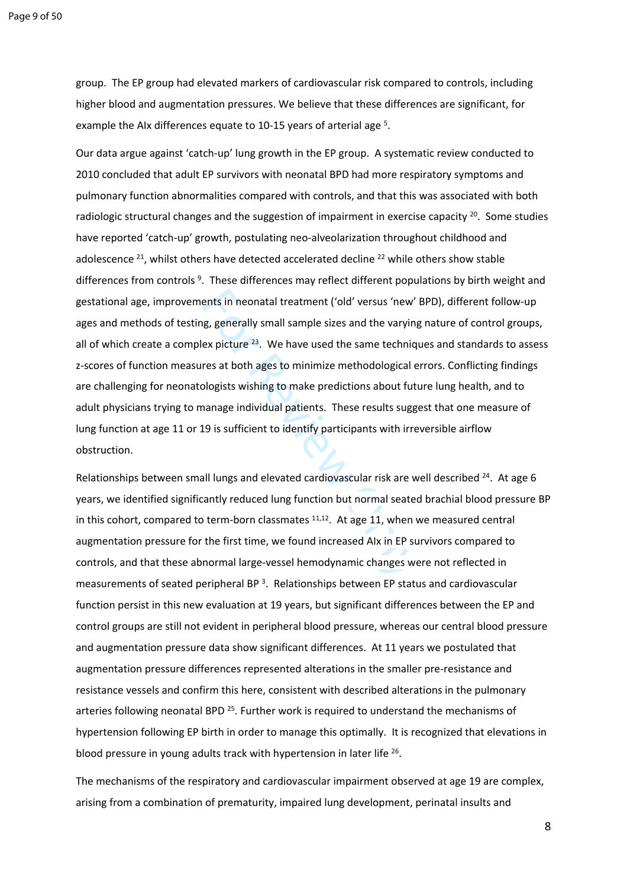group. The EP group had elevated markers of cardiovascular risk compared to controls, including higher blood and augmentation pressures. We believe that these differences are significant, for example the AIx differences equate to 10-15 years of arterial age [5].

Our data argue against 'catch-up' lung growth in the EP group. A systematic review conducted to 2010 concluded that adult EP survivors with neonatal BPD had more respiratory symptoms and pulmonary function abnormalities compared with controls, and that this was associated with both radiologic structural changes and the suggestion of impairment in exercise capacity [20]. Some studies have reported 'catch-up' growth, postulating neo-alveolarization throughout childhood and adolescence [21], whilst others have detected accelerated decline [22] while others show stable differences from controls [9]. These differences may reflect different populations by birth weight and gestational age, improvements in neonatal treatment ('old' versus 'new' BPD), different follow-up ages and methods of testing, generally small sample sizes and the varying nature of control groups, all of which create a complex picture [23]. We have used the same techniques and standards to assess z-scores of function measures at both ages to minimize methodological errors. Conflicting findings are challenging for neonatologists wishing to make predictions about future lung health, and to adult physicians trying to manage individual patients. These results suggest that one measure of lung function at age 11 or 19 is sufficient to identify participants with irreversible airflow obstruction.

Relationships between small lungs and elevated cardiovascular risk are well described [24]. At age 6 years, we identified significantly reduced lung function but normal seated brachial blood pressure BP in this cohort, compared to term-born classmates [11,12]. At age 11, when we measured central augmentation pressure for the first time, we found increased AIx in EP survivors compared to controls, and that these abnormal large-vessel hemodynamic changes were not reflected in measurements of seated peripheral BP [3]. Relationships between EP status and cardiovascular function persist in this new evaluation at 19 years, but significant differences between the EP and control groups are still not evident in peripheral blood pressure, whereas our central blood pressure and augmentation pressure data show significant differences. At 11 years we postulated that augmentation pressure differences represented alterations in the smaller pre-resistance and resistance vessels and confirm this here, consistent with described alterations in the pulmonary arteries following neonatal BPD [25]. Further work is required to understand the mechanisms of hypertension following EP birth in order to manage this optimally. It is recognized that elevations in blood pressure in young adults track with hypertension in later life [26].

The mechanisms of the respiratory and cardiovascular impairment observed at age 19 are complex, arising from a combination of prematurity, impaired lung development, perinatal insults and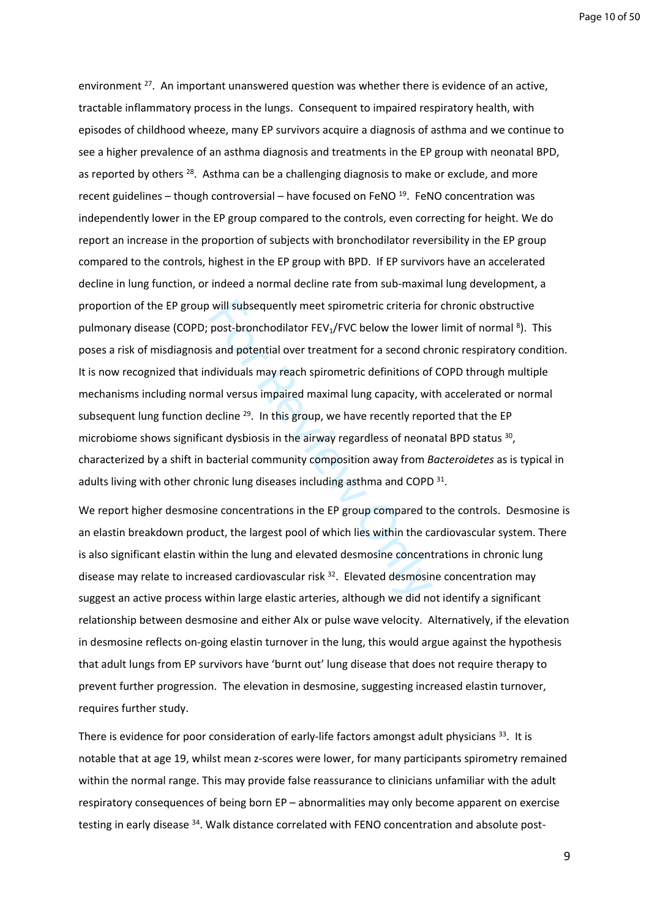environment [27]. An important unanswered question was whether there is evidence of an active, tractable inflammatory process in the lungs. Consequent to impaired respiratory health, with episodes of childhood wheeze, many EP survivors acquire a diagnosis of asthma and we continue to see a higher prevalence of an asthma diagnosis and treatments in the EP group with neonatal BPD, as reported by others [28]. Asthma can be a challenging diagnosis to make or exclude, and more recent guidelines – though controversial – have focused on FeNO [19]. FeNO concentration was independently lower in the EP group compared to the controls, even correcting for height. We do report an increase in the proportion of subjects with bronchodilator reversibility in the EP group compared to the controls, highest in the EP group with BPD. If EP survivors have an accelerated decline in lung function, or indeed a normal decline rate from sub-maximal lung development, a proportion of the EP group will subsequently meet spirometric criteria for chronic obstructive pulmonary disease (COPD; post-bronchodilator $FEV_1$/FVC below the lower limit of normal [8]). This poses a risk of misdiagnosis and potential over treatment for a second chronic respiratory condition. It is now recognized that individuals may reach spirometric definitions of COPD through multiple mechanisms including normal versus impaired maximal lung capacity, with accelerated or normal subsequent lung function decline [29]. In this group, we have recently reported that the EP microbiome shows significant dysbiosis in the airway regardless of neonatal BPD status [30], characterized by a shift in bacterial community composition away from *Bacteroidetes* as is typical in adults living with other chronic lung diseases including asthma and COPD [31].

We report higher desmosine concentrations in the EP group compared to the controls. Desmosine is an elastin breakdown product, the largest pool of which lies within the cardiovascular system. There is also significant elastin within the lung and elevated desmosine concentrations in chronic lung disease may relate to increased cardiovascular risk [32]. Elevated desmosine concentration may suggest an active process within large elastic arteries, although we did not identify a significant relationship between desmosine and either AIx or pulse wave velocity. Alternatively, if the elevation in desmosine reflects on-going elastin turnover in the lung, this would argue against the hypothesis that adult lungs from EP survivors have 'burnt out' lung disease that does not require therapy to prevent further progression. The elevation in desmosine, suggesting increased elastin turnover, requires further study.

There is evidence for poor consideration of early-life factors amongst adult physicians [33]. It is notable that at age 19, whilst mean z-scores were lower, for many participants spirometry remained within the normal range. This may provide false reassurance to clinicians unfamiliar with the adult respiratory consequences of being born EP – abnormalities may only become apparent on exercise testing in early disease [34]. Walk distance correlated with FENO concentration and absolute post-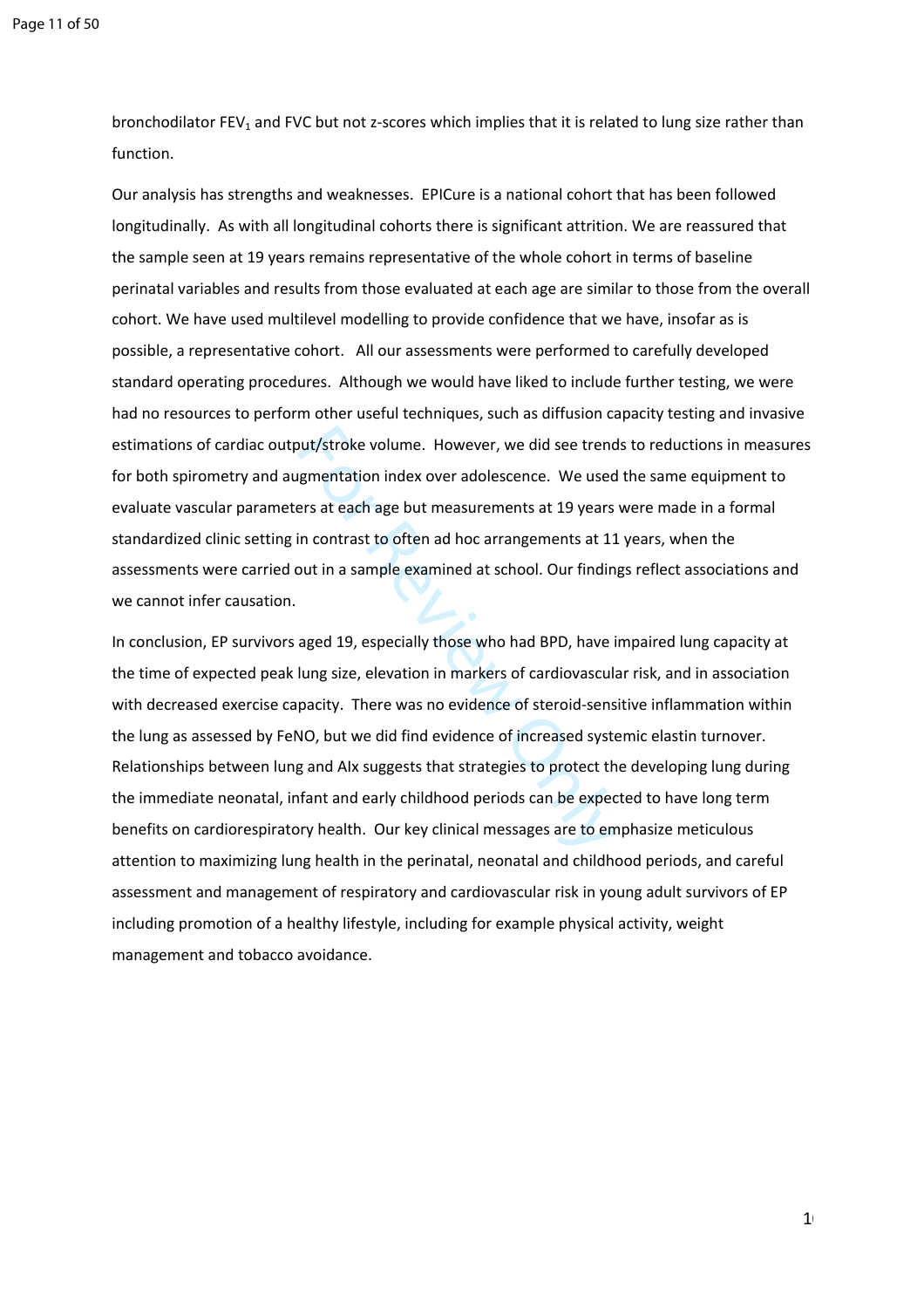bronchodilator $FEV_1$ and FVC but not z-scores which implies that it is related to lung size rather than function.

Our analysis has strengths and weaknesses. EPICure is a national cohort that has been followed longitudinally. As with all longitudinal cohorts there is significant attrition. We are reassured that the sample seen at 19 years remains representative of the whole cohort in terms of baseline perinatal variables and results from those evaluated at each age are similar to those from the overall cohort. We have used multilevel modelling to provide confidence that we have, insofar as is possible, a representative cohort. All our assessments were performed to carefully developed standard operating procedures. Although we would have liked to include further testing, we were had no resources to perform other useful techniques, such as diffusion capacity testing and invasive estimations of cardiac output/stroke volume. However, we did see trends to reductions in measures for both spirometry and augmentation index over adolescence. We used the same equipment to evaluate vascular parameters at each age but measurements at 19 years were made in a formal standardized clinic setting in contrast to often ad hoc arrangements at 11 years, when the assessments were carried out in a sample examined at school. Our findings reflect associations and we cannot infer causation.

In conclusion, EP survivors aged 19, especially those who had BPD, have impaired lung capacity at the time of expected peak lung size, elevation in markers of cardiovascular risk, and in association with decreased exercise capacity. There was no evidence of steroid-sensitive inflammation within the lung as assessed by FeNO, but we did find evidence of increased systemic elastin turnover. Relationships between lung and AIx suggests that strategies to protect the developing lung during the immediate neonatal, infant and early childhood periods can be expected to have long term benefits on cardiorespiratory health. Our key clinical messages are to emphasize meticulous attention to maximizing lung health in the perinatal, neonatal and childhood periods, and careful assessment and management of respiratory and cardiovascular risk in young adult survivors of EP including promotion of a healthy lifestyle, including for example physical activity, weight management and tobacco avoidance.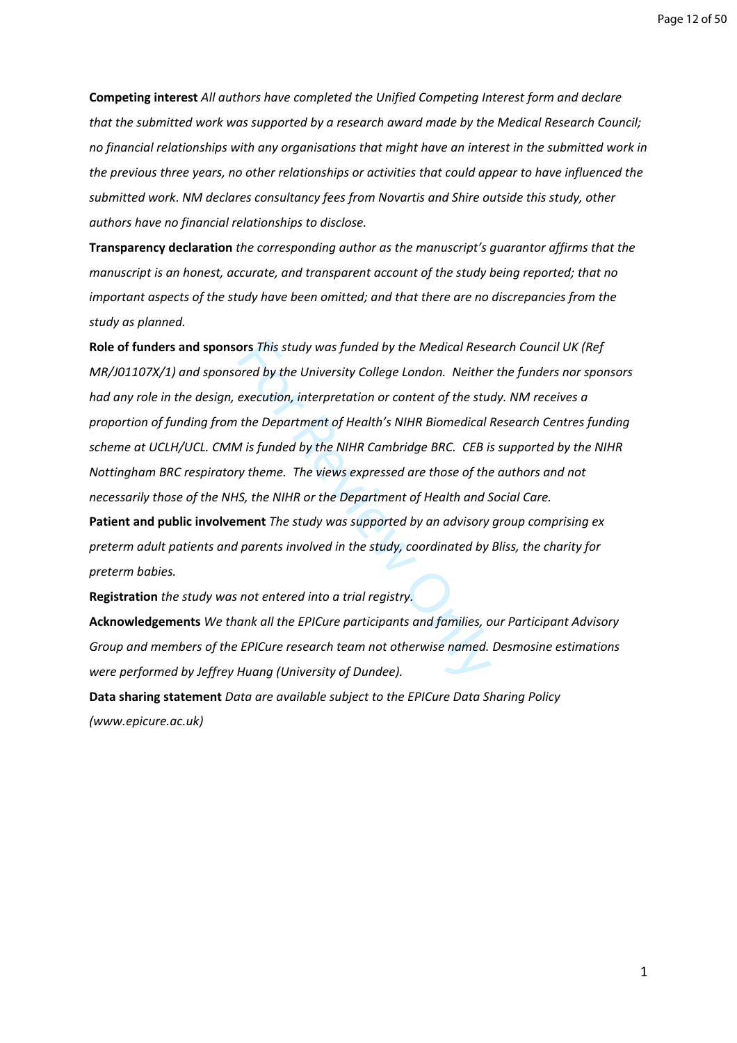**Competing interest** *All authors have completed the Unified Competing Interest form and declare that the submitted work was supported by a research award made by the Medical Research Council; no financial relationships with any organisations that might have an interest in the submitted work in the previous three years, no other relationships or activities that could appear to have influenced the submitted work. NM declares consultancy fees from Novartis and Shire outside this study, other authors have no financial relationships to disclose.*

**Transparency declaration** *the corresponding author as the manuscript's guarantor affirms that the manuscript is an honest, accurate, and transparent account of the study being reported; that no important aspects of the study have been omitted; and that there are no discrepancies from the study as planned.*

**Role of funders and sponsors** *This study was funded by the Medical Research Council UK (Ref MR/J01107X/1) and sponsored by the University College London. Neither the funders nor sponsors had any role in the design, execution, interpretation or content of the study. NM receives a proportion of funding from the Department of Health's NIHR Biomedical Research Centres funding scheme at UCLH/UCL. CMM is funded by the NIHR Cambridge BRC. CEB is supported by the NIHR Nottingham BRC respiratory theme. The views expressed are those of the authors and not necessarily those of the NHS, the NIHR or the Department of Health and Social Care.*

**Patient and public involvement** *The study was supported by an advisory group comprising ex preterm adult patients and parents involved in the study, coordinated by Bliss, the charity for preterm babies.*

**Registration** *the study was not entered into a trial registry.*

**Acknowledgements** *We thank all the EPICure participants and families, our Participant Advisory Group and members of the EPICure research team not otherwise named. Desmosine estimations were performed by Jeffrey Huang (University of Dundee).*

**Data sharing statement** *Data are available subject to the EPICure Data Sharing Policy (www.epicure.ac.uk)*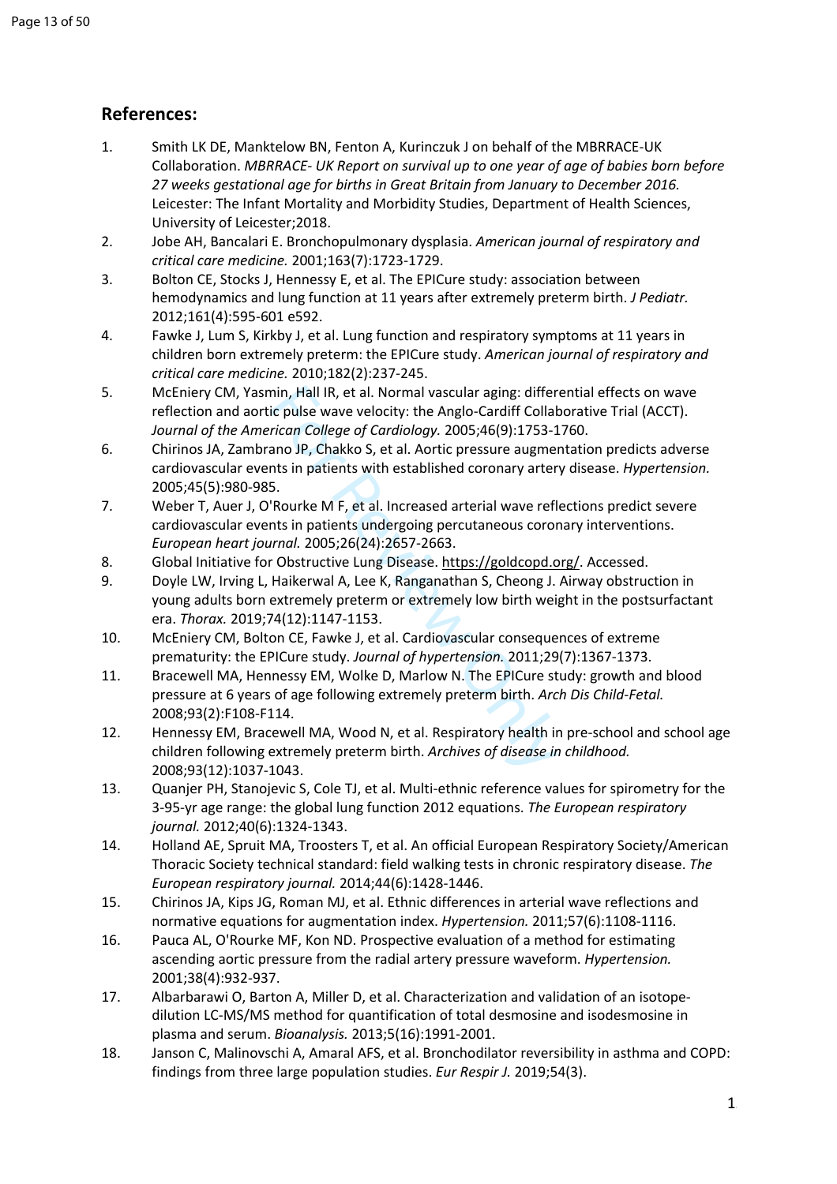## References:

1. Smith LK DE, Manktelow BN, Fenton A, Kurinczuk J on behalf of the MBRRACE-UK Collaboration. *MBRRACE- UK Report on survival up to one year of age of babies born before 27 weeks gestational age for births in Great Britain from January to December 2016.* Leicester: The Infant Mortality and Morbidity Studies, Department of Health Sciences, University of Leicester;2018.
2. Jobe AH, Bancalari E. Bronchopulmonary dysplasia. *American journal of respiratory and critical care medicine.* 2001;163(7):1723-1729.
3. Bolton CE, Stocks J, Hennessy E, et al. The EPICure study: association between hemodynamics and lung function at 11 years after extremely preterm birth. *J Pediatr.* 2012;161(4):595-601 e592.
4. Fawke J, Lum S, Kirkby J, et al. Lung function and respiratory symptoms at 11 years in children born extremely preterm: the EPICure study. *American journal of respiratory and critical care medicine.* 2010;182(2):237-245.
5. McEniery CM, Yasmin, Hall IR, et al. Normal vascular aging: differential effects on wave reflection and aortic pulse wave velocity: the Anglo-Cardiff Collaborative Trial (ACCT). *Journal of the American College of Cardiology.* 2005;46(9):1753-1760.
6. Chirinos JA, Zambrano JP, Chakko S, et al. Aortic pressure augmentation predicts adverse cardiovascular events in patients with established coronary artery disease. *Hypertension.* 2005;45(5):980-985.
7. Weber T, Auer J, O'Rourke M F, et al. Increased arterial wave reflections predict severe cardiovascular events in patients undergoing percutaneous coronary interventions. *European heart journal.* 2005;26(24):2657-2663.
8. Global Initiative for Obstructive Lung Disease. https://goldcopd.org/. Accessed.
9. Doyle LW, Irving L, Haikerwal A, Lee K, Ranganathan S, Cheong J. Airway obstruction in young adults born extremely preterm or extremely low birth weight in the postsurfactant era. *Thorax.* 2019;74(12):1147-1153.
10. McEniery CM, Bolton CE, Fawke J, et al. Cardiovascular consequences of extreme prematurity: the EPICure study. *Journal of hypertension.* 2011;29(7):1367-1373.
11. Bracewell MA, Hennessy EM, Wolke D, Marlow N. The EPICure study: growth and blood pressure at 6 years of age following extremely preterm birth. *Arch Dis Child-Fetal.* 2008;93(2):F108-F114.
12. Hennessy EM, Bracewell MA, Wood N, et al. Respiratory health in pre-school and school age children following extremely preterm birth. *Archives of disease in childhood.* 2008;93(12):1037-1043.
13. Quanjer PH, Stanojevic S, Cole TJ, et al. Multi-ethnic reference values for spirometry for the 3-95-yr age range: the global lung function 2012 equations. *The European respiratory journal.* 2012;40(6):1324-1343.
14. Holland AE, Spruit MA, Troosters T, et al. An official European Respiratory Society/American Thoracic Society technical standard: field walking tests in chronic respiratory disease. *The European respiratory journal.* 2014;44(6):1428-1446.
15. Chirinos JA, Kips JG, Roman MJ, et al. Ethnic differences in arterial wave reflections and normative equations for augmentation index. *Hypertension.* 2011;57(6):1108-1116.
16. Pauca AL, O'Rourke MF, Kon ND. Prospective evaluation of a method for estimating ascending aortic pressure from the radial artery pressure waveform. *Hypertension.* 2001;38(4):932-937.
17. Albarbarawi O, Barton A, Miller D, et al. Characterization and validation of an isotope-dilution LC-MS/MS method for quantification of total desmosine and isodesmosine in plasma and serum. *Bioanalysis.* 2013;5(16):1991-2001.
18. Janson C, Malinovschi A, Amaral AFS, et al. Bronchodilator reversibility in asthma and COPD: findings from three large population studies. *Eur Respir J.* 2019;54(3).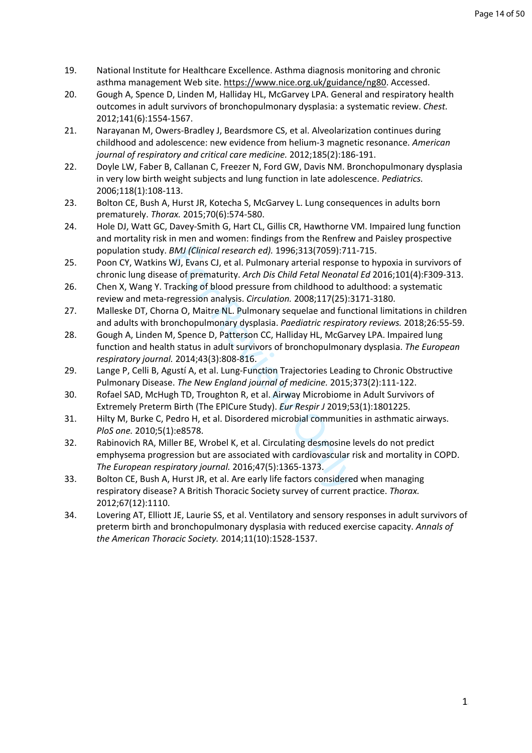19. National Institute for Healthcare Excellence. Asthma diagnosis monitoring and chronic asthma management Web site. https://www.nice.org.uk/guidance/ng80. Accessed.
20. Gough A, Spence D, Linden M, Halliday HL, McGarvey LPA. General and respiratory health outcomes in adult survivors of bronchopulmonary dysplasia: a systematic review. *Chest.* 2012;141(6):1554-1567.
21. Narayanan M, Owers-Bradley J, Beardsmore CS, et al. Alveolarization continues during childhood and adolescence: new evidence from helium-3 magnetic resonance. *American journal of respiratory and critical care medicine.* 2012;185(2):186-191.
22. Doyle LW, Faber B, Callanan C, Freezer N, Ford GW, Davis NM. Bronchopulmonary dysplasia in very low birth weight subjects and lung function in late adolescence. *Pediatrics.* 2006;118(1):108-113.
23. Bolton CE, Bush A, Hurst JR, Kotecha S, McGarvey L. Lung consequences in adults born prematurely. *Thorax.* 2015;70(6):574-580.
24. Hole DJ, Watt GC, Davey-Smith G, Hart CL, Gillis CR, Hawthorne VM. Impaired lung function and mortality risk in men and women: findings from the Renfrew and Paisley prospective population study. *BMJ (Clinical research ed).* 1996;313(7059):711-715.
25. Poon CY, Watkins WJ, Evans CJ, et al. Pulmonary arterial response to hypoxia in survivors of chronic lung disease of prematurity. *Arch Dis Child Fetal Neonatal Ed* 2016;101(4):F309-313.
26. Chen X, Wang Y. Tracking of blood pressure from childhood to adulthood: a systematic review and meta-regression analysis. *Circulation.* 2008;117(25):3171-3180.
27. Malleske DT, Chorna O, Maitre NL. Pulmonary sequelae and functional limitations in children and adults with bronchopulmonary dysplasia. *Paediatric respiratory reviews.* 2018;26:55-59.
28. Gough A, Linden M, Spence D, Patterson CC, Halliday HL, McGarvey LPA. Impaired lung function and health status in adult survivors of bronchopulmonary dysplasia. *The European respiratory journal.* 2014;43(3):808-816.
29. Lange P, Celli B, Agustí A, et al. Lung-Function Trajectories Leading to Chronic Obstructive Pulmonary Disease. *The New England journal of medicine.* 2015;373(2):111-122.
30. Rofael SAD, McHugh TD, Troughton R, et al. Airway Microbiome in Adult Survivors of Extremely Preterm Birth (The EPICure Study). *Eur Respir J* 2019;53(1):1801225.
31. Hilty M, Burke C, Pedro H, et al. Disordered microbial communities in asthmatic airways. *PloS one.* 2010;5(1):e8578.
32. Rabinovich RA, Miller BE, Wrobel K, et al. Circulating desmosine levels do not predict emphysema progression but are associated with cardiovascular risk and mortality in COPD. *The European respiratory journal.* 2016;47(5):1365-1373.
33. Bolton CE, Bush A, Hurst JR, et al. Are early life factors considered when managing respiratory disease? A British Thoracic Society survey of current practice. *Thorax.* 2012;67(12):1110.
34. Lovering AT, Elliott JE, Laurie SS, et al. Ventilatory and sensory responses in adult survivors of preterm birth and bronchopulmonary dysplasia with reduced exercise capacity. *Annals of the American Thoracic Society.* 2014;11(10):1528-1537.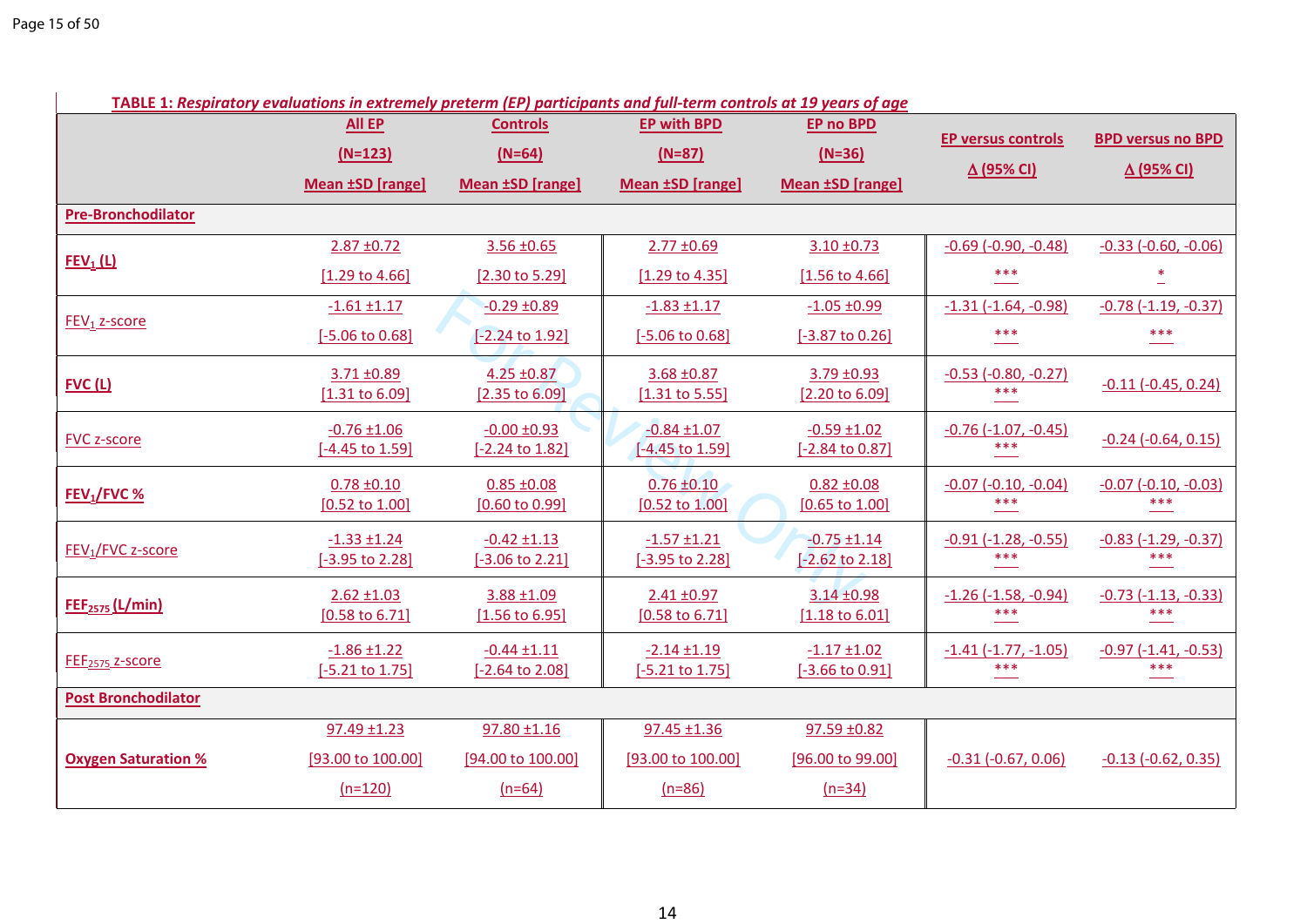**TABLE 1:** ***Respiratory evaluations in extremely preterm (EP) participants and full-term controls at 19 years of age***

| | All EP (N=123) Mean ±SD [range] | Controls (N=64) Mean ±SD [range] | EP with BPD (N=87) Mean ±SD [range] | EP no BPD (N=36) Mean ±SD [range] | EP versus controls Δ (95% CI) | BPD versus no BPD Δ (95% CI) |
|---|---|---|---|---|---|---|
| **Pre-Bronchodilator** | | | | | | |
| **$FEV_1$ (L)** | 2.87 ±0.72 [1.29 to 4.66] | 3.56 ±0.65 [2.30 to 5.29] | 2.77 ±0.69 [1.29 to 4.35] | 3.10 ±0.73 [1.56 to 4.66] | -0.69 (-0.90, -0.48) *** | -0.33 (-0.60, -0.06) * |
| $FEV_1$ z-score | -1.61 ±1.17 [-5.06 to 0.68] | -0.29 ±0.89 [-2.24 to 1.92] | -1.83 ±1.17 [-5.06 to 0.68] | -1.05 ±0.99 [-3.87 to 0.26] | -1.31 (-1.64, -0.98) *** | -0.78 (-1.19, -0.37) *** |
| **FVC (L)** | 3.71 ±0.89 [1.31 to 6.09] | 4.25 ±0.87 [2.35 to 6.09] | 3.68 ±0.87 [1.31 to 5.55] | 3.79 ±0.93 [2.20 to 6.09] | -0.53 (-0.80, -0.27) *** | -0.11 (-0.45, 0.24) |
| FVC z-score | -0.76 ±1.06 [-4.45 to 1.59] | -0.00 ±0.93 [-2.24 to 1.82] | -0.84 ±1.07 [-4.45 to 1.59] | -0.59 ±1.02 [-2.84 to 0.87] | -0.76 (-1.07, -0.45) *** | -0.24 (-0.64, 0.15) |
| **$FEV_1$/FVC %** | 0.78 ±0.10 [0.52 to 1.00] | 0.85 ±0.08 [0.60 to 0.99] | 0.76 ±0.10 [0.52 to 1.00] | 0.82 ±0.08 [0.65 to 1.00] | -0.07 (-0.10, -0.04) *** | -0.07 (-0.10, -0.03) *** |
| $FEV_1$/FVC z-score | -1.33 ±1.24 [-3.95 to 2.28] | -0.42 ±1.13 [-3.06 to 2.21] | -1.57 ±1.21 [-3.95 to 2.28] | -0.75 ±1.14 [-2.62 to 2.18] | -0.91 (-1.28, -0.55) *** | -0.83 (-1.29, -0.37) *** |
| **$FEF_{2575}$ (L/min)** | 2.62 ±1.03 [0.58 to 6.71] | 3.88 ±1.09 [1.56 to 6.95] | 2.41 ±0.97 [0.58 to 6.71] | 3.14 ±0.98 [1.18 to 6.01] | -1.26 (-1.58, -0.94) *** | -0.73 (-1.13, -0.33) *** |
| $FEF_{2575}$ z-score | -1.86 ±1.22 [-5.21 to 1.75] | -0.44 ±1.11 [-2.64 to 2.08] | -2.14 ±1.19 [-5.21 to 1.75] | -1.17 ±1.02 [-3.66 to 0.91] | -1.41 (-1.77, -1.05) *** | -0.97 (-1.41, -0.53) *** |
| **Post Bronchodilator** | | | | | | |
| **Oxygen Saturation %** | 97.49 ±1.23 [93.00 to 100.00] (n=120) | 97.80 ±1.16 [94.00 to 100.00] (n=64) | 97.45 ±1.36 [93.00 to 100.00] (n=86) | 97.59 ±0.82 [96.00 to 99.00] (n=34) | -0.31 (-0.67, 0.06) | -0.13 (-0.62, 0.35) |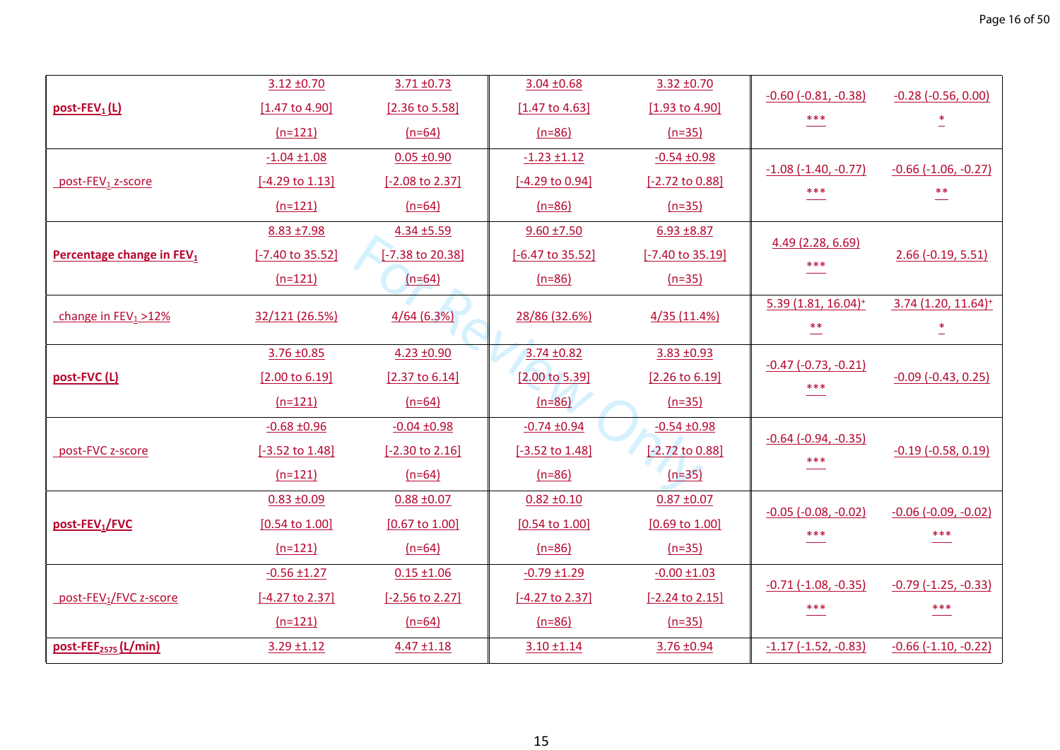| | | | | | | |
|---|---|---|---|---|---|---|
| **post-$FEV_1$ (L)** | 3.12 ±0.70 [1.47 to 4.90] (n=121) | 3.71 ±0.73 [2.36 to 5.58] (n=64) | 3.04 ±0.68 [1.47 to 4.63] (n=86) | 3.32 ±0.70 [1.93 to 4.90] (n=35) | -0.60 (-0.81, -0.38) *** | -0.28 (-0.56, 0.00) * |
| post-$FEV_1$ z-score | -1.04 ±1.08 [-4.29 to 1.13] (n=121) | 0.05 ±0.90 [-2.08 to 2.37] (n=64) | -1.23 ±1.12 [-4.29 to 0.94] (n=86) | -0.54 ±0.98 [-2.72 to 0.88] (n=35) | -1.08 (-1.40, -0.77) *** | -0.66 (-1.06, -0.27) ** |
| **Percentage change in $FEV_1$** | 8.83 ±7.98 [-7.40 to 35.52] (n=121) | 4.34 ±5.59 [-7.38 to 20.38] (n=64) | 9.60 ±7.50 [-6.47 to 35.52] (n=86) | 6.93 ±8.87 [-7.40 to 35.19] (n=35) | 4.49 (2.28, 6.69) *** | 2.66 (-0.19, 5.51) |
| change in $FEV_1$ >12% | 32/121 (26.5%) | 4/64 (6.3%) | 28/86 (32.6%) | 4/35 (11.4%) | 5.39 (1.81, 16.04)+ ** | 3.74 (1.20, 11.64)+ * |
| **post-FVC (L)** | 3.76 ±0.85 [2.00 to 6.19] (n=121) | 4.23 ±0.90 [2.37 to 6.14] (n=64) | 3.74 ±0.82 [2.00 to 5.39] (n=86) | 3.83 ±0.93 [2.26 to 6.19] (n=35) | -0.47 (-0.73, -0.21) *** | -0.09 (-0.43, 0.25) |
| post-FVC z-score | -0.68 ±0.96 [-3.52 to 1.48] (n=121) | -0.04 ±0.98 [-2.30 to 2.16] (n=64) | -0.74 ±0.94 [-3.52 to 1.48] (n=86) | -0.54 ±0.98 [-2.72 to 0.88] (n=35) | -0.64 (-0.94, -0.35) *** | -0.19 (-0.58, 0.19) |
| **post-$FEV_1$/FVC** | 0.83 ±0.09 [0.54 to 1.00] (n=121) | 0.88 ±0.07 [0.67 to 1.00] (n=64) | 0.82 ±0.10 [0.54 to 1.00] (n=86) | 0.87 ±0.07 [0.69 to 1.00] (n=35) | -0.05 (-0.08, -0.02) *** | -0.06 (-0.09, -0.02) *** |
| post-$FEV_1$/FVC z-score | -0.56 ±1.27 [-4.27 to 2.37] (n=121) | 0.15 ±1.06 [-2.56 to 2.27] (n=64) | -0.79 ±1.29 [-4.27 to 2.37] (n=86) | -0.00 ±1.03 [-2.24 to 2.15] (n=35) | -0.71 (-1.08, -0.35) *** | -0.79 (-1.25, -0.33) *** |
| **post-$FEF_{2575}$ (L/min)** | 3.29 ±1.12 | 4.47 ±1.18 | 3.10 ±1.14 | 3.76 ±0.94 | -1.17 (-1.52, -0.83) | -0.66 (-1.10, -0.22) |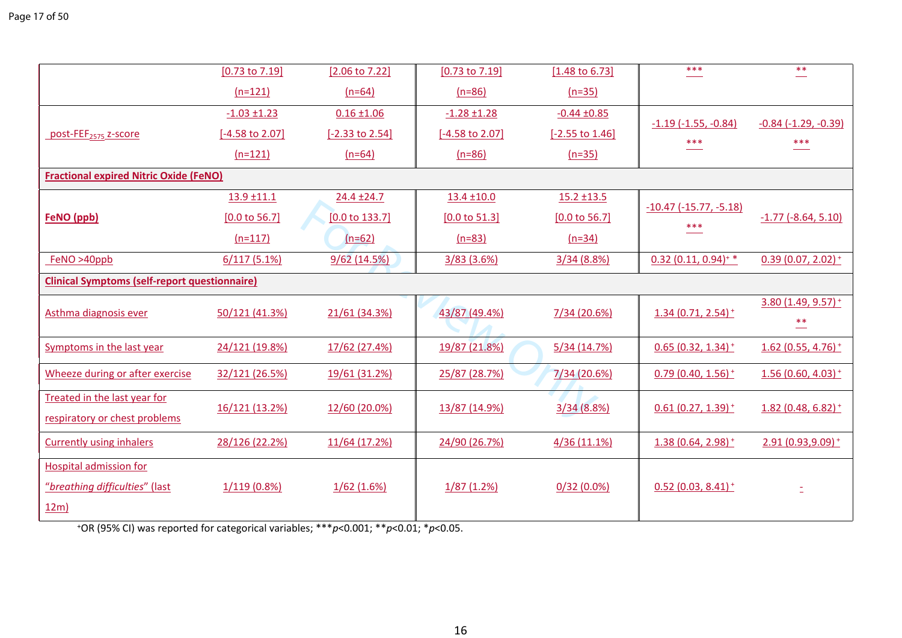| | | | | | | |
|---|---|---|---|---|---|---|
| | [0.73 to 7.19] (n=121) | [2.06 to 7.22] (n=64) | [0.73 to 7.19] (n=86) | [1.48 to 6.73] (n=35) | *** | ** |
| post-$FEF_{2575}$ z-score | -1.03 ±1.23 [-4.58 to 2.07] (n=121) | 0.16 ±1.06 [-2.33 to 2.54] (n=64) | -1.28 ±1.28 [-4.58 to 2.07] (n=86) | -0.44 ±0.85 [-2.55 to 1.46] (n=35) | -1.19 (-1.55, -0.84) *** | -0.84 (-1.29, -0.39) *** |
| **Fractional expired Nitric Oxide (FeNO)** | | | | | | |
| **FeNO (ppb)** | 13.9 ±11.1 [0.0 to 56.7] (n=117) | 24.4 ±24.7 [0.0 to 133.7] (n=62) | 13.4 ±10.0 [0.0 to 51.3] (n=83) | 15.2 ±13.5 [0.0 to 56.7] (n=34) | -10.47 (-15.77, -5.18) *** | -1.77 (-8.64, 5.10) |
| FeNO >40ppb | 6/117 (5.1%) | 9/62 (14.5%) | 3/83 (3.6%) | 3/34 (8.8%) | 0.32 (0.11, 0.94)+ * | 0.39 (0.07, 2.02)+ |
| **Clinical Symptoms (self-report questionnaire)** | | | | | | |
| Asthma diagnosis ever | 50/121 (41.3%) | 21/61 (34.3%) | 43/87 (49.4%) | 7/34 (20.6%) | 1.34 (0.71, 2.54)+ | 3.80 (1.49, 9.57)+ ** |
| Symptoms in the last year | 24/121 (19.8%) | 17/62 (27.4%) | 19/87 (21.8%) | 5/34 (14.7%) | 0.65 (0.32, 1.34)+ | 1.62 (0.55, 4.76)+ |
| Wheeze during or after exercise | 32/121 (26.5%) | 19/61 (31.2%) | 25/87 (28.7%) | 7/34 (20.6%) | 0.79 (0.40, 1.56)+ | 1.56 (0.60, 4.03)+ |
| Treated in the last year for respiratory or chest problems | 16/121 (13.2%) | 12/60 (20.0%) | 13/87 (14.9%) | 3/34 (8.8%) | 0.61 (0.27, 1.39)+ | 1.82 (0.48, 6.82)+ |
| Currently using inhalers | 28/126 (22.2%) | 11/64 (17.2%) | 24/90 (26.7%) | 4/36 (11.1%) | 1.38 (0.64, 2.98)+ | 2.91 (0.93,9.09)+ |
| Hospital admission for "*breathing difficulties*" (last 12m) | 1/119 (0.8%) | 1/62 (1.6%) | 1/87 (1.2%) | 0/32 (0.0%) | 0.52 (0.03, 8.41)+ | - |

+OR (95% CI) was reported for categorical variables; ****p*<0.001; ***p*<0.01; **p*<0.05.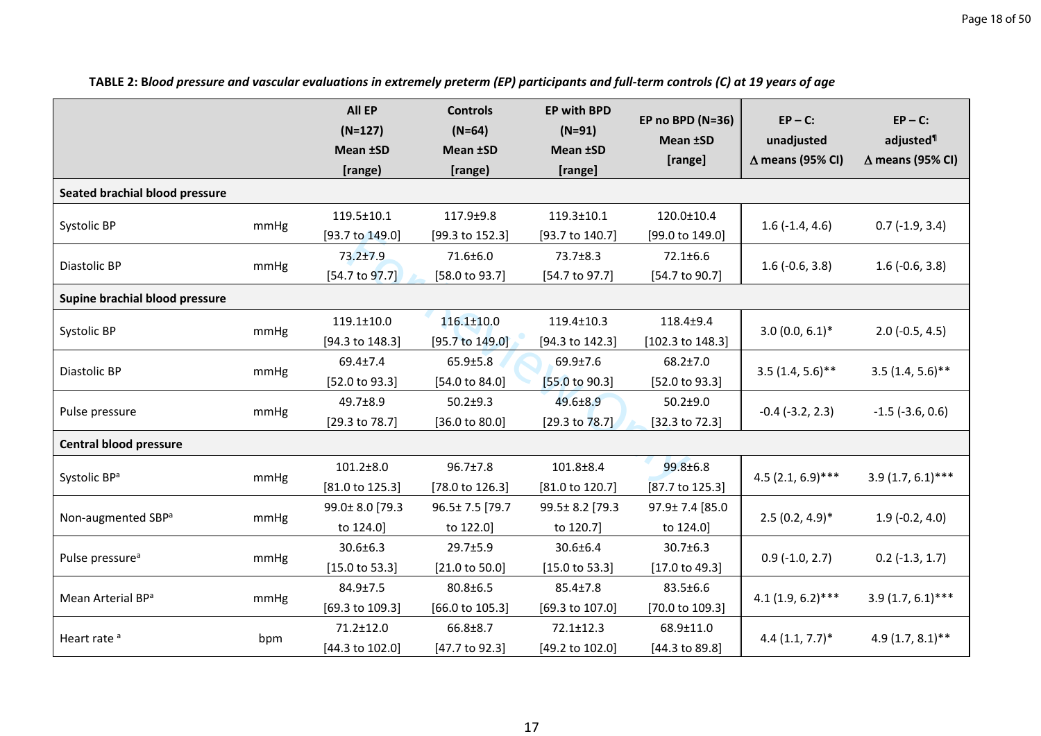**TABLE 2: B*lood pressure and vascular evaluations in extremely preterm (EP) participants and full-term controls (C) at 19 years of age***

| | | All EP (N=127) Mean ±SD [range] | Controls (N=64) Mean ±SD [range] | EP with BPD (N=91) Mean ±SD [range] | EP no BPD (N=36) Mean ±SD [range] | EP – C: unadjusted ∆ means (95% CI) | EP – C: adjusted[¶] ∆ means (95% CI) |
|---|---|---|---|---|---|---|---|
| **Seated brachial blood pressure** | | | | | | | |
| Systolic BP | mmHg | 119.5±10.1 [93.7 to 149.0] | 117.9±9.8 [99.3 to 152.3] | 119.3±10.1 [93.7 to 140.7] | 120.0±10.4 [99.0 to 149.0] | 1.6 (-1.4, 4.6) | 0.7 (-1.9, 3.4) |
| Diastolic BP | mmHg | 73.2±7.9 [54.7 to 97.7] | 71.6±6.0 [58.0 to 93.7] | 73.7±8.3 [54.7 to 97.7] | 72.1±6.6 [54.7 to 90.7] | 1.6 (-0.6, 3.8) | 1.6 (-0.6, 3.8) |
| **Supine brachial blood pressure** | | | | | | | |
| Systolic BP | mmHg | 119.1±10.0 [94.3 to 148.3] | 116.1±10.0 [95.7 to 149.0] | 119.4±10.3 [94.3 to 142.3] | 118.4±9.4 [102.3 to 148.3] | 3.0 (0.0, 6.1)* | 2.0 (-0.5, 4.5) |
| Diastolic BP | mmHg | 69.4±7.4 [52.0 to 93.3] | 65.9±5.8 [54.0 to 84.0] | 69.9±7.6 [55.0 to 90.3] | 68.2±7.0 [52.0 to 93.3] | 3.5 (1.4, 5.6)** | 3.5 (1.4, 5.6)** |
| Pulse pressure | mmHg | 49.7±8.9 [29.3 to 78.7] | 50.2±9.3 [36.0 to 80.0] | 49.6±8.9 [29.3 to 78.7] | 50.2±9.0 [32.3 to 72.3] | -0.4 (-3.2, 2.3) | -1.5 (-3.6, 0.6) |
| **Central blood pressure** | | | | | | | |
| Systolic BP[a] | mmHg | 101.2±8.0 [81.0 to 125.3] | 96.7±7.8 [78.0 to 126.3] | 101.8±8.4 [81.0 to 120.7] | 99.8±6.8 [87.7 to 125.3] | 4.5 (2.1, 6.9)*** | 3.9 (1.7, 6.1)*** |
| Non-augmented SBP[a] | mmHg | 99.0± 8.0 [79.3 to 124.0] | 96.5± 7.5 [79.7 to 122.0] | 99.5± 8.2 [79.3 to 120.7] | 97.9± 7.4 [85.0 to 124.0] | 2.5 (0.2, 4.9)* | 1.9 (-0.2, 4.0) |
| Pulse pressure[a] | mmHg | 30.6±6.3 [15.0 to 53.3] | 29.7±5.9 [21.0 to 50.0] | 30.6±6.4 [15.0 to 53.3] | 30.7±6.3 [17.0 to 49.3] | 0.9 (-1.0, 2.7) | 0.2 (-1.3, 1.7) |
| Mean Arterial BP[a] | mmHg | 84.9±7.5 [69.3 to 109.3] | 80.8±6.5 [66.0 to 105.3] | 85.4±7.8 [69.3 to 107.0] | 83.5±6.6 [70.0 to 109.3] | 4.1 (1.9, 6.2)*** | 3.9 (1.7, 6.1)*** |
| Heart rate [a] | bpm | 71.2±12.0 [44.3 to 102.0] | 66.8±8.7 [47.7 to 92.3] | 72.1±12.3 [49.2 to 102.0] | 68.9±11.0 [44.3 to 89.8] | 4.4 (1.1, 7.7)* | 4.9 (1.7, 8.1)** |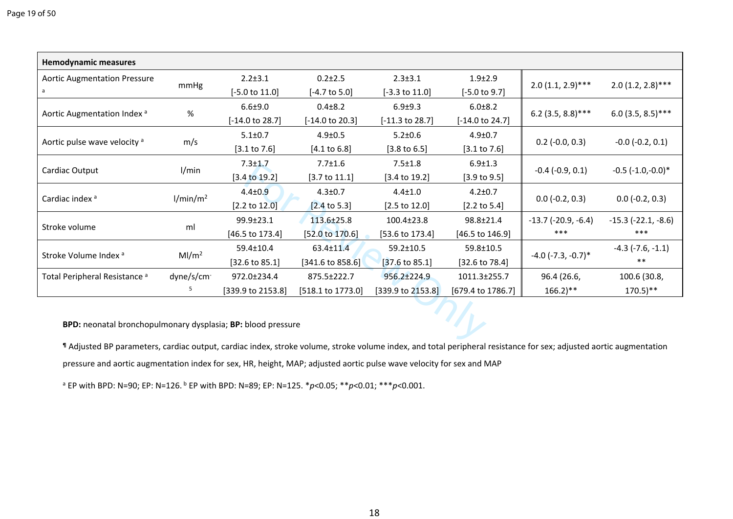| Hemodynamic measures | | | | | | | |
|---|---|---|---|---|---|---|---|
| Aortic Augmentation Pressure [a] | mmHg | 2.2±3.1 [-5.0 to 11.0] | 0.2±2.5 [-4.7 to 5.0] | 2.3±3.1 [-3.3 to 11.0] | 1.9±2.9 [-5.0 to 9.7] | 2.0 (1.1, 2.9)*** | 2.0 (1.2, 2.8)*** |
| Aortic Augmentation Index [a] | % | 6.6±9.0 [-14.0 to 28.7] | 0.4±8.2 [-14.0 to 20.3] | 6.9±9.3 [-11.3 to 28.7] | 6.0±8.2 [-14.0 to 24.7] | 6.2 (3.5, 8.8)*** | 6.0 (3.5, 8.5)*** |
| Aortic pulse wave velocity [a] | m/s | 5.1±0.7 [3.1 to 7.6] | 4.9±0.5 [4.1 to 6.8] | 5.2±0.6 [3.8 to 6.5] | 4.9±0.7 [3.1 to 7.6] | 0.2 (-0.0, 0.3) | -0.0 (-0.2, 0.1) |
| Cardiac Output | l/min | 7.3±1.7 [3.4 to 19.2] | 7.7±1.6 [3.7 to 11.1] | 7.5±1.8 [3.4 to 19.2] | 6.9±1.3 [3.9 to 9.5] | -0.4 (-0.9, 0.1) | -0.5 (-1.0,-0.0)* |
| Cardiac index [a] | l/min/m$^2$ | 4.4±0.9 [2.2 to 12.0] | 4.3±0.7 [2.4 to 5.3] | 4.4±1.0 [2.5 to 12.0] | 4.2±0.7 [2.2 to 5.4] | 0.0 (-0.2, 0.3) | 0.0 (-0.2, 0.3) |
| Stroke volume | ml | 99.9±23.1 [46.5 to 173.4] | 113.6±25.8 [52.0 to 170.6] | 100.4±23.8 [53.6 to 173.4] | 98.8±21.4 [46.5 to 146.9] | -13.7 (-20.9, -6.4) *** | -15.3 (-22.1, -8.6) *** |
| Stroke Volume Index [a] | Ml/m$^2$ | 59.4±10.4 [32.6 to 85.1] | 63.4±11.4 [341.6 to 858.6] | 59.2±10.5 [37.6 to 85.1] | 59.8±10.5 [32.6 to 78.4] | -4.0 (-7.3, -0.7)* | -4.3 (-7.6, -1.1) ** |
| Total Peripheral Resistance [a] | dyne/s/cm$^{-5}$ | 972.0±234.4 [339.9 to 2153.8] | 875.5±222.7 [518.1 to 1773.0] | 956.2±224.9 [339.9 to 2153.8] | 1011.3±255.7 [679.4 to 1786.7] | 96.4 (26.6, 166.2)** | 100.6 (30.8, 170.5)** |

**BPD:** neonatal bronchopulmonary dysplasia; **BP:** blood pressure

¶ Adjusted BP parameters, cardiac output, cardiac index, stroke volume, stroke volume index, and total peripheral resistance for sex; adjusted aortic augmentation pressure and aortic augmentation index for sex, HR, height, MAP; adjusted aortic pulse wave velocity for sex and MAP

[a] EP with BPD: N=90; EP: N=126. [b] EP with BPD: N=89; EP: N=125. *$p$<0.05; **$p$<0.01; ***$p$<0.001.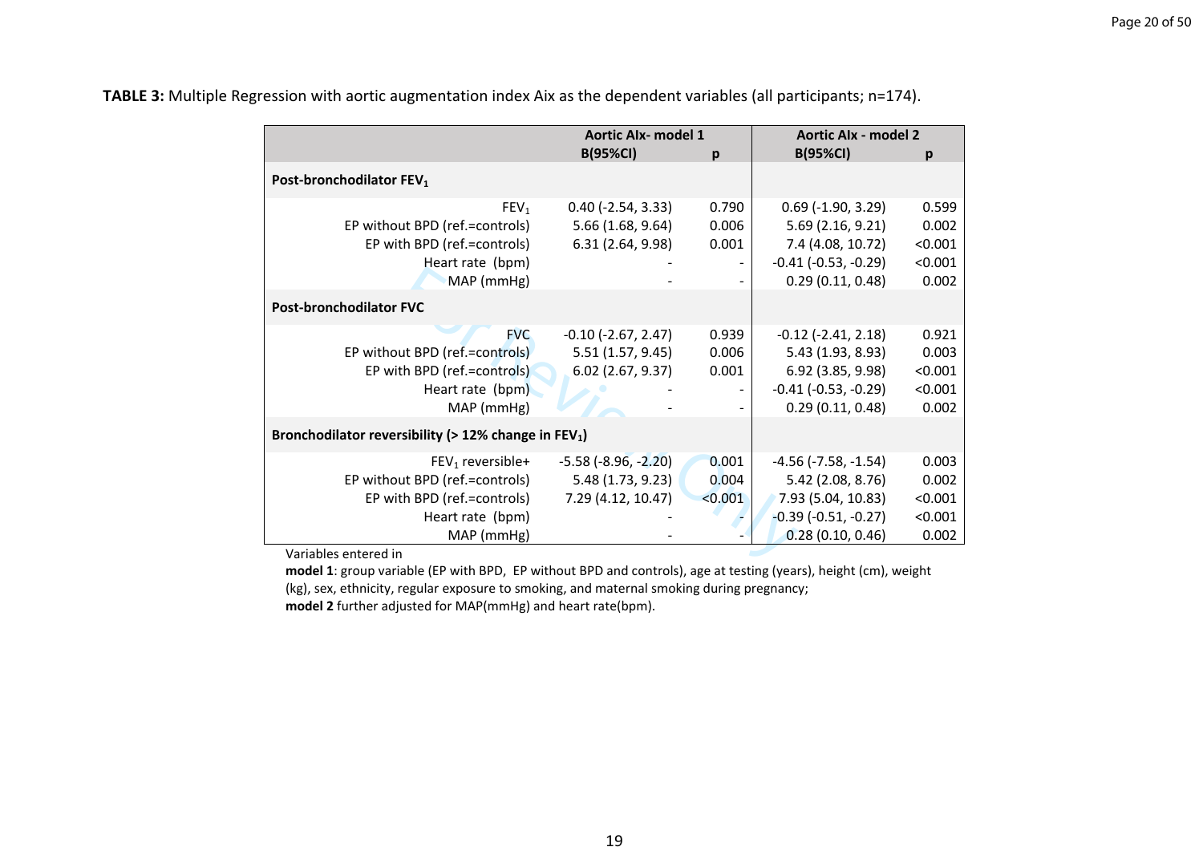**TABLE 3:** Multiple Regression with aortic augmentation index Aix as the dependent variables (all participants; n=174).

| | Aortic AIx- model 1 | | Aortic AIx - model 2 | |
|---|---|---|---|---|
| | B(95%CI) | p | B(95%CI) | p |
| **Post-bronchodilator $FEV_1$** | | | | |
| $FEV_1$ | 0.40 (-2.54, 3.33) | 0.790 | 0.69 (-1.90, 3.29) | 0.599 |
| EP without BPD (ref.=controls) | 5.66 (1.68, 9.64) | 0.006 | 5.69 (2.16, 9.21) | 0.002 |
| EP with BPD (ref.=controls) | 6.31 (2.64, 9.98) | 0.001 | 7.4 (4.08, 10.72) | <0.001 |
| Heart rate (bpm) | - | - | -0.41 (-0.53, -0.29) | <0.001 |
| MAP (mmHg) | - | - | 0.29 (0.11, 0.48) | 0.002 |
| **Post-bronchodilator FVC** | | | | |
| FVC | -0.10 (-2.67, 2.47) | 0.939 | -0.12 (-2.41, 2.18) | 0.921 |
| EP without BPD (ref.=controls) | 5.51 (1.57, 9.45) | 0.006 | 5.43 (1.93, 8.93) | 0.003 |
| EP with BPD (ref.=controls) | 6.02 (2.67, 9.37) | 0.001 | 6.92 (3.85, 9.98) | <0.001 |
| Heart rate (bpm) | - | - | -0.41 (-0.53, -0.29) | <0.001 |
| MAP (mmHg) | - | - | 0.29 (0.11, 0.48) | 0.002 |
| **Bronchodilator reversibility (> 12% change in $FEV_1$)** | | | | |
| $FEV_1$ reversible+ | -5.58 (-8.96, -2.20) | 0.001 | -4.56 (-7.58, -1.54) | 0.003 |
| EP without BPD (ref.=controls) | 5.48 (1.73, 9.23) | 0.004 | 5.42 (2.08, 8.76) | 0.002 |
| EP with BPD (ref.=controls) | 7.29 (4.12, 10.47) | <0.001 | 7.93 (5.04, 10.83) | <0.001 |
| Heart rate (bpm) | - | - | -0.39 (-0.51, -0.27) | <0.001 |
| MAP (mmHg) | - | - | 0.28 (0.10, 0.46) | 0.002 |

Variables entered in

**model 1**: group variable (EP with BPD, EP without BPD and controls), age at testing (years), height (cm), weight (kg), sex, ethnicity, regular exposure to smoking, and maternal smoking during pregnancy;

**model 2** further adjusted for MAP(mmHg) and heart rate(bpm).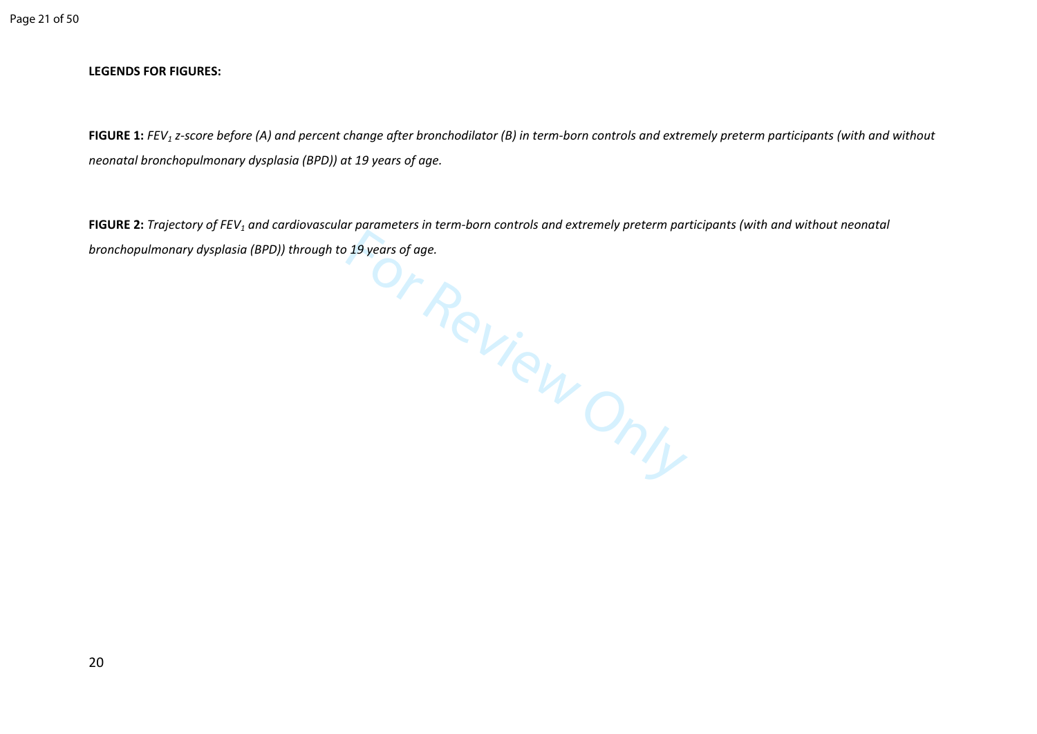**LEGENDS FOR FIGURES:**

**FIGURE 1:** *$FEV_1$ z-score before (A) and percent change after bronchodilator (B) in term-born controls and extremely preterm participants (with and without neonatal bronchopulmonary dysplasia (BPD)) at 19 years of age.*

**FIGURE 2:** *Trajectory of $FEV_1$ and cardiovascular parameters in term-born controls and extremely preterm participants (with and without neonatal bronchopulmonary dysplasia (BPD)) through to 19 years of age.*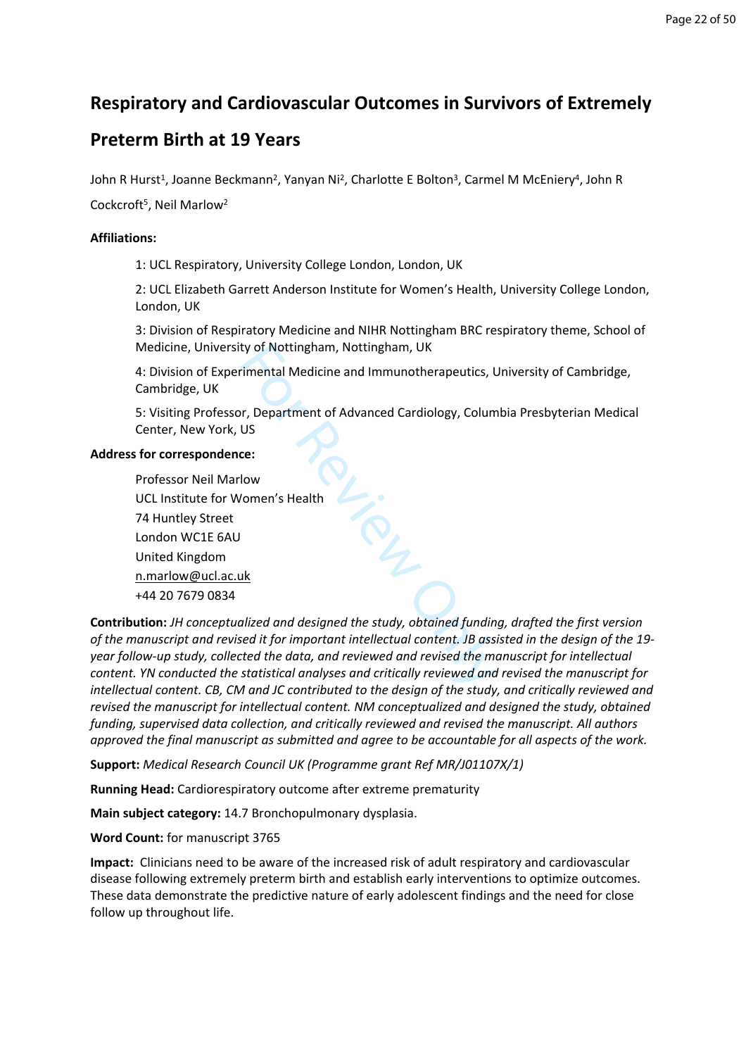# Respiratory and Cardiovascular Outcomes in Survivors of Extremely Preterm Birth at 19 Years

John R Hurst[1], Joanne Beckmann[2], Yanyan Ni[2], Charlotte E Bolton[3], Carmel M McEniery[4], John R Cockcroft[5], Neil Marlow[2]

**Affiliations:**

1: UCL Respiratory, University College London, London, UK

2: UCL Elizabeth Garrett Anderson Institute for Women's Health, University College London, London, UK

3: Division of Respiratory Medicine and NIHR Nottingham BRC respiratory theme, School of Medicine, University of Nottingham, Nottingham, UK

4: Division of Experimental Medicine and Immunotherapeutics, University of Cambridge, Cambridge, UK

5: Visiting Professor, Department of Advanced Cardiology, Columbia Presbyterian Medical Center, New York, US

**Address for correspondence:**

Professor Neil Marlow
UCL Institute for Women's Health
74 Huntley Street
London WC1E 6AU
United Kingdom
n.marlow@ucl.ac.uk
+44 20 7679 0834

**Contribution:** *JH conceptualized and designed the study, obtained funding, drafted the first version of the manuscript and revised it for important intellectual content. JB assisted in the design of the 19-year follow-up study, collected the data, and reviewed and revised the manuscript for intellectual content. YN conducted the statistical analyses and critically reviewed and revised the manuscript for intellectual content. CB, CM and JC contributed to the design of the study, and critically reviewed and revised the manuscript for intellectual content. NM conceptualized and designed the study, obtained funding, supervised data collection, and critically reviewed and revised the manuscript. All authors approved the final manuscript as submitted and agree to be accountable for all aspects of the work.*

**Support:** *Medical Research Council UK (Programme grant Ref MR/J01107X/1)*

**Running Head:** Cardiorespiratory outcome after extreme prematurity

**Main subject category:** 14.7 Bronchopulmonary dysplasia.

**Word Count:** for manuscript 3765

**Impact:** Clinicians need to be aware of the increased risk of adult respiratory and cardiovascular disease following extremely preterm birth and establish early interventions to optimize outcomes. These data demonstrate the predictive nature of early adolescent findings and the need for close follow up throughout life.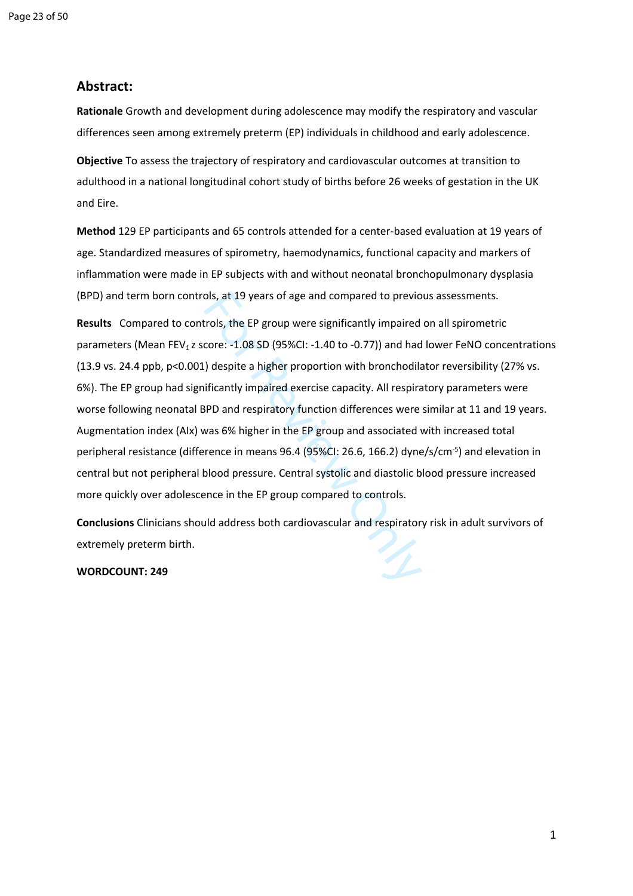## Abstract:

**Rationale** Growth and development during adolescence may modify the respiratory and vascular differences seen among extremely preterm (EP) individuals in childhood and early adolescence.

**Objective** To assess the trajectory of respiratory and cardiovascular outcomes at transition to adulthood in a national longitudinal cohort study of births before 26 weeks of gestation in the UK and Eire.

**Method** 129 EP participants and 65 controls attended for a center-based evaluation at 19 years of age. Standardized measures of spirometry, haemodynamics, functional capacity and markers of inflammation were made in EP subjects with and without neonatal bronchopulmonary dysplasia (BPD) and term born controls, at 19 years of age and compared to previous assessments.

**Results** Compared to controls, the EP group were significantly impaired on all spirometric parameters (Mean $FEV_1$ z score: -1.08 SD (95%CI: -1.40 to -0.77)) and had lower FeNO concentrations (13.9 vs. 24.4 ppb, p<0.001) despite a higher proportion with bronchodilator reversibility (27% vs. 6%). The EP group had significantly impaired exercise capacity. All respiratory parameters were worse following neonatal BPD and respiratory function differences were similar at 11 and 19 years. Augmentation index (AIx) was 6% higher in the EP group and associated with increased total peripheral resistance (difference in means 96.4 (95%CI: 26.6, 166.2) dyne/s/$cm^{-5}$) and elevation in central but not peripheral blood pressure. Central systolic and diastolic blood pressure increased more quickly over adolescence in the EP group compared to controls.

**Conclusions** Clinicians should address both cardiovascular and respiratory risk in adult survivors of extremely preterm birth.

**WORDCOUNT: 249**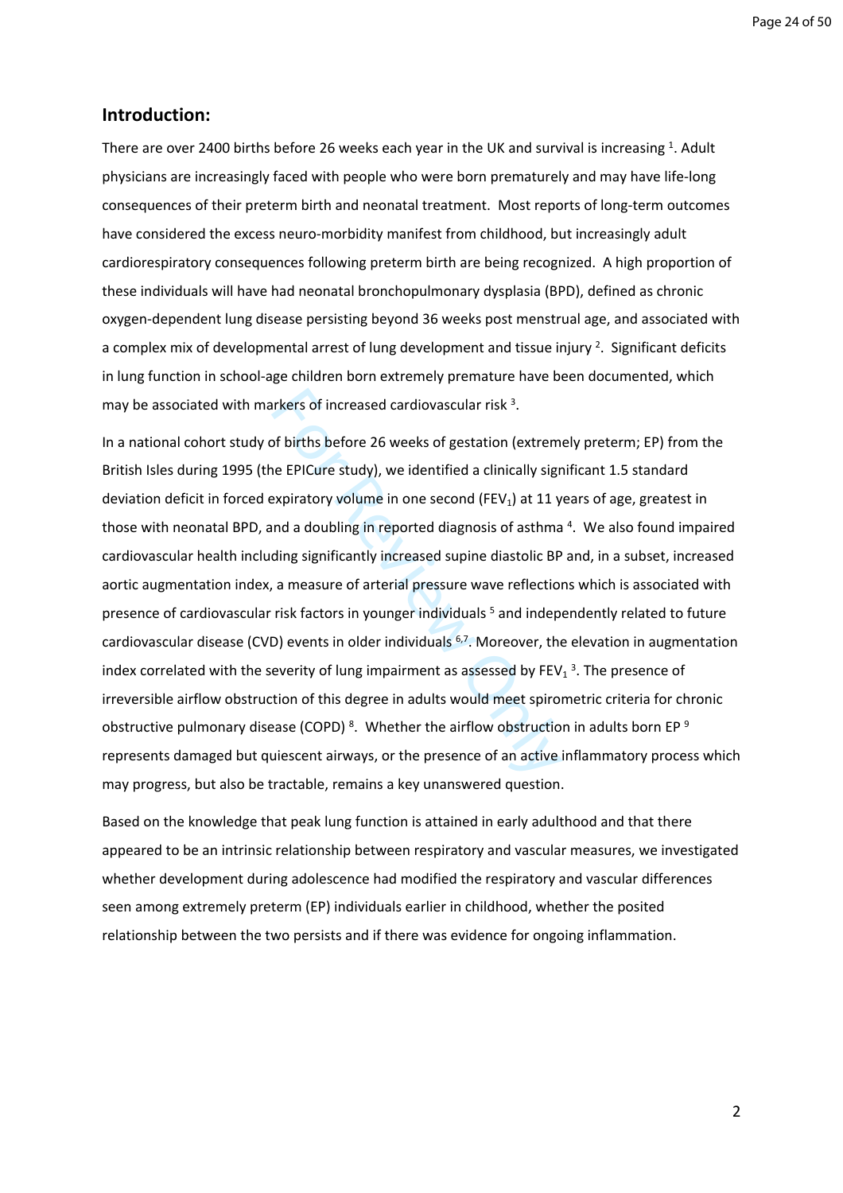## Introduction:

There are over 2400 births before 26 weeks each year in the UK and survival is increasing [1]. Adult physicians are increasingly faced with people who were born prematurely and may have life-long consequences of their preterm birth and neonatal treatment. Most reports of long-term outcomes have considered the excess neuro-morbidity manifest from childhood, but increasingly adult cardiorespiratory consequences following preterm birth are being recognized. A high proportion of these individuals will have had neonatal bronchopulmonary dysplasia (BPD), defined as chronic oxygen-dependent lung disease persisting beyond 36 weeks post menstrual age, and associated with a complex mix of developmental arrest of lung development and tissue injury [2]. Significant deficits in lung function in school-age children born extremely premature have been documented, which may be associated with markers of increased cardiovascular risk [3].

In a national cohort study of births before 26 weeks of gestation (extremely preterm; EP) from the British Isles during 1995 (the EPICure study), we identified a clinically significant 1.5 standard deviation deficit in forced expiratory volume in one second ($FEV_1$) at 11 years of age, greatest in those with neonatal BPD, and a doubling in reported diagnosis of asthma [4]. We also found impaired cardiovascular health including significantly increased supine diastolic BP and, in a subset, increased aortic augmentation index, a measure of arterial pressure wave reflections which is associated with presence of cardiovascular risk factors in younger individuals [5] and independently related to future cardiovascular disease (CVD) events in older individuals [6,7]. Moreover, the elevation in augmentation index correlated with the severity of lung impairment as assessed by $FEV_1$ [3]. The presence of irreversible airflow obstruction of this degree in adults would meet spirometric criteria for chronic obstructive pulmonary disease (COPD) [8]. Whether the airflow obstruction in adults born EP [9] represents damaged but quiescent airways, or the presence of an active inflammatory process which may progress, but also be tractable, remains a key unanswered question.

Based on the knowledge that peak lung function is attained in early adulthood and that there appeared to be an intrinsic relationship between respiratory and vascular measures, we investigated whether development during adolescence had modified the respiratory and vascular differences seen among extremely preterm (EP) individuals earlier in childhood, whether the posited relationship between the two persists and if there was evidence for ongoing inflammation.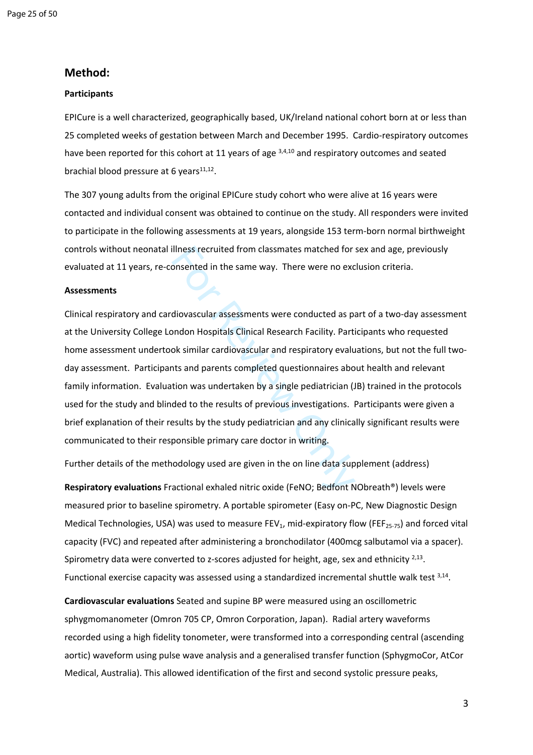## Method:

### Participants

EPICure is a well characterized, geographically based, UK/Ireland national cohort born at or less than 25 completed weeks of gestation between March and December 1995. Cardio-respiratory outcomes have been reported for this cohort at 11 years of age [3,4,10] and respiratory outcomes and seated brachial blood pressure at 6 years[11,12].

The 307 young adults from the original EPICure study cohort who were alive at 16 years were contacted and individual consent was obtained to continue on the study. All responders were invited to participate in the following assessments at 19 years, alongside 153 term-born normal birthweight controls without neonatal illness recruited from classmates matched for sex and age, previously evaluated at 11 years, re-consented in the same way. There were no exclusion criteria.

### Assessments

Clinical respiratory and cardiovascular assessments were conducted as part of a two-day assessment at the University College London Hospitals Clinical Research Facility. Participants who requested home assessment undertook similar cardiovascular and respiratory evaluations, but not the full two-day assessment. Participants and parents completed questionnaires about health and relevant family information. Evaluation was undertaken by a single pediatrician (JB) trained in the protocols used for the study and blinded to the results of previous investigations. Participants were given a brief explanation of their results by the study pediatrician and any clinically significant results were communicated to their responsible primary care doctor in writing.

Further details of the methodology used are given in the on line data supplement (address)

**Respiratory evaluations** Fractional exhaled nitric oxide (FeNO; Bedfont NObreath®) levels were measured prior to baseline spirometry. A portable spirometer (Easy on-PC, New Diagnostic Design Medical Technologies, USA) was used to measure $FEV_1$, mid-expiratory flow ($FEF_{25-75}$) and forced vital capacity (FVC) and repeated after administering a bronchodilator (400mcg salbutamol via a spacer). Spirometry data were converted to z-scores adjusted for height, age, sex and ethnicity [2,13]. Functional exercise capacity was assessed using a standardized incremental shuttle walk test [3,14].

**Cardiovascular evaluations** Seated and supine BP were measured using an oscillometric sphygmomanometer (Omron 705 CP, Omron Corporation, Japan). Radial artery waveforms recorded using a high fidelity tonometer, were transformed into a corresponding central (ascending aortic) waveform using pulse wave analysis and a generalised transfer function (SphygmoCor, AtCor Medical, Australia). This allowed identification of the first and second systolic pressure peaks,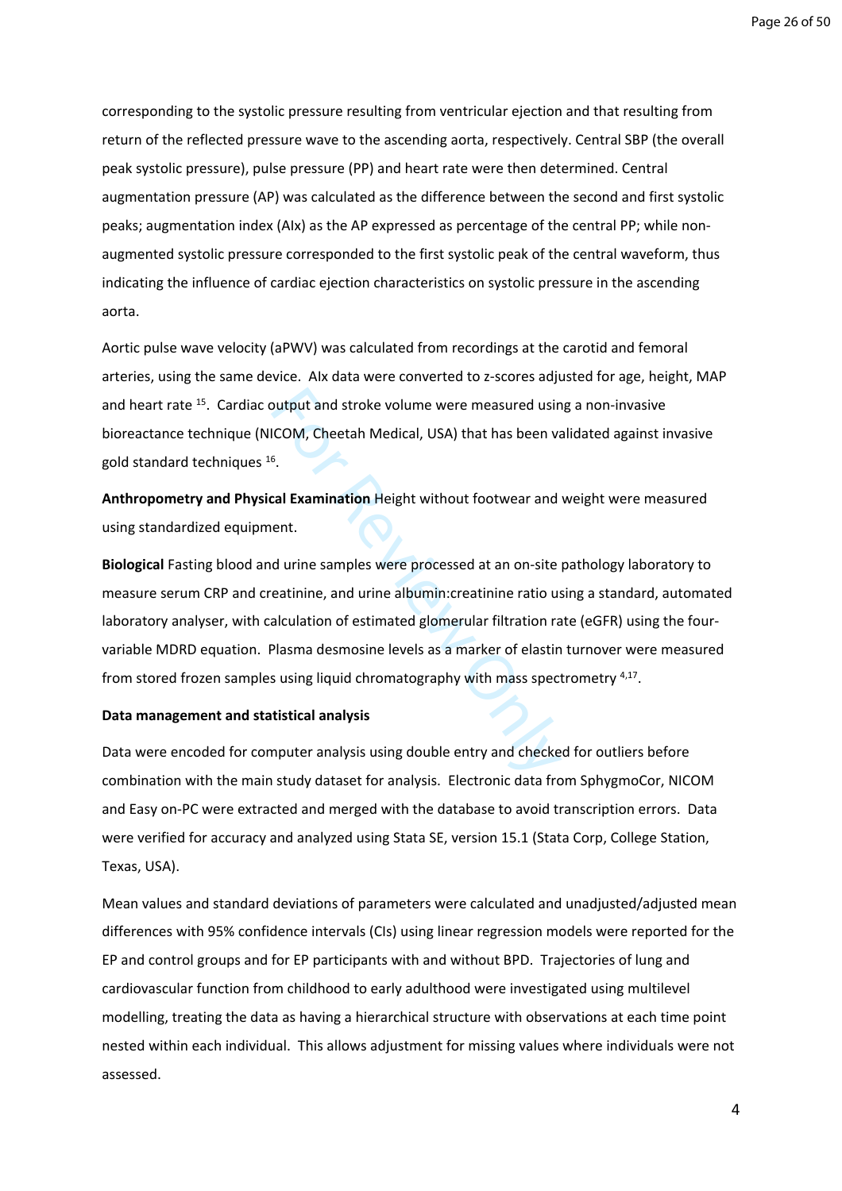corresponding to the systolic pressure resulting from ventricular ejection and that resulting from return of the reflected pressure wave to the ascending aorta, respectively. Central SBP (the overall peak systolic pressure), pulse pressure (PP) and heart rate were then determined. Central augmentation pressure (AP) was calculated as the difference between the second and first systolic peaks; augmentation index (AIx) as the AP expressed as percentage of the central PP; while non-augmented systolic pressure corresponded to the first systolic peak of the central waveform, thus indicating the influence of cardiac ejection characteristics on systolic pressure in the ascending aorta.

Aortic pulse wave velocity (aPWV) was calculated from recordings at the carotid and femoral arteries, using the same device. AIx data were converted to z-scores adjusted for age, height, MAP and heart rate [15]. Cardiac output and stroke volume were measured using a non-invasive bioreactance technique (NICOM, Cheetah Medical, USA) that has been validated against invasive gold standard techniques [16].

**Anthropometry and Physical Examination** Height without footwear and weight were measured using standardized equipment.

**Biological** Fasting blood and urine samples were processed at an on-site pathology laboratory to measure serum CRP and creatinine, and urine albumin:creatinine ratio using a standard, automated laboratory analyser, with calculation of estimated glomerular filtration rate (eGFR) using the four-variable MDRD equation. Plasma desmosine levels as a marker of elastin turnover were measured from stored frozen samples using liquid chromatography with mass spectrometry [4,17].

**Data management and statistical analysis**

Data were encoded for computer analysis using double entry and checked for outliers before combination with the main study dataset for analysis. Electronic data from SphygmoCor, NICOM and Easy on-PC were extracted and merged with the database to avoid transcription errors. Data were verified for accuracy and analyzed using Stata SE, version 15.1 (Stata Corp, College Station, Texas, USA).

Mean values and standard deviations of parameters were calculated and unadjusted/adjusted mean differences with 95% confidence intervals (CIs) using linear regression models were reported for the EP and control groups and for EP participants with and without BPD. Trajectories of lung and cardiovascular function from childhood to early adulthood were investigated using multilevel modelling, treating the data as having a hierarchical structure with observations at each time point nested within each individual. This allows adjustment for missing values where individuals were not assessed.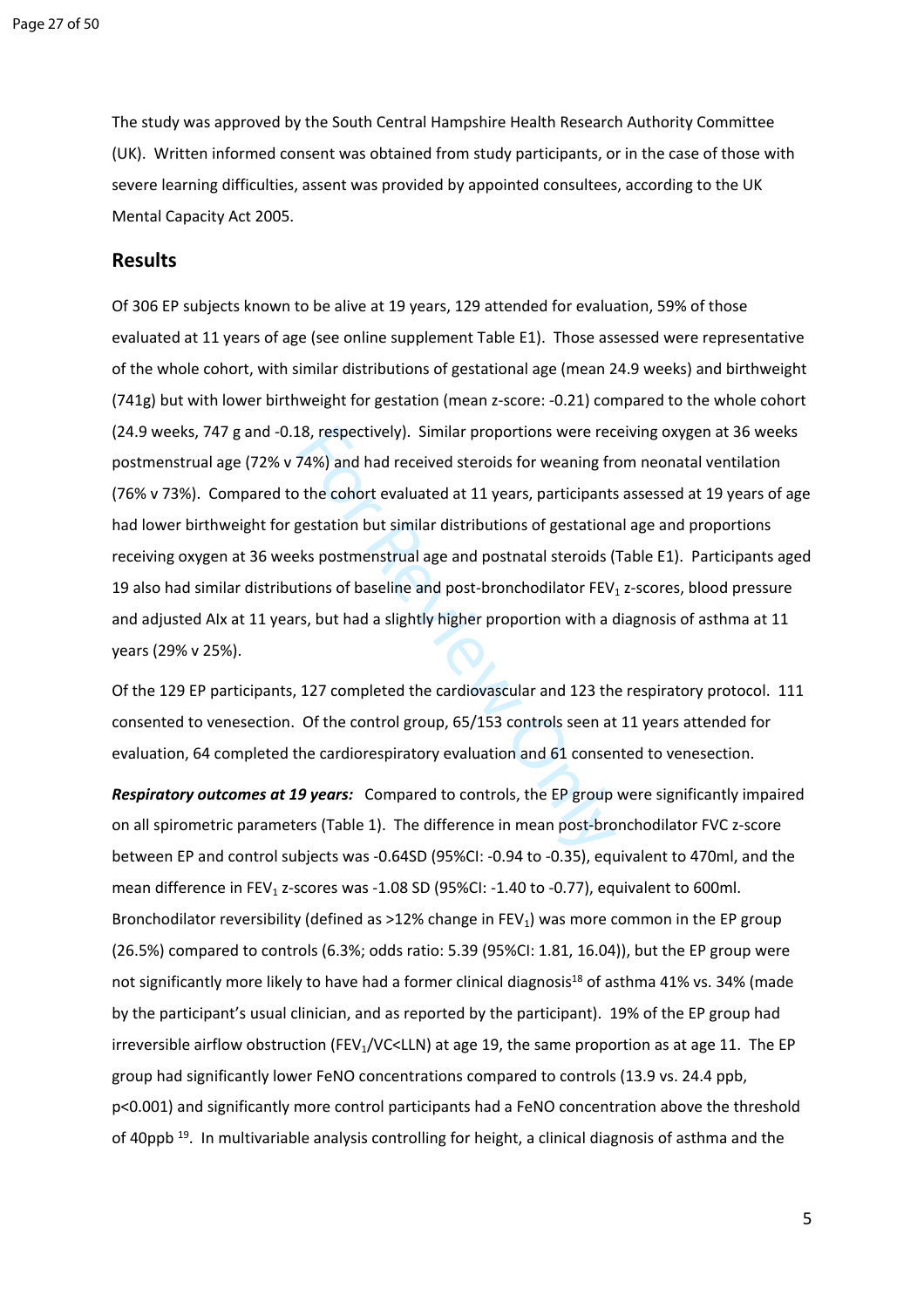The study was approved by the South Central Hampshire Health Research Authority Committee (UK). Written informed consent was obtained from study participants, or in the case of those with severe learning difficulties, assent was provided by appointed consultees, according to the UK Mental Capacity Act 2005.

## Results

Of 306 EP subjects known to be alive at 19 years, 129 attended for evaluation, 59% of those evaluated at 11 years of age (see online supplement Table E1). Those assessed were representative of the whole cohort, with similar distributions of gestational age (mean 24.9 weeks) and birthweight (741g) but with lower birthweight for gestation (mean z-score: -0.21) compared to the whole cohort (24.9 weeks, 747 g and -0.18, respectively). Similar proportions were receiving oxygen at 36 weeks postmenstrual age (72% v 74%) and had received steroids for weaning from neonatal ventilation (76% v 73%). Compared to the cohort evaluated at 11 years, participants assessed at 19 years of age had lower birthweight for gestation but similar distributions of gestational age and proportions receiving oxygen at 36 weeks postmenstrual age and postnatal steroids (Table E1). Participants aged 19 also had similar distributions of baseline and post-bronchodilator $FEV_1$ z-scores, blood pressure and adjusted AIx at 11 years, but had a slightly higher proportion with a diagnosis of asthma at 11 years (29% v 25%).

Of the 129 EP participants, 127 completed the cardiovascular and 123 the respiratory protocol. 111 consented to venesection. Of the control group, 65/153 controls seen at 11 years attended for evaluation, 64 completed the cardiorespiratory evaluation and 61 consented to venesection.

***Respiratory outcomes at 19 years:*** Compared to controls, the EP group were significantly impaired on all spirometric parameters (Table 1). The difference in mean post-bronchodilator FVC z-score between EP and control subjects was -0.64SD (95%CI: -0.94 to -0.35), equivalent to 470ml, and the mean difference in $FEV_1$ z-scores was -1.08 SD (95%CI: -1.40 to -0.77), equivalent to 600ml. Bronchodilator reversibility (defined as >12% change in $FEV_1$) was more common in the EP group (26.5%) compared to controls (6.3%; odds ratio: 5.39 (95%CI: 1.81, 16.04)), but the EP group were not significantly more likely to have had a former clinical diagnosis[18] of asthma 41% vs. 34% (made by the participant's usual clinician, and as reported by the participant). 19% of the EP group had irreversible airflow obstruction ($FEV_1$/VC<LLN) at age 19, the same proportion as at age 11. The EP group had significantly lower FeNO concentrations compared to controls (13.9 vs. 24.4 ppb, $p<0.001$) and significantly more control participants had a FeNO concentration above the threshold of 40ppb [19]. In multivariable analysis controlling for height, a clinical diagnosis of asthma and the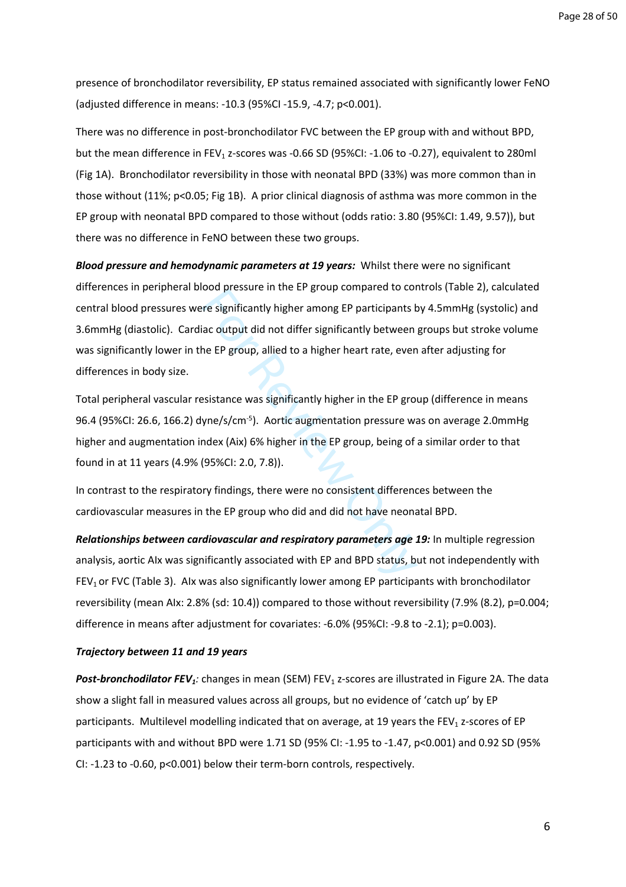presence of bronchodilator reversibility, EP status remained associated with significantly lower FeNO (adjusted difference in means: -10.3 (95%CI -15.9, -4.7; p<0.001).

There was no difference in post-bronchodilator FVC between the EP group with and without BPD, but the mean difference in $FEV_1$ z-scores was -0.66 SD (95%CI: -1.06 to -0.27), equivalent to 280ml (Fig 1A). Bronchodilator reversibility in those with neonatal BPD (33%) was more common than in those without (11%; p<0.05; Fig 1B). A prior clinical diagnosis of asthma was more common in the EP group with neonatal BPD compared to those without (odds ratio: 3.80 (95%CI: 1.49, 9.57)), but there was no difference in FeNO between these two groups.

***Blood pressure and hemodynamic parameters at 19 years:*** Whilst there were no significant differences in peripheral blood pressure in the EP group compared to controls (Table 2), calculated central blood pressures were significantly higher among EP participants by 4.5mmHg (systolic) and 3.6mmHg (diastolic). Cardiac output did not differ significantly between groups but stroke volume was significantly lower in the EP group, allied to a higher heart rate, even after adjusting for differences in body size.

Total peripheral vascular resistance was significantly higher in the EP group (difference in means 96.4 (95%CI: 26.6, 166.2) dyne/s/$cm^{-5}$). Aortic augmentation pressure was on average 2.0mmHg higher and augmentation index (AIx) 6% higher in the EP group, being of a similar order to that found in at 11 years (4.9% (95%CI: 2.0, 7.8)).

In contrast to the respiratory findings, there were no consistent differences between the cardiovascular measures in the EP group who did and did not have neonatal BPD.

***Relationships between cardiovascular and respiratory parameters age 19:*** In multiple regression analysis, aortic AIx was significantly associated with EP and BPD status, but not independently with $FEV_1$ or FVC (Table 3). AIx was also significantly lower among EP participants with bronchodilator reversibility (mean AIx: 2.8% (sd: 10.4)) compared to those without reversibility (7.9% (8.2), p=0.004; difference in means after adjustment for covariates: -6.0% (95%CI: -9.8 to -2.1); p=0.003).

***Trajectory between 11 and 19 years***

***Post-bronchodilator $FEV_1$:*** changes in mean (SEM) $FEV_1$ z-scores are illustrated in Figure 2A. The data show a slight fall in measured values across all groups, but no evidence of 'catch up' by EP participants. Multilevel modelling indicated that on average, at 19 years the $FEV_1$ z-scores of EP participants with and without BPD were 1.71 SD (95% CI: -1.95 to -1.47, p<0.001) and 0.92 SD (95% CI: -1.23 to -0.60, p<0.001) below their term-born controls, respectively.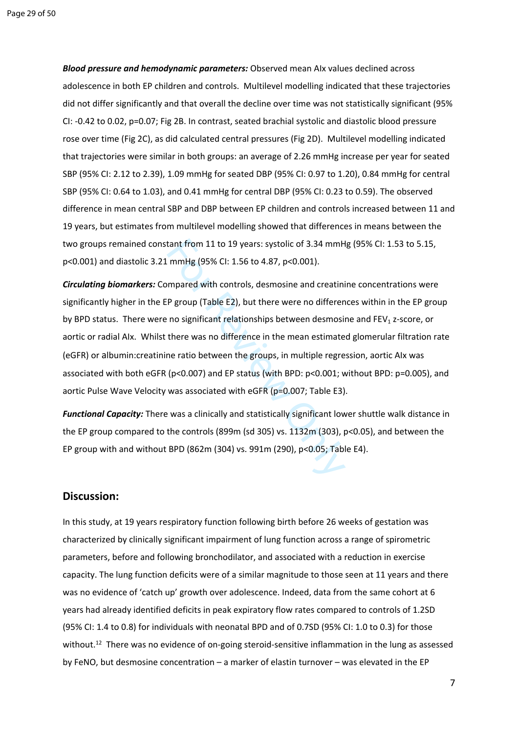***Blood pressure and hemodynamic parameters:*** Observed mean AIx values declined across adolescence in both EP children and controls. Multilevel modelling indicated that these trajectories did not differ significantly and that overall the decline over time was not statistically significant (95% CI: -0.42 to 0.02, p=0.07; Fig 2B. In contrast, seated brachial systolic and diastolic blood pressure rose over time (Fig 2C), as did calculated central pressures (Fig 2D). Multilevel modelling indicated that trajectories were similar in both groups: an average of 2.26 mmHg increase per year for seated SBP (95% CI: 2.12 to 2.39), 1.09 mmHg for seated DBP (95% CI: 0.97 to 1.20), 0.84 mmHg for central SBP (95% CI: 0.64 to 1.03), and 0.41 mmHg for central DBP (95% CI: 0.23 to 0.59). The observed difference in mean central SBP and DBP between EP children and controls increased between 11 and 19 years, but estimates from multilevel modelling showed that differences in means between the two groups remained constant from 11 to 19 years: systolic of 3.34 mmHg (95% CI: 1.53 to 5.15, p<0.001) and diastolic 3.21 mmHg (95% CI: 1.56 to 4.87, p<0.001).

***Circulating biomarkers:*** Compared with controls, desmosine and creatinine concentrations were significantly higher in the EP group (Table E2), but there were no differences within in the EP group by BPD status. There were no significant relationships between desmosine and $FEV_1$ z-score, or aortic or radial AIx. Whilst there was no difference in the mean estimated glomerular filtration rate (eGFR) or albumin:creatinine ratio between the groups, in multiple regression, aortic AIx was associated with both eGFR (p<0.007) and EP status (with BPD: p<0.001; without BPD: p=0.005), and aortic Pulse Wave Velocity was associated with eGFR (p=0.007; Table E3).

***Functional Capacity:*** There was a clinically and statistically significant lower shuttle walk distance in the EP group compared to the controls (899m (sd 305) vs. 1132m (303), p<0.05), and between the EP group with and without BPD (862m (304) vs. 991m (290), p<0.05; Table E4).

## Discussion:

In this study, at 19 years respiratory function following birth before 26 weeks of gestation was characterized by clinically significant impairment of lung function across a range of spirometric parameters, before and following bronchodilator, and associated with a reduction in exercise capacity. The lung function deficits were of a similar magnitude to those seen at 11 years and there was no evidence of 'catch up' growth over adolescence. Indeed, data from the same cohort at 6 years had already identified deficits in peak expiratory flow rates compared to controls of 1.2SD (95% CI: 1.4 to 0.8) for individuals with neonatal BPD and of 0.7SD (95% CI: 1.0 to 0.3) for those without.[12] There was no evidence of on-going steroid-sensitive inflammation in the lung as assessed by FeNO, but desmosine concentration – a marker of elastin turnover – was elevated in the EP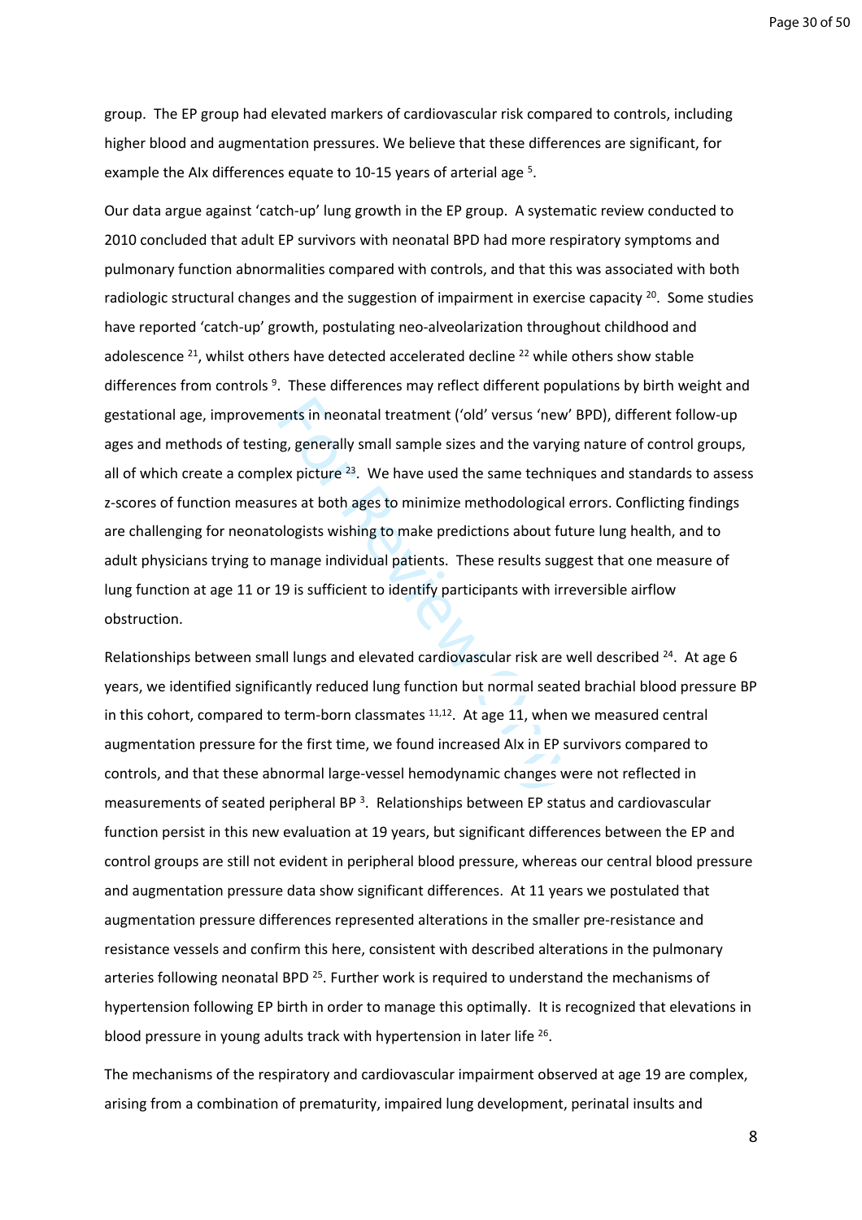group. The EP group had elevated markers of cardiovascular risk compared to controls, including higher blood and augmentation pressures. We believe that these differences are significant, for example the AIx differences equate to 10-15 years of arterial age [5].

Our data argue against 'catch-up' lung growth in the EP group. A systematic review conducted to 2010 concluded that adult EP survivors with neonatal BPD had more respiratory symptoms and pulmonary function abnormalities compared with controls, and that this was associated with both radiologic structural changes and the suggestion of impairment in exercise capacity [20]. Some studies have reported 'catch-up' growth, postulating neo-alveolarization throughout childhood and adolescence [21], whilst others have detected accelerated decline [22] while others show stable differences from controls [9]. These differences may reflect different populations by birth weight and gestational age, improvements in neonatal treatment ('old' versus 'new' BPD), different follow-up ages and methods of testing, generally small sample sizes and the varying nature of control groups, all of which create a complex picture [23]. We have used the same techniques and standards to assess z-scores of function measures at both ages to minimize methodological errors. Conflicting findings are challenging for neonatologists wishing to make predictions about future lung health, and to adult physicians trying to manage individual patients. These results suggest that one measure of lung function at age 11 or 19 is sufficient to identify participants with irreversible airflow obstruction.

Relationships between small lungs and elevated cardiovascular risk are well described [24]. At age 6 years, we identified significantly reduced lung function but normal seated brachial blood pressure BP in this cohort, compared to term-born classmates [11,12]. At age 11, when we measured central augmentation pressure for the first time, we found increased AIx in EP survivors compared to controls, and that these abnormal large-vessel hemodynamic changes were not reflected in measurements of seated peripheral BP [3]. Relationships between EP status and cardiovascular function persist in this new evaluation at 19 years, but significant differences between the EP and control groups are still not evident in peripheral blood pressure, whereas our central blood pressure and augmentation pressure data show significant differences. At 11 years we postulated that augmentation pressure differences represented alterations in the smaller pre-resistance and resistance vessels and confirm this here, consistent with described alterations in the pulmonary arteries following neonatal BPD [25]. Further work is required to understand the mechanisms of hypertension following EP birth in order to manage this optimally. It is recognized that elevations in blood pressure in young adults track with hypertension in later life [26].

The mechanisms of the respiratory and cardiovascular impairment observed at age 19 are complex, arising from a combination of prematurity, impaired lung development, perinatal insults and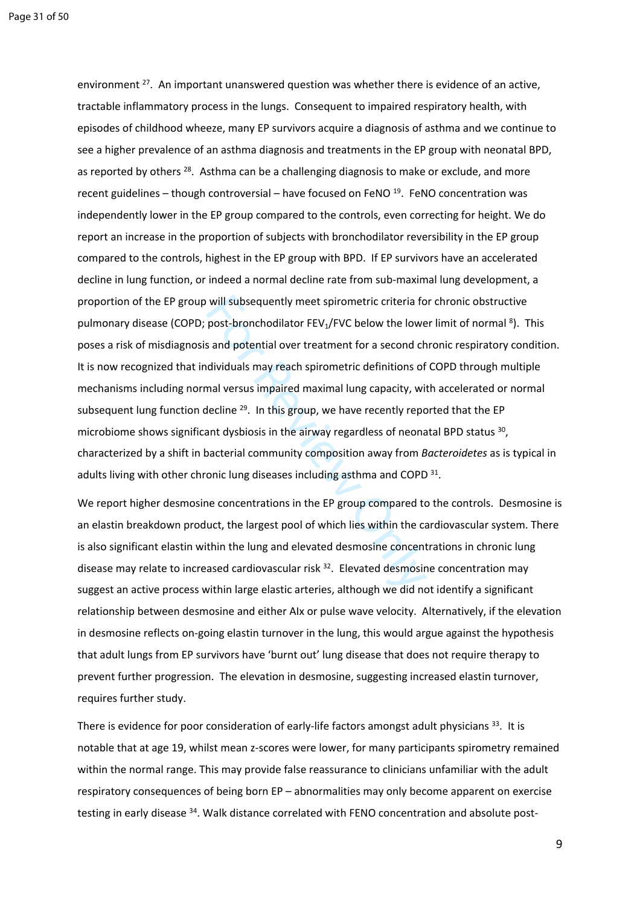environment [27]. An important unanswered question was whether there is evidence of an active, tractable inflammatory process in the lungs. Consequent to impaired respiratory health, with episodes of childhood wheeze, many EP survivors acquire a diagnosis of asthma and we continue to see a higher prevalence of an asthma diagnosis and treatments in the EP group with neonatal BPD, as reported by others [28]. Asthma can be a challenging diagnosis to make or exclude, and more recent guidelines – though controversial – have focused on FeNO [19]. FeNO concentration was independently lower in the EP group compared to the controls, even correcting for height. We do report an increase in the proportion of subjects with bronchodilator reversibility in the EP group compared to the controls, highest in the EP group with BPD. If EP survivors have an accelerated decline in lung function, or indeed a normal decline rate from sub-maximal lung development, a proportion of the EP group will subsequently meet spirometric criteria for chronic obstructive pulmonary disease (COPD; post-bronchodilator $FEV_1$/FVC below the lower limit of normal [8]). This poses a risk of misdiagnosis and potential over treatment for a second chronic respiratory condition. It is now recognized that individuals may reach spirometric definitions of COPD through multiple mechanisms including normal versus impaired maximal lung capacity, with accelerated or normal subsequent lung function decline [29]. In this group, we have recently reported that the EP microbiome shows significant dysbiosis in the airway regardless of neonatal BPD status [30], characterized by a shift in bacterial community composition away from *Bacteroidetes* as is typical in adults living with other chronic lung diseases including asthma and COPD [31].

We report higher desmosine concentrations in the EP group compared to the controls. Desmosine is an elastin breakdown product, the largest pool of which lies within the cardiovascular system. There is also significant elastin within the lung and elevated desmosine concentrations in chronic lung disease may relate to increased cardiovascular risk [32]. Elevated desmosine concentration may suggest an active process within large elastic arteries, although we did not identify a significant relationship between desmosine and either AIx or pulse wave velocity. Alternatively, if the elevation in desmosine reflects on-going elastin turnover in the lung, this would argue against the hypothesis that adult lungs from EP survivors have 'burnt out' lung disease that does not require therapy to prevent further progression. The elevation in desmosine, suggesting increased elastin turnover, requires further study.

There is evidence for poor consideration of early-life factors amongst adult physicians [33]. It is notable that at age 19, whilst mean z-scores were lower, for many participants spirometry remained within the normal range. This may provide false reassurance to clinicians unfamiliar with the adult respiratory consequences of being born EP – abnormalities may only become apparent on exercise testing in early disease [34]. Walk distance correlated with FENO concentration and absolute post-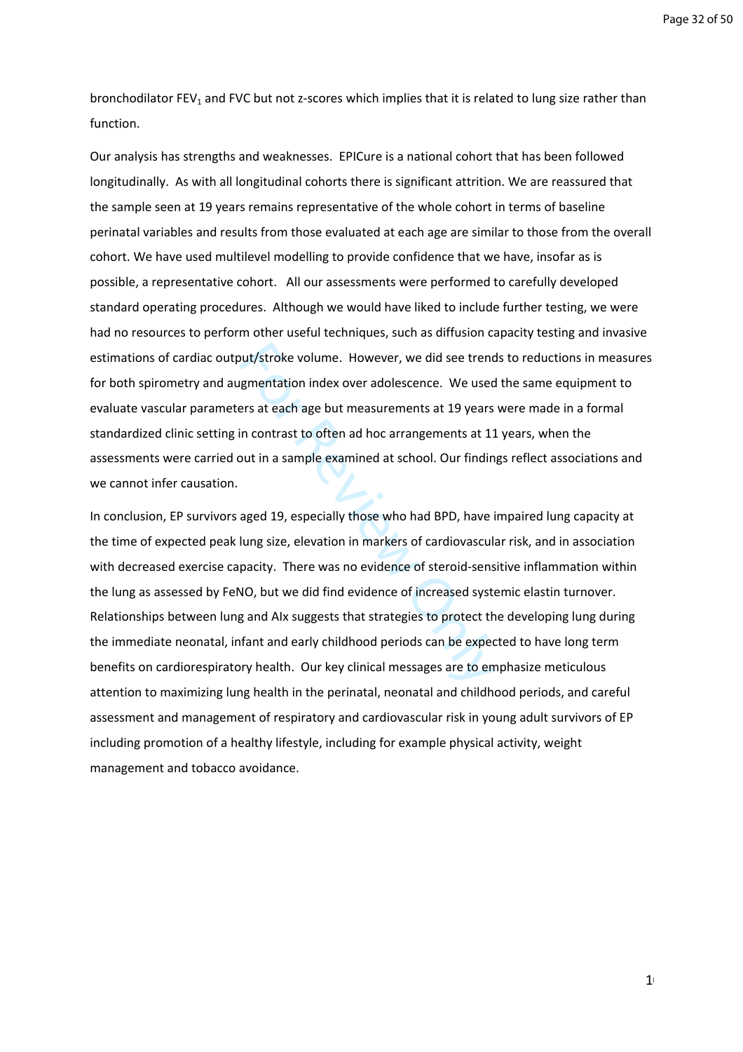bronchodilator $FEV_1$ and FVC but not z-scores which implies that it is related to lung size rather than function.

Our analysis has strengths and weaknesses. EPICure is a national cohort that has been followed longitudinally. As with all longitudinal cohorts there is significant attrition. We are reassured that the sample seen at 19 years remains representative of the whole cohort in terms of baseline perinatal variables and results from those evaluated at each age are similar to those from the overall cohort. We have used multilevel modelling to provide confidence that we have, insofar as is possible, a representative cohort. All our assessments were performed to carefully developed standard operating procedures. Although we would have liked to include further testing, we were had no resources to perform other useful techniques, such as diffusion capacity testing and invasive estimations of cardiac output/stroke volume. However, we did see trends to reductions in measures for both spirometry and augmentation index over adolescence. We used the same equipment to evaluate vascular parameters at each age but measurements at 19 years were made in a formal standardized clinic setting in contrast to often ad hoc arrangements at 11 years, when the assessments were carried out in a sample examined at school. Our findings reflect associations and we cannot infer causation.

In conclusion, EP survivors aged 19, especially those who had BPD, have impaired lung capacity at the time of expected peak lung size, elevation in markers of cardiovascular risk, and in association with decreased exercise capacity. There was no evidence of steroid-sensitive inflammation within the lung as assessed by FeNO, but we did find evidence of increased systemic elastin turnover. Relationships between lung and AIx suggests that strategies to protect the developing lung during the immediate neonatal, infant and early childhood periods can be expected to have long term benefits on cardiorespiratory health. Our key clinical messages are to emphasize meticulous attention to maximizing lung health in the perinatal, neonatal and childhood periods, and careful assessment and management of respiratory and cardiovascular risk in young adult survivors of EP including promotion of a healthy lifestyle, including for example physical activity, weight management and tobacco avoidance.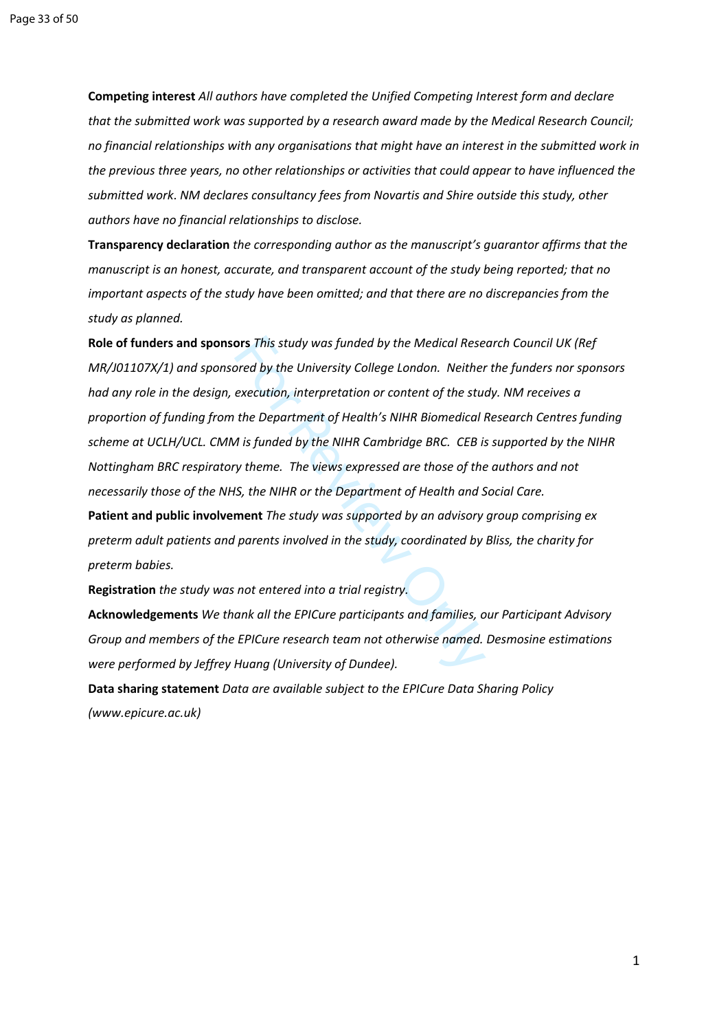**Competing interest** *All authors have completed the Unified Competing Interest form and declare that the submitted work was supported by a research award made by the Medical Research Council; no financial relationships with any organisations that might have an interest in the submitted work in the previous three years, no other relationships or activities that could appear to have influenced the submitted work. NM declares consultancy fees from Novartis and Shire outside this study, other authors have no financial relationships to disclose.*

**Transparency declaration** *the corresponding author as the manuscript's guarantor affirms that the manuscript is an honest, accurate, and transparent account of the study being reported; that no important aspects of the study have been omitted; and that there are no discrepancies from the study as planned.*

**Role of funders and sponsors** *This study was funded by the Medical Research Council UK (Ref MR/J01107X/1) and sponsored by the University College London. Neither the funders nor sponsors had any role in the design, execution, interpretation or content of the study. NM receives a proportion of funding from the Department of Health's NIHR Biomedical Research Centres funding scheme at UCLH/UCL. CMM is funded by the NIHR Cambridge BRC. CEB is supported by the NIHR Nottingham BRC respiratory theme. The views expressed are those of the authors and not necessarily those of the NHS, the NIHR or the Department of Health and Social Care.*

**Patient and public involvement** *The study was supported by an advisory group comprising ex preterm adult patients and parents involved in the study, coordinated by Bliss, the charity for preterm babies.*

**Registration** *the study was not entered into a trial registry.*

**Acknowledgements** *We thank all the EPICure participants and families, our Participant Advisory Group and members of the EPICure research team not otherwise named. Desmosine estimations were performed by Jeffrey Huang (University of Dundee).*

**Data sharing statement** *Data are available subject to the EPICure Data Sharing Policy (www.epicure.ac.uk)*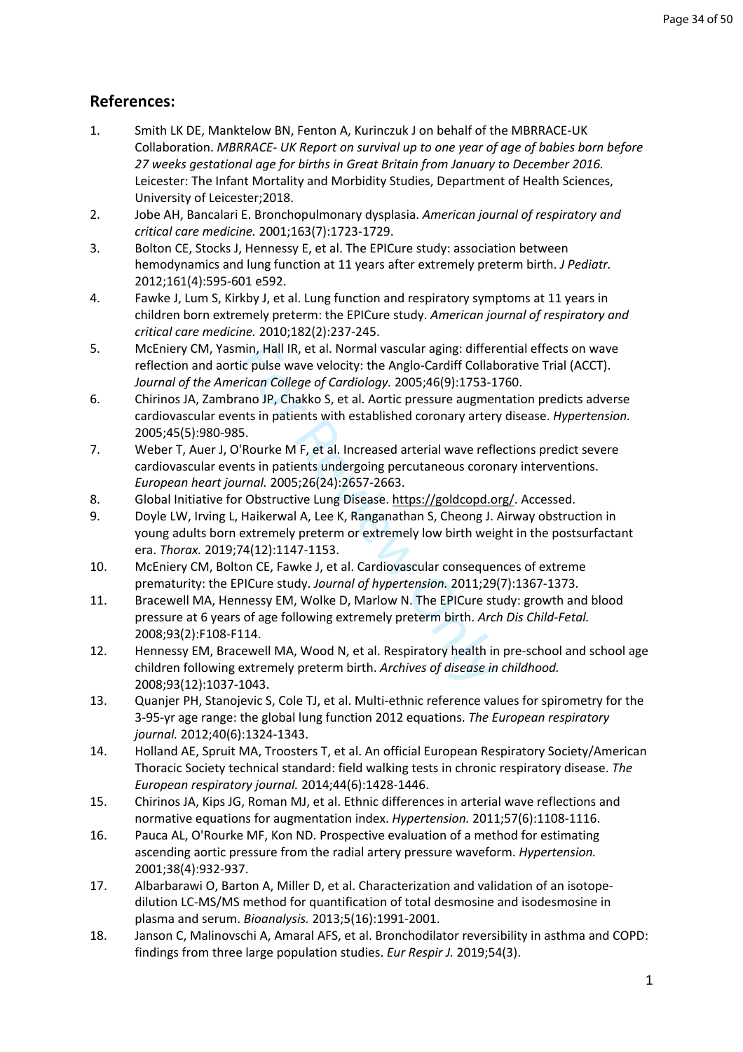## References:

1. Smith LK DE, Manktelow BN, Fenton A, Kurinczuk J on behalf of the MBRRACE-UK Collaboration. *MBRRACE- UK Report on survival up to one year of age of babies born before 27 weeks gestational age for births in Great Britain from January to December 2016.* Leicester: The Infant Mortality and Morbidity Studies, Department of Health Sciences, University of Leicester;2018.
2. Jobe AH, Bancalari E. Bronchopulmonary dysplasia. *American journal of respiratory and critical care medicine.* 2001;163(7):1723-1729.
3. Bolton CE, Stocks J, Hennessy E, et al. The EPICure study: association between hemodynamics and lung function at 11 years after extremely preterm birth. *J Pediatr.* 2012;161(4):595-601 e592.
4. Fawke J, Lum S, Kirkby J, et al. Lung function and respiratory symptoms at 11 years in children born extremely preterm: the EPICure study. *American journal of respiratory and critical care medicine.* 2010;182(2):237-245.
5. McEniery CM, Yasmin, Hall IR, et al. Normal vascular aging: differential effects on wave reflection and aortic pulse wave velocity: the Anglo-Cardiff Collaborative Trial (ACCT). *Journal of the American College of Cardiology.* 2005;46(9):1753-1760.
6. Chirinos JA, Zambrano JP, Chakko S, et al. Aortic pressure augmentation predicts adverse cardiovascular events in patients with established coronary artery disease. *Hypertension.* 2005;45(5):980-985.
7. Weber T, Auer J, O'Rourke M F, et al. Increased arterial wave reflections predict severe cardiovascular events in patients undergoing percutaneous coronary interventions. *European heart journal.* 2005;26(24):2657-2663.
8. Global Initiative for Obstructive Lung Disease. https://goldcopd.org/. Accessed.
9. Doyle LW, Irving L, Haikerwal A, Lee K, Ranganathan S, Cheong J. Airway obstruction in young adults born extremely preterm or extremely low birth weight in the postsurfactant era. *Thorax.* 2019;74(12):1147-1153.
10. McEniery CM, Bolton CE, Fawke J, et al. Cardiovascular consequences of extreme prematurity: the EPICure study. *Journal of hypertension.* 2011;29(7):1367-1373.
11. Bracewell MA, Hennessy EM, Wolke D, Marlow N. The EPICure study: growth and blood pressure at 6 years of age following extremely preterm birth. *Arch Dis Child-Fetal.* 2008;93(2):F108-F114.
12. Hennessy EM, Bracewell MA, Wood N, et al. Respiratory health in pre-school and school age children following extremely preterm birth. *Archives of disease in childhood.* 2008;93(12):1037-1043.
13. Quanjer PH, Stanojevic S, Cole TJ, et al. Multi-ethnic reference values for spirometry for the 3-95-yr age range: the global lung function 2012 equations. *The European respiratory journal.* 2012;40(6):1324-1343.
14. Holland AE, Spruit MA, Troosters T, et al. An official European Respiratory Society/American Thoracic Society technical standard: field walking tests in chronic respiratory disease. *The European respiratory journal.* 2014;44(6):1428-1446.
15. Chirinos JA, Kips JG, Roman MJ, et al. Ethnic differences in arterial wave reflections and normative equations for augmentation index. *Hypertension.* 2011;57(6):1108-1116.
16. Pauca AL, O'Rourke MF, Kon ND. Prospective evaluation of a method for estimating ascending aortic pressure from the radial artery pressure waveform. *Hypertension.* 2001;38(4):932-937.
17. Albarbarawi O, Barton A, Miller D, et al. Characterization and validation of an isotope-dilution LC-MS/MS method for quantification of total desmosine and isodesmosine in plasma and serum. *Bioanalysis.* 2013;5(16):1991-2001.
18. Janson C, Malinovschi A, Amaral AFS, et al. Bronchodilator reversibility in asthma and COPD: findings from three large population studies. *Eur Respir J.* 2019;54(3).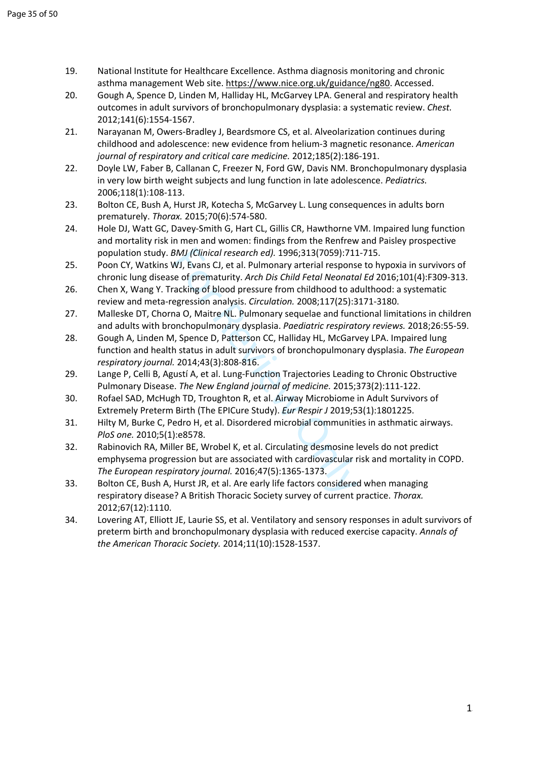19. National Institute for Healthcare Excellence. Asthma diagnosis monitoring and chronic asthma management Web site. https://www.nice.org.uk/guidance/ng80. Accessed.
20. Gough A, Spence D, Linden M, Halliday HL, McGarvey LPA. General and respiratory health outcomes in adult survivors of bronchopulmonary dysplasia: a systematic review. *Chest.* 2012;141(6):1554-1567.
21. Narayanan M, Owers-Bradley J, Beardsmore CS, et al. Alveolarization continues during childhood and adolescence: new evidence from helium-3 magnetic resonance. *American journal of respiratory and critical care medicine.* 2012;185(2):186-191.
22. Doyle LW, Faber B, Callanan C, Freezer N, Ford GW, Davis NM. Bronchopulmonary dysplasia in very low birth weight subjects and lung function in late adolescence. *Pediatrics.* 2006;118(1):108-113.
23. Bolton CE, Bush A, Hurst JR, Kotecha S, McGarvey L. Lung consequences in adults born prematurely. *Thorax.* 2015;70(6):574-580.
24. Hole DJ, Watt GC, Davey-Smith G, Hart CL, Gillis CR, Hawthorne VM. Impaired lung function and mortality risk in men and women: findings from the Renfrew and Paisley prospective population study. *BMJ (Clinical research ed).* 1996;313(7059):711-715.
25. Poon CY, Watkins WJ, Evans CJ, et al. Pulmonary arterial response to hypoxia in survivors of chronic lung disease of prematurity. *Arch Dis Child Fetal Neonatal Ed* 2016;101(4):F309-313.
26. Chen X, Wang Y. Tracking of blood pressure from childhood to adulthood: a systematic review and meta-regression analysis. *Circulation.* 2008;117(25):3171-3180.
27. Malleske DT, Chorna O, Maitre NL. Pulmonary sequelae and functional limitations in children and adults with bronchopulmonary dysplasia. *Paediatric respiratory reviews.* 2018;26:55-59.
28. Gough A, Linden M, Spence D, Patterson CC, Halliday HL, McGarvey LPA. Impaired lung function and health status in adult survivors of bronchopulmonary dysplasia. *The European respiratory journal.* 2014;43(3):808-816.
29. Lange P, Celli B, Agustí A, et al. Lung-Function Trajectories Leading to Chronic Obstructive Pulmonary Disease. *The New England journal of medicine.* 2015;373(2):111-122.
30. Rofael SAD, McHugh TD, Troughton R, et al. Airway Microbiome in Adult Survivors of Extremely Preterm Birth (The EPICure Study). *Eur Respir J* 2019;53(1):1801225.
31. Hilty M, Burke C, Pedro H, et al. Disordered microbial communities in asthmatic airways. *PloS one.* 2010;5(1):e8578.
32. Rabinovich RA, Miller BE, Wrobel K, et al. Circulating desmosine levels do not predict emphysema progression but are associated with cardiovascular risk and mortality in COPD. *The European respiratory journal.* 2016;47(5):1365-1373.
33. Bolton CE, Bush A, Hurst JR, et al. Are early life factors considered when managing respiratory disease? A British Thoracic Society survey of current practice. *Thorax.* 2012;67(12):1110.
34. Lovering AT, Elliott JE, Laurie SS, et al. Ventilatory and sensory responses in adult survivors of preterm birth and bronchopulmonary dysplasia with reduced exercise capacity. *Annals of the American Thoracic Society.* 2014;11(10):1528-1537.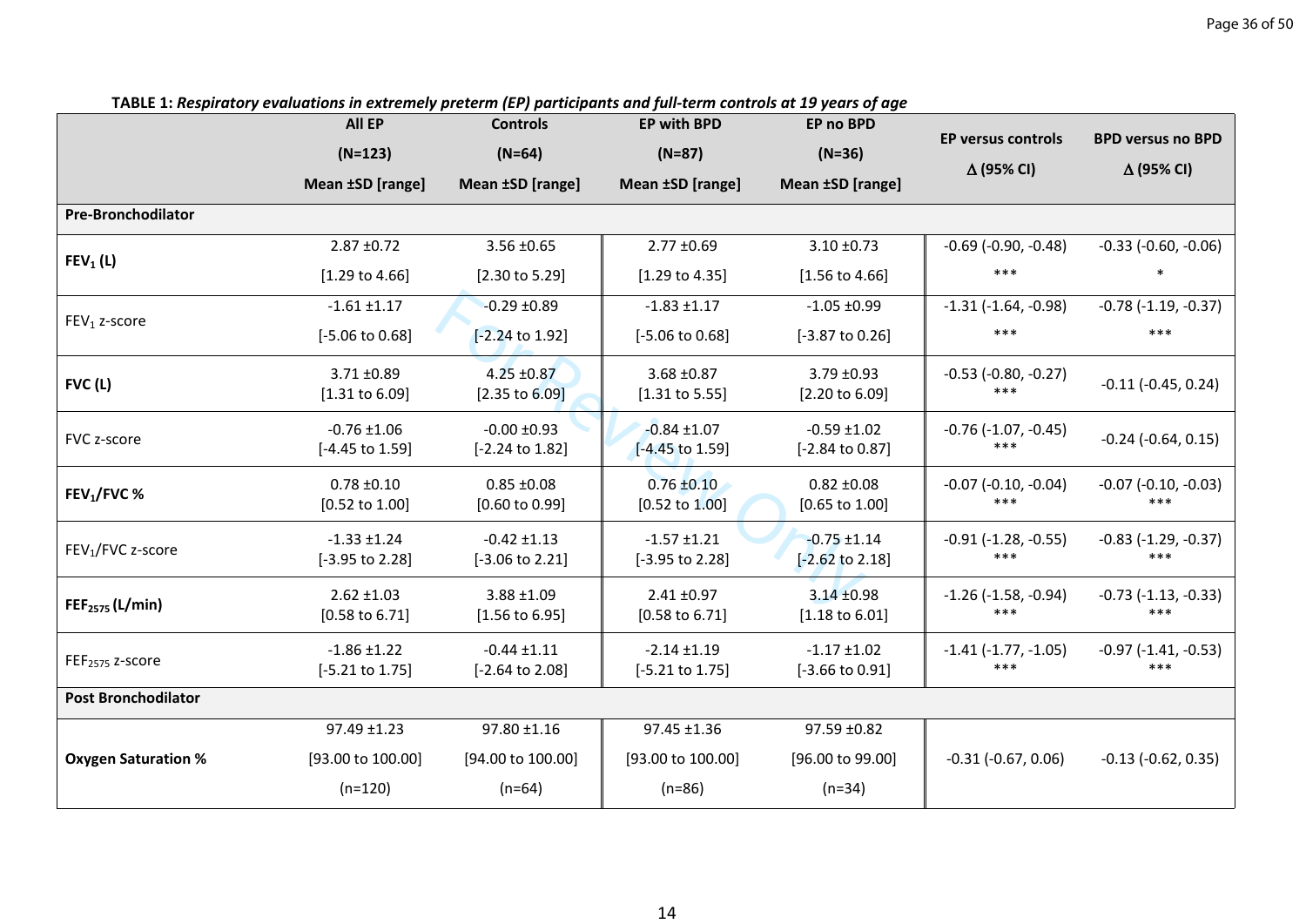**TABLE 1:** ***Respiratory evaluations in extremely preterm (EP) participants and full-term controls at 19 years of age***

| | All EP (N=123) Mean ±SD [range] | Controls (N=64) Mean ±SD [range] | EP with BPD (N=87) Mean ±SD [range] | EP no BPD (N=36) Mean ±SD [range] | EP versus controls Δ (95% CI) | BPD versus no BPD Δ (95% CI) |
|---|---|---|---|---|---|---|
| **Pre-Bronchodilator** | | | | | | |
| **$FEV_1$ (L)** | 2.87 ±0.72 [1.29 to 4.66] | 3.56 ±0.65 [2.30 to 5.29] | 2.77 ±0.69 [1.29 to 4.35] | 3.10 ±0.73 [1.56 to 4.66] | -0.69 (-0.90, -0.48) *** | -0.33 (-0.60, -0.06) * |
| $FEV_1$ z-score | -1.61 ±1.17 [-5.06 to 0.68] | -0.29 ±0.89 [-2.24 to 1.92] | -1.83 ±1.17 [-5.06 to 0.68] | -1.05 ±0.99 [-3.87 to 0.26] | -1.31 (-1.64, -0.98) *** | -0.78 (-1.19, -0.37) *** |
| **FVC (L)** | 3.71 ±0.89 [1.31 to 6.09] | 4.25 ±0.87 [2.35 to 6.09] | 3.68 ±0.87 [1.31 to 5.55] | 3.79 ±0.93 [2.20 to 6.09] | -0.53 (-0.80, -0.27) *** | -0.11 (-0.45, 0.24) |
| FVC z-score | -0.76 ±1.06 [-4.45 to 1.59] | -0.00 ±0.93 [-2.24 to 1.82] | -0.84 ±1.07 [-4.45 to 1.59] | -0.59 ±1.02 [-2.84 to 0.87] | -0.76 (-1.07, -0.45) *** | -0.24 (-0.64, 0.15) |
| **$FEV_1$/FVC %** | 0.78 ±0.10 [0.52 to 1.00] | 0.85 ±0.08 [0.60 to 0.99] | 0.76 ±0.10 [0.52 to 1.00] | 0.82 ±0.08 [0.65 to 1.00] | -0.07 (-0.10, -0.04) *** | -0.07 (-0.10, -0.03) *** |
| $FEV_1$/FVC z-score | -1.33 ±1.24 [-3.95 to 2.28] | -0.42 ±1.13 [-3.06 to 2.21] | -1.57 ±1.21 [-3.95 to 2.28] | -0.75 ±1.14 [-2.62 to 2.18] | -0.91 (-1.28, -0.55) *** | -0.83 (-1.29, -0.37) *** |
| **$FEF_{2575}$ (L/min)** | 2.62 ±1.03 [0.58 to 6.71] | 3.88 ±1.09 [1.56 to 6.95] | 2.41 ±0.97 [0.58 to 6.71] | 3.14 ±0.98 [1.18 to 6.01] | -1.26 (-1.58, -0.94) *** | -0.73 (-1.13, -0.33) *** |
| $FEF_{2575}$ z-score | -1.86 ±1.22 [-5.21 to 1.75] | -0.44 ±1.11 [-2.64 to 2.08] | -2.14 ±1.19 [-5.21 to 1.75] | -1.17 ±1.02 [-3.66 to 0.91] | -1.41 (-1.77, -1.05) *** | -0.97 (-1.41, -0.53) *** |
| **Post Bronchodilator** | | | | | | |
| **Oxygen Saturation %** | 97.49 ±1.23 [93.00 to 100.00] (n=120) | 97.80 ±1.16 [94.00 to 100.00] (n=64) | 97.45 ±1.36 [93.00 to 100.00] (n=86) | 97.59 ±0.82 [96.00 to 99.00] (n=34) | -0.31 (-0.67, 0.06) | -0.13 (-0.62, 0.35) |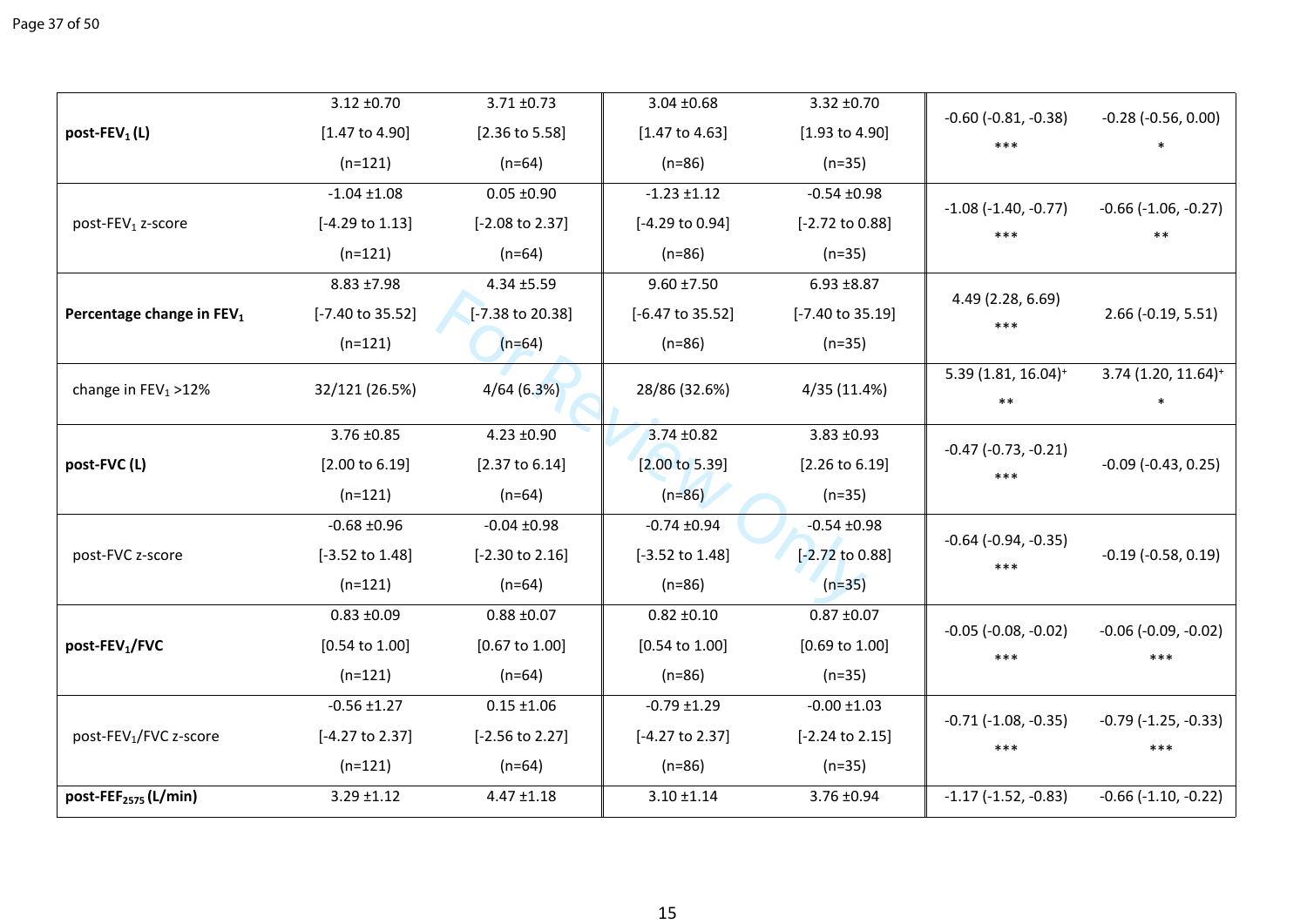| | | | | | | |
|---|---|---|---|---|---|---|
| **post-$FEV_1$ (L)** | 3.12 ±0.70 [1.47 to 4.90] (n=121) | 3.71 ±0.73 [2.36 to 5.58] (n=64) | 3.04 ±0.68 [1.47 to 4.63] (n=86) | 3.32 ±0.70 [1.93 to 4.90] (n=35) | -0.60 (-0.81, -0.38) *** | -0.28 (-0.56, 0.00) * |
| post-$FEV_1$ z-score | -1.04 ±1.08 [-4.29 to 1.13] (n=121) | 0.05 ±0.90 [-2.08 to 2.37] (n=64) | -1.23 ±1.12 [-4.29 to 0.94] (n=86) | -0.54 ±0.98 [-2.72 to 0.88] (n=35) | -1.08 (-1.40, -0.77) *** | -0.66 (-1.06, -0.27) ** |
| **Percentage change in $FEV_1$** | 8.83 ±7.98 [-7.40 to 35.52] (n=121) | 4.34 ±5.59 [-7.38 to 20.38] (n=64) | 9.60 ±7.50 [-6.47 to 35.52] (n=86) | 6.93 ±8.87 [-7.40 to 35.19] (n=35) | 4.49 (2.28, 6.69) *** | 2.66 (-0.19, 5.51) |
| change in $FEV_1$ >12% | 32/121 (26.5%) | 4/64 (6.3%) | 28/86 (32.6%) | 4/35 (11.4%) | 5.39 (1.81, 16.04)+ ** | 3.74 (1.20, 11.64)+ * |
| **post-FVC (L)** | 3.76 ±0.85 [2.00 to 6.19] (n=121) | 4.23 ±0.90 [2.37 to 6.14] (n=64) | 3.74 ±0.82 [2.00 to 5.39] (n=86) | 3.83 ±0.93 [2.26 to 6.19] (n=35) | -0.47 (-0.73, -0.21) *** | -0.09 (-0.43, 0.25) |
| post-FVC z-score | -0.68 ±0.96 [-3.52 to 1.48] (n=121) | -0.04 ±0.98 [-2.30 to 2.16] (n=64) | -0.74 ±0.94 [-3.52 to 1.48] (n=86) | -0.54 ±0.98 [-2.72 to 0.88] (n=35) | -0.64 (-0.94, -0.35) *** | -0.19 (-0.58, 0.19) |
| **post-$FEV_1$/FVC** | 0.83 ±0.09 [0.54 to 1.00] (n=121) | 0.88 ±0.07 [0.67 to 1.00] (n=64) | 0.82 ±0.10 [0.54 to 1.00] (n=86) | 0.87 ±0.07 [0.69 to 1.00] (n=35) | -0.05 (-0.08, -0.02) *** | -0.06 (-0.09, -0.02) *** |
| post-$FEV_1$/FVC z-score | -0.56 ±1.27 [-4.27 to 2.37] (n=121) | 0.15 ±1.06 [-2.56 to 2.27] (n=64) | -0.79 ±1.29 [-4.27 to 2.37] (n=86) | -0.00 ±1.03 [-2.24 to 2.15] (n=35) | -0.71 (-1.08, -0.35) *** | -0.79 (-1.25, -0.33) *** |
| **post-$FEF_{2575}$ (L/min)** | 3.29 ±1.12 | 4.47 ±1.18 | 3.10 ±1.14 | 3.76 ±0.94 | -1.17 (-1.52, -0.83) | -0.66 (-1.10, -0.22) |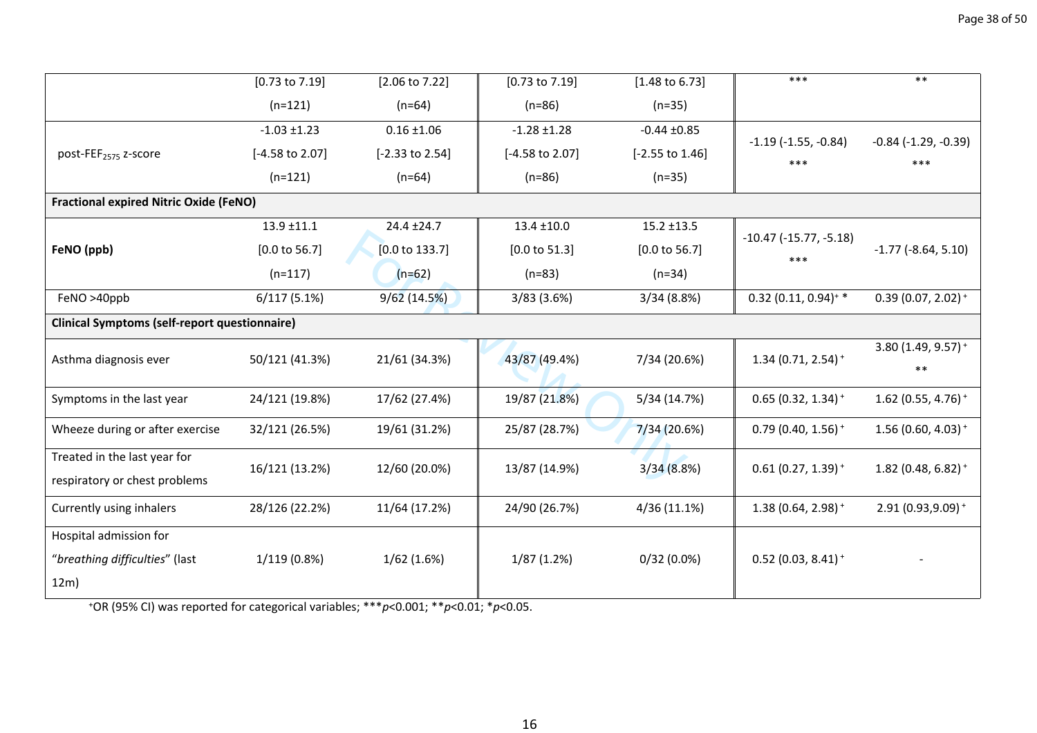| | | | | | | |
|---|---|---|---|---|---|---|
| | [0.73 to 7.19] (n=121) | [2.06 to 7.22] (n=64) | [0.73 to 7.19] (n=86) | [1.48 to 6.73] (n=35) | *** | ** |
| post-$FEF_{2575}$ z-score | -1.03 ±1.23 [-4.58 to 2.07] (n=121) | 0.16 ±1.06 [-2.33 to 2.54] (n=64) | -1.28 ±1.28 [-4.58 to 2.07] (n=86) | -0.44 ±0.85 [-2.55 to 1.46] (n=35) | -1.19 (-1.55, -0.84) *** | -0.84 (-1.29, -0.39) *** |
| **Fractional expired Nitric Oxide (FeNO)** | | | | | | |
| **FeNO (ppb)** | 13.9 ±11.1 [0.0 to 56.7] (n=117) | 24.4 ±24.7 [0.0 to 133.7] (n=62) | 13.4 ±10.0 [0.0 to 51.3] (n=83) | 15.2 ±13.5 [0.0 to 56.7] (n=34) | -10.47 (-15.77, -5.18) *** | -1.77 (-8.64, 5.10) |
| FeNO >40ppb | 6/117 (5.1%) | 9/62 (14.5%) | 3/83 (3.6%) | 3/34 (8.8%) | 0.32 (0.11, 0.94)+ * | 0.39 (0.07, 2.02)+ |
| **Clinical Symptoms (self-report questionnaire)** | | | | | | |
| Asthma diagnosis ever | 50/121 (41.3%) | 21/61 (34.3%) | 43/87 (49.4%) | 7/34 (20.6%) | 1.34 (0.71, 2.54)+ | 3.80 (1.49, 9.57)+ ** |
| Symptoms in the last year | 24/121 (19.8%) | 17/62 (27.4%) | 19/87 (21.8%) | 5/34 (14.7%) | 0.65 (0.32, 1.34)+ | 1.62 (0.55, 4.76)+ |
| Wheeze during or after exercise | 32/121 (26.5%) | 19/61 (31.2%) | 25/87 (28.7%) | 7/34 (20.6%) | 0.79 (0.40, 1.56)+ | 1.56 (0.60, 4.03)+ |
| Treated in the last year for respiratory or chest problems | 16/121 (13.2%) | 12/60 (20.0%) | 13/87 (14.9%) | 3/34 (8.8%) | 0.61 (0.27, 1.39)+ | 1.82 (0.48, 6.82)+ |
| Currently using inhalers | 28/126 (22.2%) | 11/64 (17.2%) | 24/90 (26.7%) | 4/36 (11.1%) | 1.38 (0.64, 2.98)+ | 2.91 (0.93,9.09)+ |
| Hospital admission for "*breathing difficulties*" (last 12m) | 1/119 (0.8%) | 1/62 (1.6%) | 1/87 (1.2%) | 0/32 (0.0%) | 0.52 (0.03, 8.41)+ | - |

+OR (95% CI) was reported for categorical variables; ***$p$<0.001; **$p$<0.01; *$p$<0.05.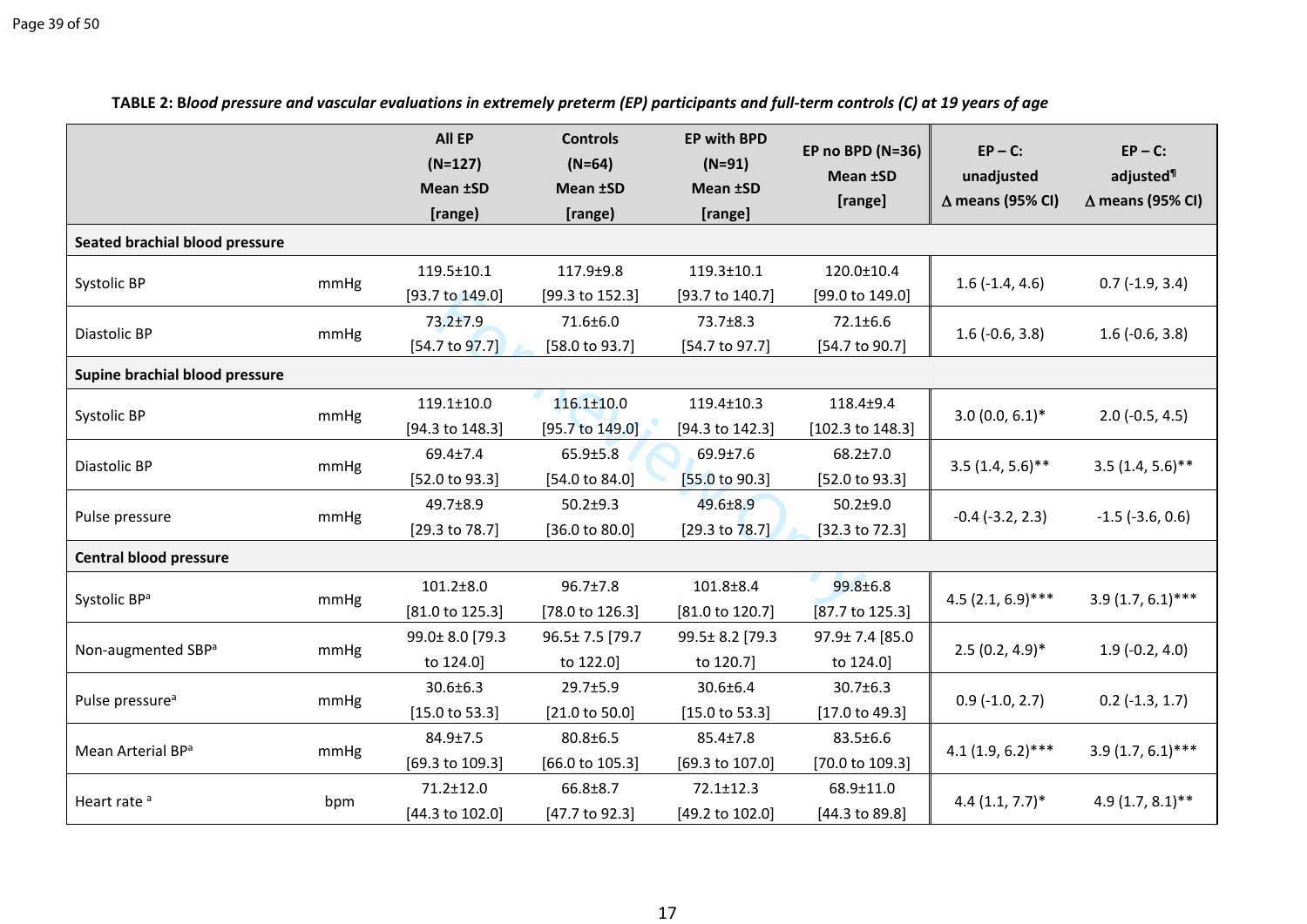**TABLE 2: B*lood pressure and vascular evaluations in extremely preterm (EP) participants and full-term controls (C) at 19 years of age***

| | | All EP (N=127) Mean ±SD [range] | Controls (N=64) Mean ±SD [range] | EP with BPD (N=91) Mean ±SD [range] | EP no BPD (N=36) Mean ±SD [range] | EP – C: unadjusted ∆ means (95% CI) | EP – C: adjusted[¶] ∆ means (95% CI) |
|---|---|---|---|---|---|---|---|
| **Seated brachial blood pressure** | | | | | | | |
| Systolic BP | mmHg | 119.5±10.1 [93.7 to 149.0] | 117.9±9.8 [99.3 to 152.3] | 119.3±10.1 [93.7 to 140.7] | 120.0±10.4 [99.0 to 149.0] | 1.6 (-1.4, 4.6) | 0.7 (-1.9, 3.4) |
| Diastolic BP | mmHg | 73.2±7.9 [54.7 to 97.7] | 71.6±6.0 [58.0 to 93.7] | 73.7±8.3 [54.7 to 97.7] | 72.1±6.6 [54.7 to 90.7] | 1.6 (-0.6, 3.8) | 1.6 (-0.6, 3.8) |
| **Supine brachial blood pressure** | | | | | | | |
| Systolic BP | mmHg | 119.1±10.0 [94.3 to 148.3] | 116.1±10.0 [95.7 to 149.0] | 119.4±10.3 [94.3 to 142.3] | 118.4±9.4 [102.3 to 148.3] | 3.0 (0.0, 6.1)* | 2.0 (-0.5, 4.5) |
| Diastolic BP | mmHg | 69.4±7.4 [52.0 to 93.3] | 65.9±5.8 [54.0 to 84.0] | 69.9±7.6 [55.0 to 90.3] | 68.2±7.0 [52.0 to 93.3] | 3.5 (1.4, 5.6)** | 3.5 (1.4, 5.6)** |
| Pulse pressure | mmHg | 49.7±8.9 [29.3 to 78.7] | 50.2±9.3 [36.0 to 80.0] | 49.6±8.9 [29.3 to 78.7] | 50.2±9.0 [32.3 to 72.3] | -0.4 (-3.2, 2.3) | -1.5 (-3.6, 0.6) |
| **Central blood pressure** | | | | | | | |
| Systolic BP[a] | mmHg | 101.2±8.0 [81.0 to 125.3] | 96.7±7.8 [78.0 to 126.3] | 101.8±8.4 [81.0 to 120.7] | 99.8±6.8 [87.7 to 125.3] | 4.5 (2.1, 6.9)*** | 3.9 (1.7, 6.1)*** |
| Non-augmented SBP[a] | mmHg | 99.0± 8.0 [79.3 to 124.0] | 96.5± 7.5 [79.7 to 122.0] | 99.5± 8.2 [79.3 to 120.7] | 97.9± 7.4 [85.0 to 124.0] | 2.5 (0.2, 4.9)* | 1.9 (-0.2, 4.0) |
| Pulse pressure[a] | mmHg | 30.6±6.3 [15.0 to 53.3] | 29.7±5.9 [21.0 to 50.0] | 30.6±6.4 [15.0 to 53.3] | 30.7±6.3 [17.0 to 49.3] | 0.9 (-1.0, 2.7) | 0.2 (-1.3, 1.7) |
| Mean Arterial BP[a] | mmHg | 84.9±7.5 [69.3 to 109.3] | 80.8±6.5 [66.0 to 105.3] | 85.4±7.8 [69.3 to 107.0] | 83.5±6.6 [70.0 to 109.3] | 4.1 (1.9, 6.2)*** | 3.9 (1.7, 6.1)*** |
| Heart rate [a] | bpm | 71.2±12.0 [44.3 to 102.0] | 66.8±8.7 [47.7 to 92.3] | 72.1±12.3 [49.2 to 102.0] | 68.9±11.0 [44.3 to 89.8] | 4.4 (1.1, 7.7)* | 4.9 (1.7, 8.1)** |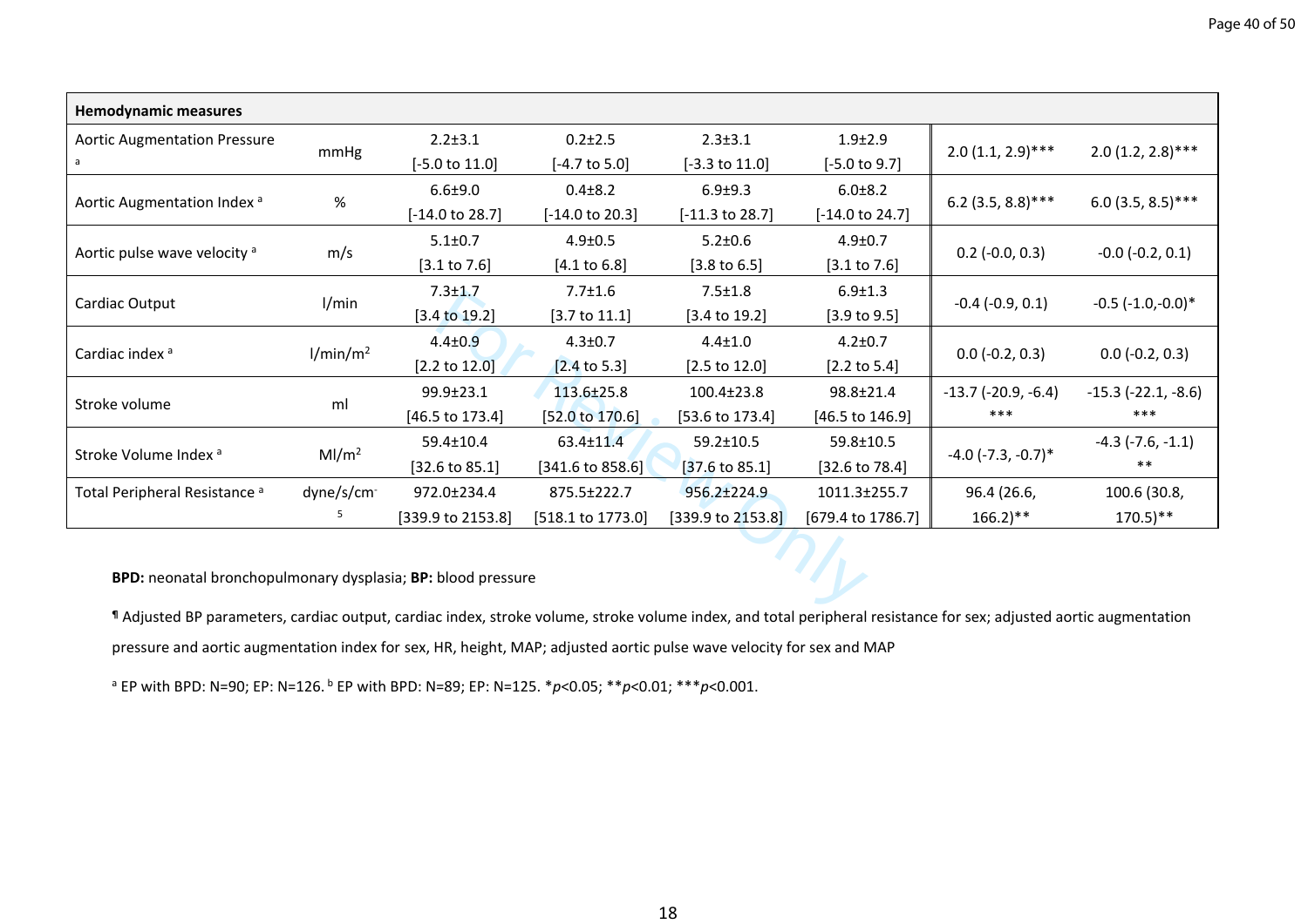| Hemodynamic measures | | | | | | | |
|---|---|---|---|---|---|---|---|
| Aortic Augmentation Pressure [a] | mmHg | 2.2±3.1 [-5.0 to 11.0] | 0.2±2.5 [-4.7 to 5.0] | 2.3±3.1 [-3.3 to 11.0] | 1.9±2.9 [-5.0 to 9.7] | 2.0 (1.1, 2.9)*** | 2.0 (1.2, 2.8)*** |
| Aortic Augmentation Index [a] | % | 6.6±9.0 [-14.0 to 28.7] | 0.4±8.2 [-14.0 to 20.3] | 6.9±9.3 [-11.3 to 28.7] | 6.0±8.2 [-14.0 to 24.7] | 6.2 (3.5, 8.8)*** | 6.0 (3.5, 8.5)*** |
| Aortic pulse wave velocity [a] | m/s | 5.1±0.7 [3.1 to 7.6] | 4.9±0.5 [4.1 to 6.8] | 5.2±0.6 [3.8 to 6.5] | 4.9±0.7 [3.1 to 7.6] | 0.2 (-0.0, 0.3) | -0.0 (-0.2, 0.1) |
| Cardiac Output | l/min | 7.3±1.7 [3.4 to 19.2] | 7.7±1.6 [3.7 to 11.1] | 7.5±1.8 [3.4 to 19.2] | 6.9±1.3 [3.9 to 9.5] | -0.4 (-0.9, 0.1) | -0.5 (-1.0,-0.0)* |
| Cardiac index [a] | l/min/m$^2$ | 4.4±0.9 [2.2 to 12.0] | 4.3±0.7 [2.4 to 5.3] | 4.4±1.0 [2.5 to 12.0] | 4.2±0.7 [2.2 to 5.4] | 0.0 (-0.2, 0.3) | 0.0 (-0.2, 0.3) |
| Stroke volume | ml | 99.9±23.1 [46.5 to 173.4] | 113.6±25.8 [52.0 to 170.6] | 100.4±23.8 [53.6 to 173.4] | 98.8±21.4 [46.5 to 146.9] | -13.7 (-20.9, -6.4) *** | -15.3 (-22.1, -8.6) *** |
| Stroke Volume Index [a] | Ml/m$^2$ | 59.4±10.4 [32.6 to 85.1] | 63.4±11.4 [341.6 to 858.6] | 59.2±10.5 [37.6 to 85.1] | 59.8±10.5 [32.6 to 78.4] | -4.0 (-7.3, -0.7)* | -4.3 (-7.6, -1.1) ** |
| Total Peripheral Resistance [a] | dyne/s/cm$^{-5}$ | 972.0±234.4 [339.9 to 2153.8] | 875.5±222.7 [518.1 to 1773.0] | 956.2±224.9 [339.9 to 2153.8] | 1011.3±255.7 [679.4 to 1786.7] | 96.4 (26.6, 166.2)** | 100.6 (30.8, 170.5)** |

**BPD:** neonatal bronchopulmonary dysplasia; **BP:** blood pressure

¶ Adjusted BP parameters, cardiac output, cardiac index, stroke volume, stroke volume index, and total peripheral resistance for sex; adjusted aortic augmentation pressure and aortic augmentation index for sex, HR, height, MAP; adjusted aortic pulse wave velocity for sex and MAP

[a] EP with BPD: N=90; EP: N=126. [b] EP with BPD: N=89; EP: N=125. *$p$<0.05; **$p$<0.01; ***$p$<0.001.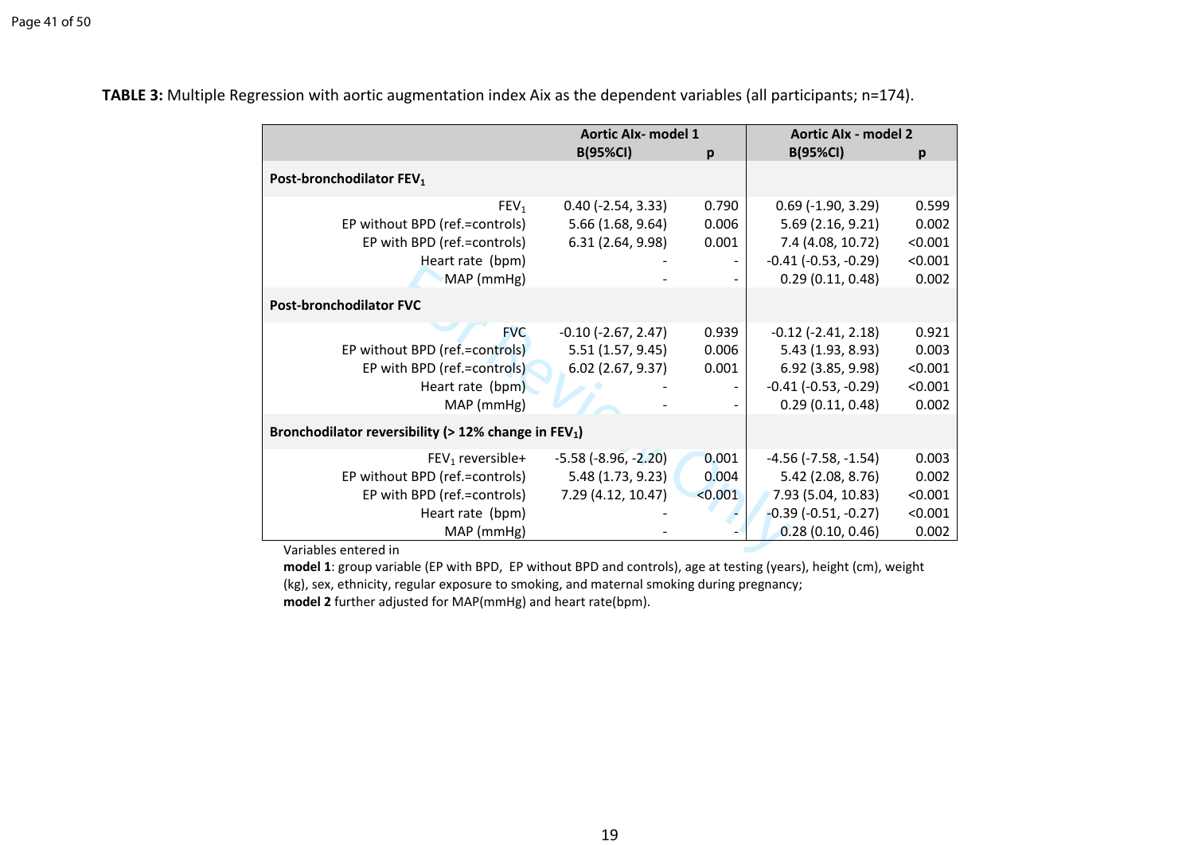**TABLE 3:** Multiple Regression with aortic augmentation index Aix as the dependent variables (all participants; n=174).

| | Aortic AIx- model 1 | | Aortic AIx - model 2 | |
|---|---|---|---|---|
| | B(95%CI) | p | B(95%CI) | p |
| **Post-bronchodilator $FEV_1$** | | | | |
| $FEV_1$ | 0.40 (-2.54, 3.33) | 0.790 | 0.69 (-1.90, 3.29) | 0.599 |
| EP without BPD (ref.=controls) | 5.66 (1.68, 9.64) | 0.006 | 5.69 (2.16, 9.21) | 0.002 |
| EP with BPD (ref.=controls) | 6.31 (2.64, 9.98) | 0.001 | 7.4 (4.08, 10.72) | <0.001 |
| Heart rate (bpm) | - | - | -0.41 (-0.53, -0.29) | <0.001 |
| MAP (mmHg) | - | - | 0.29 (0.11, 0.48) | 0.002 |
| **Post-bronchodilator FVC** | | | | |
| FVC | -0.10 (-2.67, 2.47) | 0.939 | -0.12 (-2.41, 2.18) | 0.921 |
| EP without BPD (ref.=controls) | 5.51 (1.57, 9.45) | 0.006 | 5.43 (1.93, 8.93) | 0.003 |
| EP with BPD (ref.=controls) | 6.02 (2.67, 9.37) | 0.001 | 6.92 (3.85, 9.98) | <0.001 |
| Heart rate (bpm) | - | - | -0.41 (-0.53, -0.29) | <0.001 |
| MAP (mmHg) | - | - | 0.29 (0.11, 0.48) | 0.002 |
| **Bronchodilator reversibility (> 12% change in $FEV_1$)** | | | | |
| $FEV_1$ reversible+ | -5.58 (-8.96, -2.20) | 0.001 | -4.56 (-7.58, -1.54) | 0.003 |
| EP without BPD (ref.=controls) | 5.48 (1.73, 9.23) | 0.004 | 5.42 (2.08, 8.76) | 0.002 |
| EP with BPD (ref.=controls) | 7.29 (4.12, 10.47) | <0.001 | 7.93 (5.04, 10.83) | <0.001 |
| Heart rate (bpm) | - | - | -0.39 (-0.51, -0.27) | <0.001 |
| MAP (mmHg) | - | - | 0.28 (0.10, 0.46) | 0.002 |

Variables entered in
**model 1**: group variable (EP with BPD, EP without BPD and controls), age at testing (years), height (cm), weight (kg), sex, ethnicity, regular exposure to smoking, and maternal smoking during pregnancy;
**model 2** further adjusted for MAP(mmHg) and heart rate(bpm).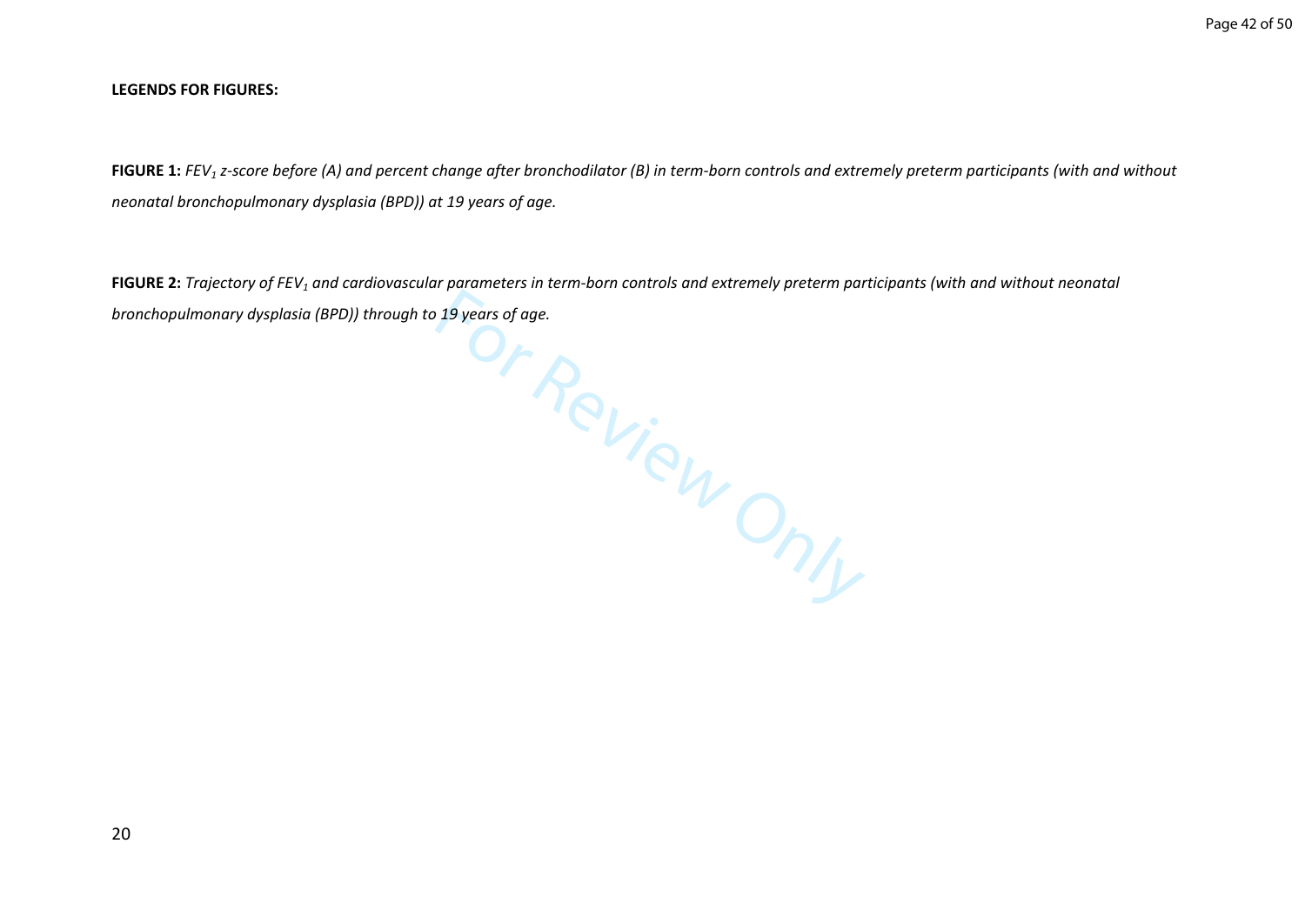**LEGENDS FOR FIGURES:**

**FIGURE 1:** *$FEV_1$ z-score before (A) and percent change after bronchodilator (B) in term-born controls and extremely preterm participants (with and without neonatal bronchopulmonary dysplasia (BPD)) at 19 years of age.*

**FIGURE 2:** *Trajectory of $FEV_1$ and cardiovascular parameters in term-born controls and extremely preterm participants (with and without neonatal bronchopulmonary dysplasia (BPD)) through to 19 years of age.*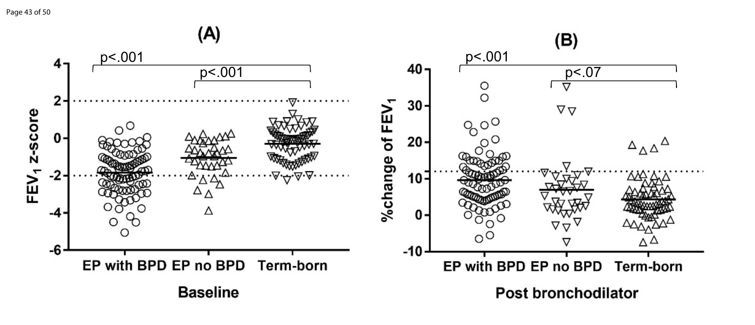(A)

p<.001

p<.001

$FEV_1$ z-score

EP with BPD EP no BPD Term-born

**Baseline**

(B)

p<.001

p<.07

%change of $FEV_1$

EP with BPD EP no BPD Term-born

**Post bronchodilator**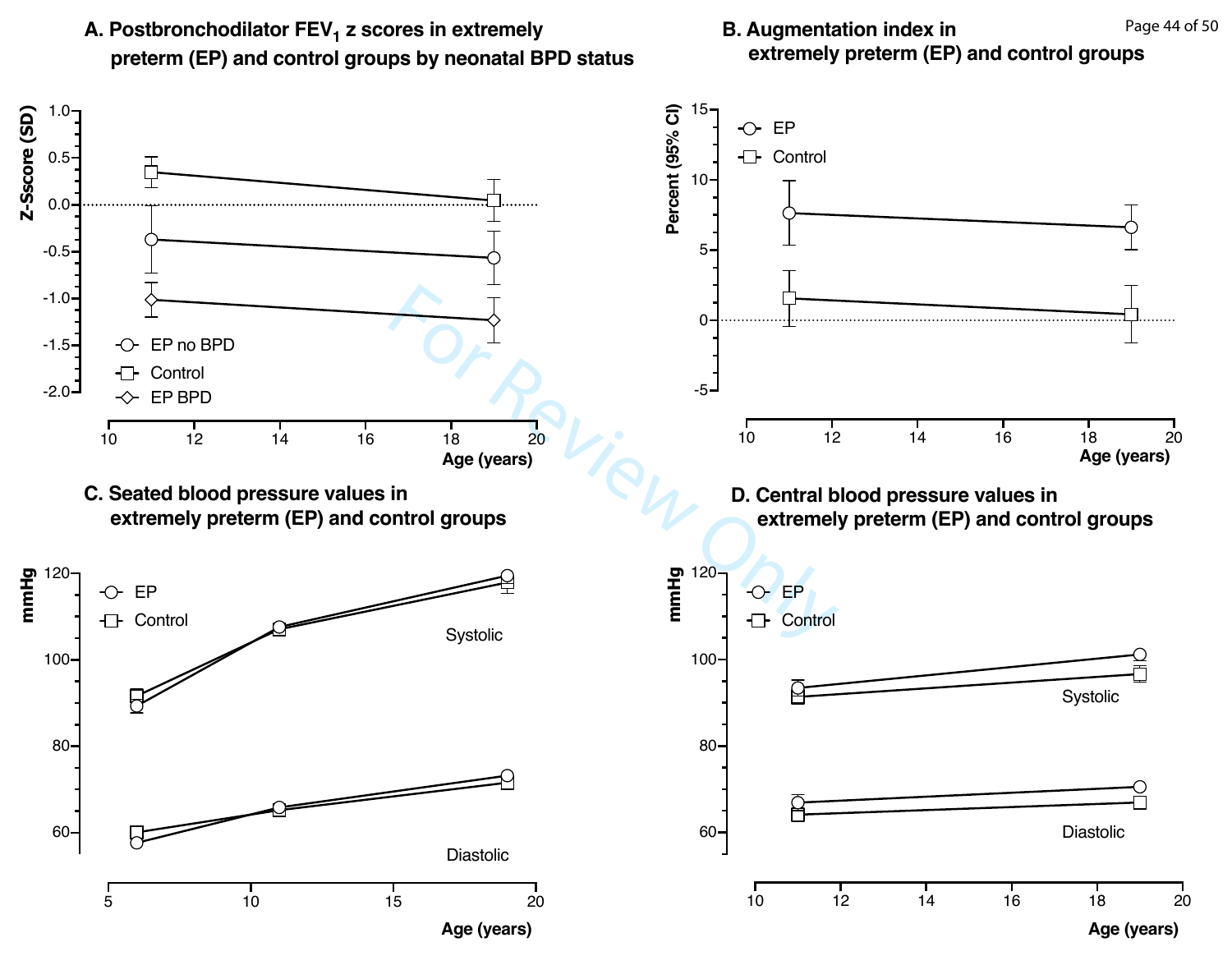**A. Postbronchodilator $FEV_1$ z scores in extremely preterm (EP) and control groups by neonatal BPD status**

**B. Augmentation index in extremely preterm (EP) and control groups**

**C. Seated blood pressure values in extremely preterm (EP) and control groups**

**D. Central blood pressure values in extremely preterm (EP) and control groups**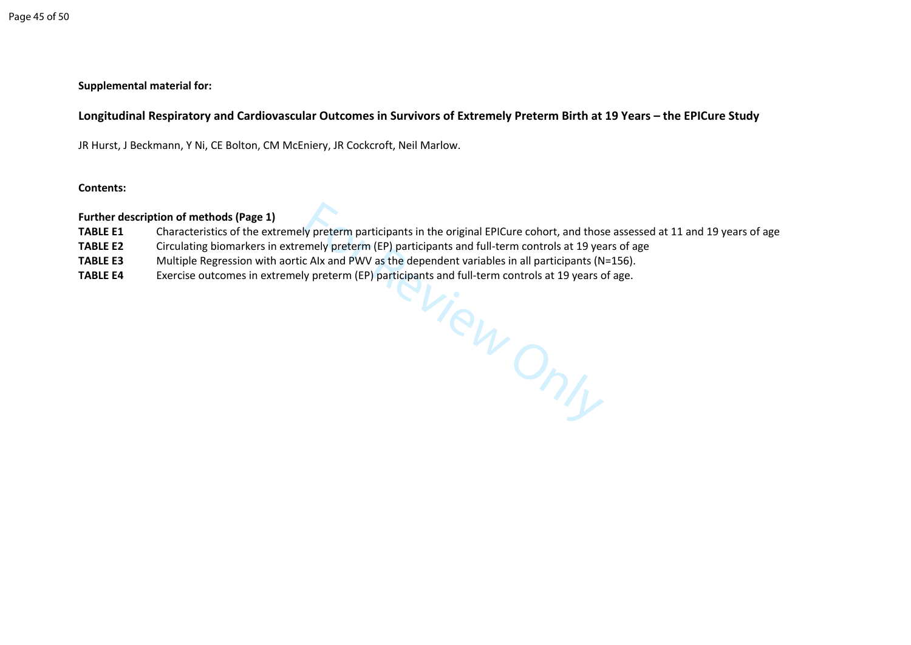**Supplemental material for:**

**Longitudinal Respiratory and Cardiovascular Outcomes in Survivors of Extremely Preterm Birth at 19 Years – the EPICure Study**

JR Hurst, J Beckmann, Y Ni, CE Bolton, CM McEniery, JR Cockcroft, Neil Marlow.

**Contents:**

**Further description of methods (Page 1)**

| | |
|---|---|
| **TABLE E1** | Characteristics of the extremely preterm participants in the original EPICure cohort, and those assessed at 11 and 19 years of age |
| **TABLE E2** | Circulating biomarkers in extremely preterm (EP) participants and full-term controls at 19 years of age |
| **TABLE E3** | Multiple Regression with aortic AIx and PWV as the dependent variables in all participants (N=156). |
| **TABLE E4** | Exercise outcomes in extremely preterm (EP) participants and full-term controls at 19 years of age. |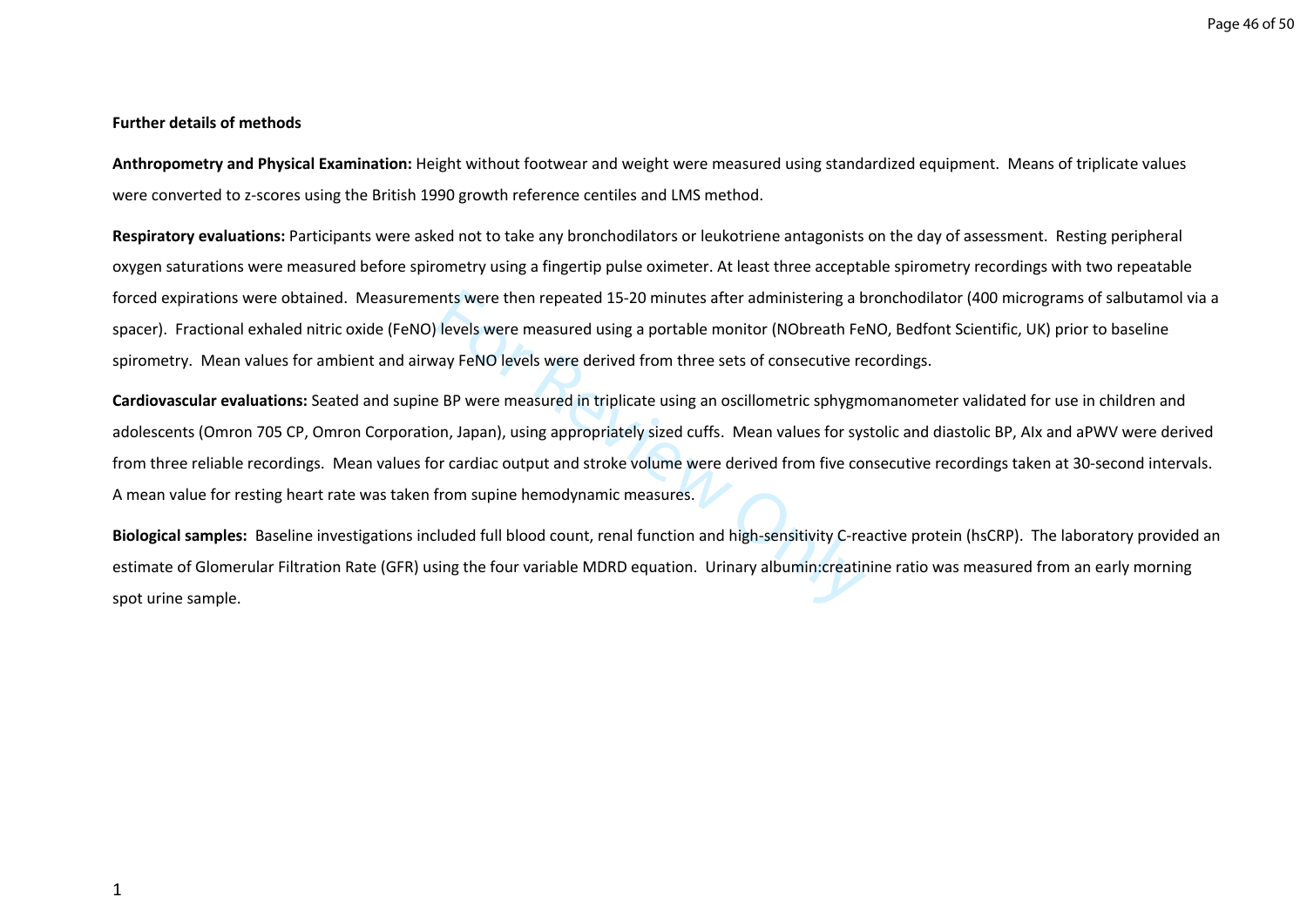**Further details of methods**

**Anthropometry and Physical Examination:** Height without footwear and weight were measured using standardized equipment. Means of triplicate values were converted to z-scores using the British 1990 growth reference centiles and LMS method.

**Respiratory evaluations:** Participants were asked not to take any bronchodilators or leukotriene antagonists on the day of assessment. Resting peripheral oxygen saturations were measured before spirometry using a fingertip pulse oximeter. At least three acceptable spirometry recordings with two repeatable forced expirations were obtained. Measurements were then repeated 15-20 minutes after administering a bronchodilator (400 micrograms of salbutamol via a spacer). Fractional exhaled nitric oxide (FeNO) levels were measured using a portable monitor (NObreath FeNO, Bedfont Scientific, UK) prior to baseline spirometry. Mean values for ambient and airway FeNO levels were derived from three sets of consecutive recordings.

**Cardiovascular evaluations:** Seated and supine BP were measured in triplicate using an oscillometric sphygmomanometer validated for use in children and adolescents (Omron 705 CP, Omron Corporation, Japan), using appropriately sized cuffs. Mean values for systolic and diastolic BP, AIx and aPWV were derived from three reliable recordings. Mean values for cardiac output and stroke volume were derived from five consecutive recordings taken at 30-second intervals. A mean value for resting heart rate was taken from supine hemodynamic measures.

**Biological samples:** Baseline investigations included full blood count, renal function and high-sensitivity C-reactive protein (hsCRP). The laboratory provided an estimate of Glomerular Filtration Rate (GFR) using the four variable MDRD equation. Urinary albumin:creatinine ratio was measured from an early morning spot urine sample.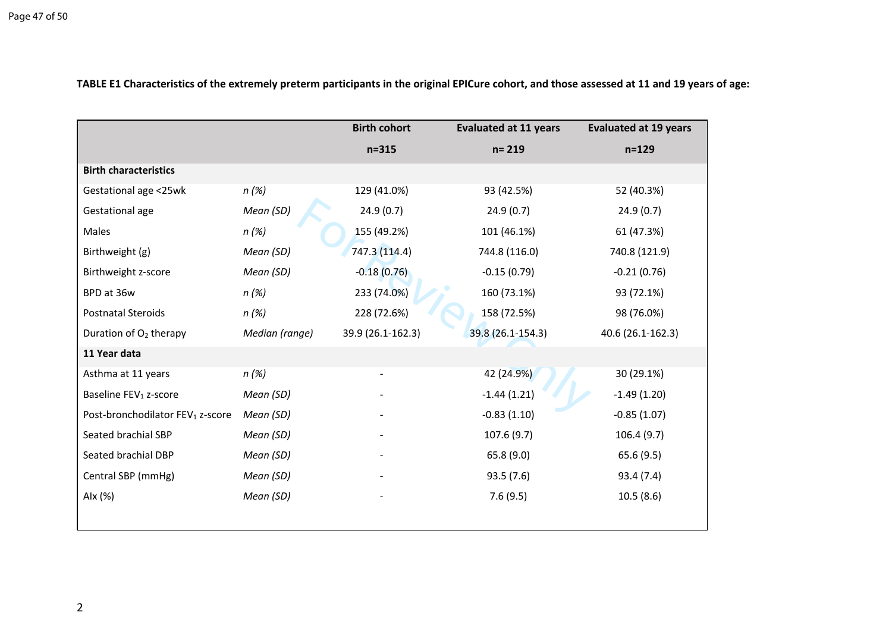**TABLE E1 Characteristics of the extremely preterm participants in the original EPICure cohort, and those assessed at 11 and 19 years of age:**

| | | Birth cohort n=315 | Evaluated at 11 years n= 219 | Evaluated at 19 years n=129 |
|---|---|---|---|---|
| **Birth characteristics** | | | | |
| Gestational age <25wk | *n (%)* | 129 (41.0%) | 93 (42.5%) | 52 (40.3%) |
| Gestational age | *Mean (SD)* | 24.9 (0.7) | 24.9 (0.7) | 24.9 (0.7) |
| Males | *n (%)* | 155 (49.2%) | 101 (46.1%) | 61 (47.3%) |
| Birthweight (g) | *Mean (SD)* | 747.3 (114.4) | 744.8 (116.0) | 740.8 (121.9) |
| Birthweight z-score | *Mean (SD)* | -0.18 (0.76) | -0.15 (0.79) | -0.21 (0.76) |
| BPD at 36w | *n (%)* | 233 (74.0%) | 160 (73.1%) | 93 (72.1%) |
| Postnatal Steroids | *n (%)* | 228 (72.6%) | 158 (72.5%) | 98 (76.0%) |
| Duration of $O_2$ therapy | *Median (range)* | 39.9 (26.1-162.3) | 39.8 (26.1-154.3) | 40.6 (26.1-162.3) |
| **11 Year data** | | | | |
| Asthma at 11 years | *n (%)* | - | 42 (24.9%) | 30 (29.1%) |
| Baseline $FEV_1$ z-score | *Mean (SD)* | - | -1.44 (1.21) | -1.49 (1.20) |
| Post-bronchodilator $FEV_1$ z-score | *Mean (SD)* | - | -0.83 (1.10) | -0.85 (1.07) |
| Seated brachial SBP | *Mean (SD)* | - | 107.6 (9.7) | 106.4 (9.7) |
| Seated brachial DBP | *Mean (SD)* | - | 65.8 (9.0) | 65.6 (9.5) |
| Central SBP (mmHg) | *Mean (SD)* | - | 93.5 (7.6) | 93.4 (7.4) |
| AIx (%) | *Mean (SD)* | - | 7.6 (9.5) | 10.5 (8.6) |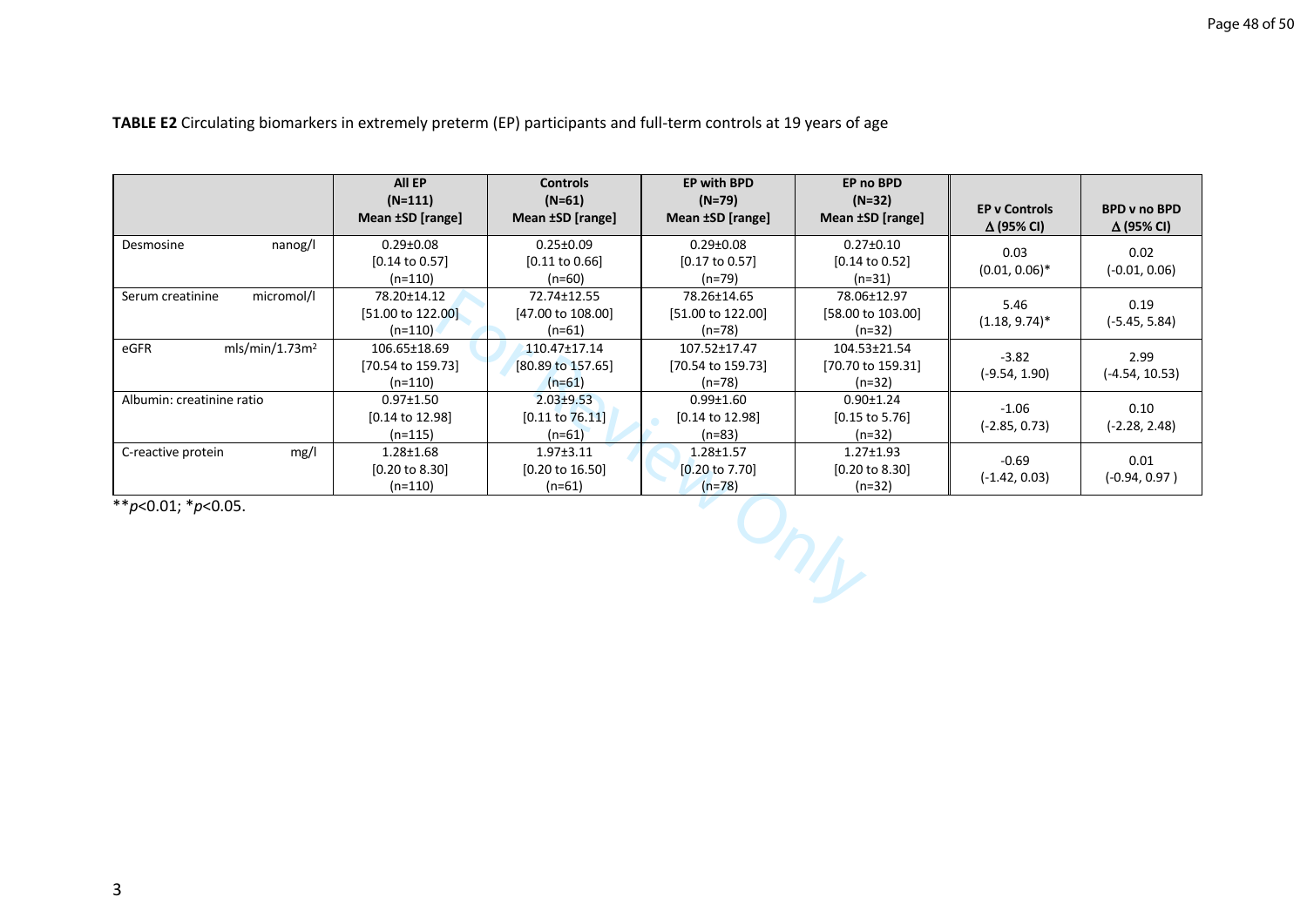**TABLE E2** Circulating biomarkers in extremely preterm (EP) participants and full-term controls at 19 years of age

| | All EP (N=111) Mean ±SD [range] | Controls (N=61) Mean ±SD [range] | EP with BPD (N=79) Mean ±SD [range] | EP no BPD (N=32) Mean ±SD [range] | EP v Controls Δ (95% CI) | BPD v no BPD Δ (95% CI) |
|---|---|---|---|---|---|---|
| Desmosine nanog/l | 0.29±0.08 [0.14 to 0.57] (n=110) | 0.25±0.09 [0.11 to 0.66] (n=60) | 0.29±0.08 [0.17 to 0.57] (n=79) | 0.27±0.10 [0.14 to 0.52] (n=31) | 0.03 (0.01, 0.06)* | 0.02 (-0.01, 0.06) |
| Serum creatinine micromol/l | 78.20±14.12 [51.00 to 122.00] (n=110) | 72.74±12.55 [47.00 to 108.00] (n=61) | 78.26±14.65 [51.00 to 122.00] (n=78) | 78.06±12.97 [58.00 to 103.00] (n=32) | 5.46 (1.18, 9.74)* | 0.19 (-5.45, 5.84) |
| eGFR mls/min/1.73m² | 106.65±18.69 [70.54 to 159.73] (n=110) | 110.47±17.14 [80.89 to 157.65] (n=61) | 107.52±17.47 [70.54 to 159.73] (n=78) | 104.53±21.54 [70.70 to 159.31] (n=32) | -3.82 (-9.54, 1.90) | 2.99 (-4.54, 10.53) |
| Albumin: creatinine ratio | 0.97±1.50 [0.14 to 12.98] (n=115) | 2.03±9.53 [0.11 to 76.11] (n=61) | 0.99±1.60 [0.14 to 12.98] (n=83) | 0.90±1.24 [0.15 to 5.76] (n=32) | -1.06 (-2.85, 0.73) | 0.10 (-2.28, 2.48) |
| C-reactive protein mg/l | 1.28±1.68 [0.20 to 8.30] (n=110) | 1.97±3.11 [0.20 to 16.50] (n=61) | 1.28±1.57 [0.20 to 7.70] (n=78) | 1.27±1.93 [0.20 to 8.30] (n=32) | -0.69 (-1.42, 0.03) | 0.01 (-0.94, 0.97 ) |

\*\*$p$<0.01; \*$p$<0.05.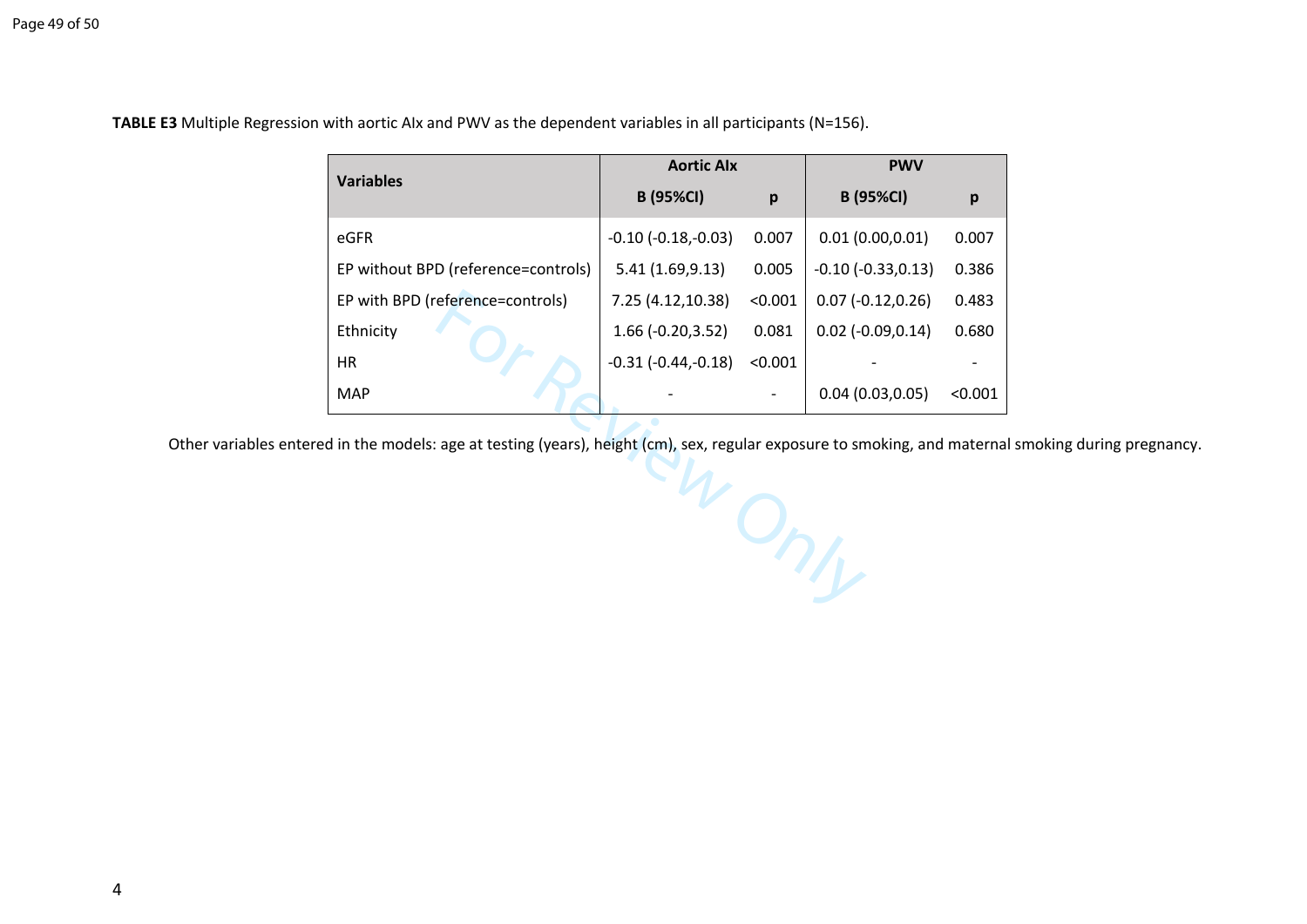**TABLE E3** Multiple Regression with aortic AIx and PWV as the dependent variables in all participants (N=156).

| Variables | Aortic AIx | | PWV | |
|---|---|---|---|---|
| | B (95%CI) | p | B (95%CI) | p |
| eGFR | -0.10 (-0.18,-0.03) | 0.007 | 0.01 (0.00,0.01) | 0.007 |
| EP without BPD (reference=controls) | 5.41 (1.69,9.13) | 0.005 | -0.10 (-0.33,0.13) | 0.386 |
| EP with BPD (reference=controls) | 7.25 (4.12,10.38) | <0.001 | 0.07 (-0.12,0.26) | 0.483 |
| Ethnicity | 1.66 (-0.20,3.52) | 0.081 | 0.02 (-0.09,0.14) | 0.680 |
| HR | -0.31 (-0.44,-0.18) | <0.001 | - | - |
| MAP | - | - | 0.04 (0.03,0.05) | <0.001 |

Other variables entered in the models: age at testing (years), height (cm), sex, regular exposure to smoking, and maternal smoking during pregnancy.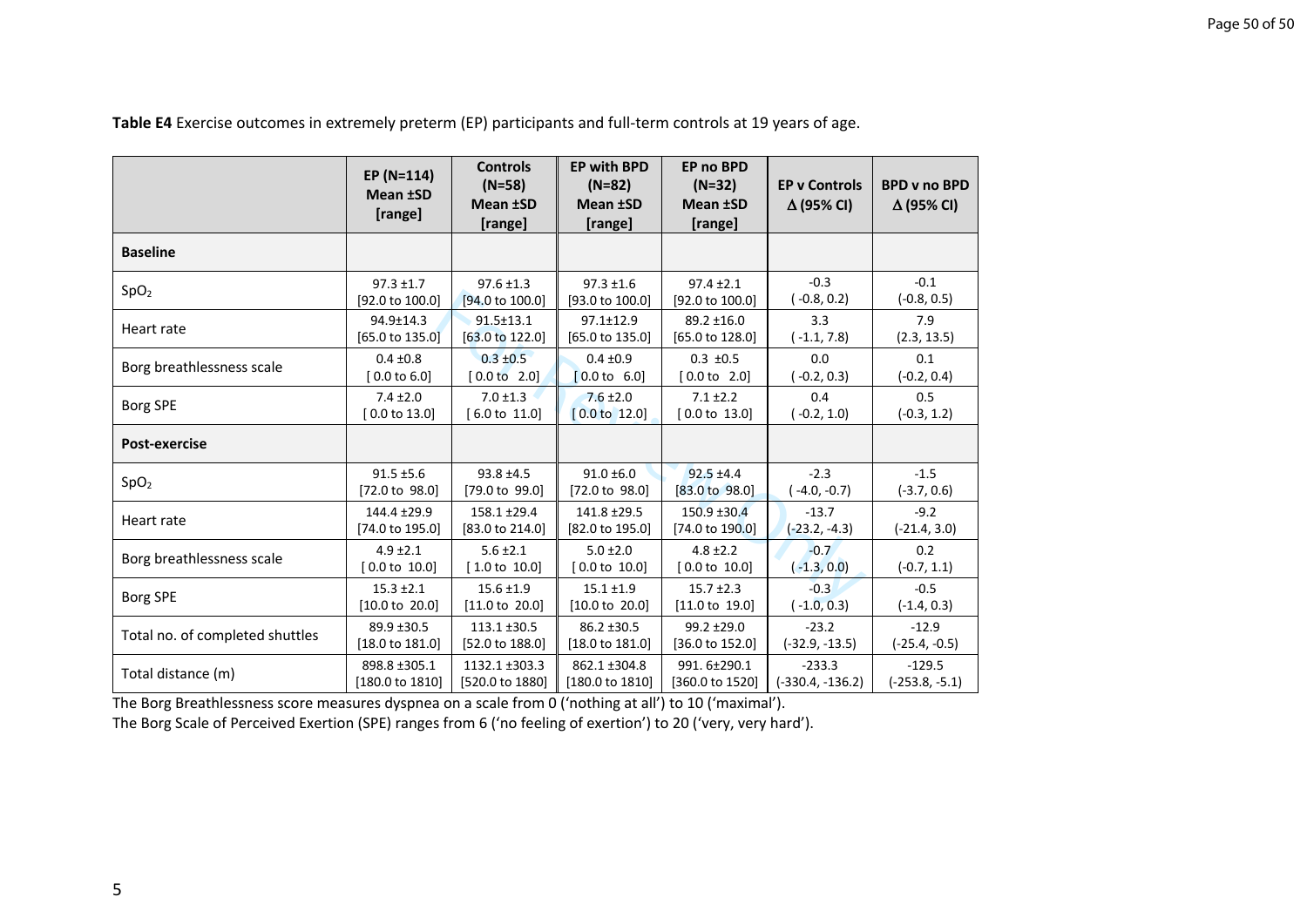**Table E4** Exercise outcomes in extremely preterm (EP) participants and full-term controls at 19 years of age.

| | EP (N=114) Mean ±SD [range] | Controls (N=58) Mean ±SD [range] | EP with BPD (N=82) Mean ±SD [range] | EP no BPD (N=32) Mean ±SD [range] | EP v Controls Δ (95% CI) | BPD v no BPD Δ (95% CI) |
|---|---|---|---|---|---|---|
| **Baseline** | | | | | | |
| $SpO_2$ | 97.3 ±1.7 [92.0 to 100.0] | 97.6 ±1.3 [94.0 to 100.0] | 97.3 ±1.6 [93.0 to 100.0] | 97.4 ±2.1 [92.0 to 100.0] | -0.3 ( -0.8, 0.2) | -0.1 (-0.8, 0.5) |
| Heart rate | 94.9±14.3 [65.0 to 135.0] | 91.5±13.1 [63.0 to 122.0] | 97.1±12.9 [65.0 to 135.0] | 89.2 ±16.0 [65.0 to 128.0] | 3.3 ( -1.1, 7.8) | 7.9 (2.3, 13.5) |
| Borg breathlessness scale | 0.4 ±0.8 [ 0.0 to 6.0] | 0.3 ±0.5 [ 0.0 to 2.0] | 0.4 ±0.9 [ 0.0 to 6.0] | 0.3 ±0.5 [ 0.0 to 2.0] | 0.0 ( -0.2, 0.3) | 0.1 (-0.2, 0.4) |
| Borg SPE | 7.4 ±2.0 [ 0.0 to 13.0] | 7.0 ±1.3 [ 6.0 to 11.0] | 7.6 ±2.0 [ 0.0 to 12.0] | 7.1 ±2.2 [ 0.0 to 13.0] | 0.4 ( -0.2, 1.0) | 0.5 (-0.3, 1.2) |
| **Post-exercise** | | | | | | |
| $SpO_2$ | 91.5 ±5.6 [72.0 to 98.0] | 93.8 ±4.5 [79.0 to 99.0] | 91.0 ±6.0 [72.0 to 98.0] | 92.5 ±4.4 [83.0 to 98.0] | -2.3 ( -4.0, -0.7) | -1.5 (-3.7, 0.6) |
| Heart rate | 144.4 ±29.9 [74.0 to 195.0] | 158.1 ±29.4 [83.0 to 214.0] | 141.8 ±29.5 [82.0 to 195.0] | 150.9 ±30.4 [74.0 to 190.0] | -13.7 (-23.2, -4.3) | -9.2 (-21.4, 3.0) |
| Borg breathlessness scale | 4.9 ±2.1 [ 0.0 to 10.0] | 5.6 ±2.1 [ 1.0 to 10.0] | 5.0 ±2.0 [ 0.0 to 10.0] | 4.8 ±2.2 [ 0.0 to 10.0] | -0.7 ( -1.3, 0.0) | 0.2 (-0.7, 1.1) |
| Borg SPE | 15.3 ±2.1 [10.0 to 20.0] | 15.6 ±1.9 [11.0 to 20.0] | 15.1 ±1.9 [10.0 to 20.0] | 15.7 ±2.3 [11.0 to 19.0] | -0.3 ( -1.0, 0.3) | -0.5 (-1.4, 0.3) |
| Total no. of completed shuttles | 89.9 ±30.5 [18.0 to 181.0] | 113.1 ±30.5 [52.0 to 188.0] | 86.2 ±30.5 [18.0 to 181.0] | 99.2 ±29.0 [36.0 to 152.0] | -23.2 (-32.9, -13.5) | -12.9 (-25.4, -0.5) |
| Total distance (m) | 898.8 ±305.1 [180.0 to 1810] | 1132.1 ±303.3 [520.0 to 1880] | 862.1 ±304.8 [180.0 to 1810] | 991. 6±290.1 [360.0 to 1520] | -233.3 (-330.4, -136.2) | -129.5 (-253.8, -5.1) |

The Borg Breathlessness score measures dyspnea on a scale from 0 ('nothing at all') to 10 ('maximal').
The Borg Scale of Perceived Exertion (SPE) ranges from 6 ('no feeling of exertion') to 20 ('very, very hard').